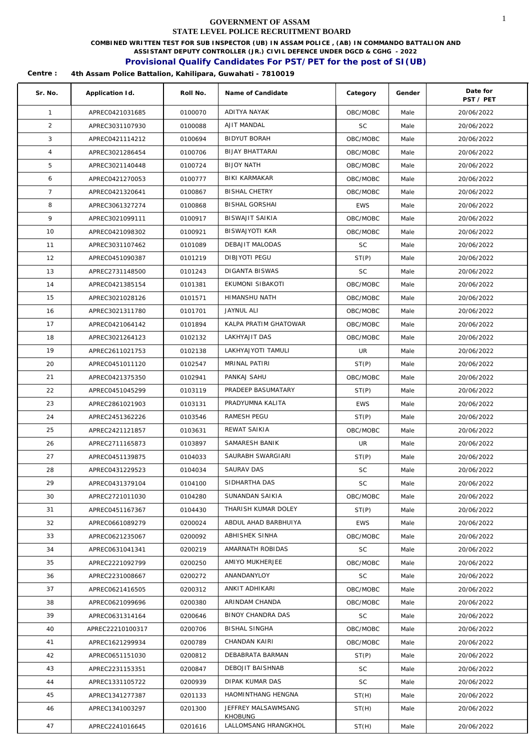# GOVERNMENT OF ASSAM
## STATE LEVEL POLICE RECRUITMENT BOARD

**COMBINED WRITTEN TEST FOR SUB INSPECTOR (UB) IN ASSAM POLICE , (AB) IN COMMANDO BATTALION AND ASSISTANT DEPUTY CONTROLLER (JR.) CIVIL DEFENCE UNDER DGCD & CGHG - 2022**

**Provisional Qualify Candidates For PST/PET for the post of SI(UB)**

**Centre : 4th Assam Police Battalion, Kahilipara, Guwahati - 7810019**

| Sr. No. | Application Id. | Roll No. | Name of Candidate | Category | Gender | Date for PST / PET |
|---|---|---|---|---|---|---|
| 1 | APREC0421031685 | 0100070 | ADITYA NAYAK | OBC/MOBC | Male | 20/06/2022 |
| 2 | APREC3031107930 | 0100088 | AJIT MANDAL | SC | Male | 20/06/2022 |
| 3 | APREC0421114212 | 0100694 | BIDYUT BORAH | OBC/MOBC | Male | 20/06/2022 |
| 4 | APREC3021286454 | 0100706 | BIJAY BHATTARAI | OBC/MOBC | Male | 20/06/2022 |
| 5 | APREC3021140448 | 0100724 | BIJOY NATH | OBC/MOBC | Male | 20/06/2022 |
| 6 | APREC0421270053 | 0100777 | BIKI KARMAKAR | OBC/MOBC | Male | 20/06/2022 |
| 7 | APREC0421320641 | 0100867 | BISHAL CHETRY | OBC/MOBC | Male | 20/06/2022 |
| 8 | APREC3061327274 | 0100868 | BISHAL GORSHAI | EWS | Male | 20/06/2022 |
| 9 | APREC3021099111 | 0100917 | BISWAJIT SAIKIA | OBC/MOBC | Male | 20/06/2022 |
| 10 | APREC0421098302 | 0100921 | BISWAJYOTI KAR | OBC/MOBC | Male | 20/06/2022 |
| 11 | APREC3031107462 | 0101089 | DEBAJIT MALODAS | SC | Male | 20/06/2022 |
| 12 | APREC0451090387 | 0101219 | DIBJYOTI PEGU | ST(P) | Male | 20/06/2022 |
| 13 | APREC2731148500 | 0101243 | DIGANTA BISWAS | SC | Male | 20/06/2022 |
| 14 | APREC0421385154 | 0101381 | EKUMONI SIBAKOTI | OBC/MOBC | Male | 20/06/2022 |
| 15 | APREC3021028126 | 0101571 | HIMANSHU NATH | OBC/MOBC | Male | 20/06/2022 |
| 16 | APREC3021311780 | 0101701 | JAYNUL ALI | OBC/MOBC | Male | 20/06/2022 |
| 17 | APREC0421064142 | 0101894 | KALPA PRATIM GHATOWAR | OBC/MOBC | Male | 20/06/2022 |
| 18 | APREC3021264123 | 0102132 | LAKHYAJIT DAS | OBC/MOBC | Male | 20/06/2022 |
| 19 | APREC2611021753 | 0102138 | LAKHYAJYOTI TAMULI | UR | Male | 20/06/2022 |
| 20 | APREC0451011120 | 0102547 | MRINAL PATIRI | ST(P) | Male | 20/06/2022 |
| 21 | APREC0421375350 | 0102941 | PANKAJ SAHU | OBC/MOBC | Male | 20/06/2022 |
| 22 | APREC0451045299 | 0103119 | PRADEEP BASUMATARY | ST(P) | Male | 20/06/2022 |
| 23 | APREC2861021903 | 0103131 | PRADYUMNA KALITA | EWS | Male | 20/06/2022 |
| 24 | APREC2451362226 | 0103546 | RAMESH PEGU | ST(P) | Male | 20/06/2022 |
| 25 | APREC2421121857 | 0103631 | REWAT SAIKIA | OBC/MOBC | Male | 20/06/2022 |
| 26 | APREC2711165873 | 0103897 | SAMARESH BANIK | UR | Male | 20/06/2022 |
| 27 | APREC0451139875 | 0104033 | SAURABH SWARGIARI | ST(P) | Male | 20/06/2022 |
| 28 | APREC0431229523 | 0104034 | SAURAV DAS | SC | Male | 20/06/2022 |
| 29 | APREC0431379104 | 0104100 | SIDHARTHA DAS | SC | Male | 20/06/2022 |
| 30 | APREC2721011030 | 0104280 | SUNANDAN SAIKIA | OBC/MOBC | Male | 20/06/2022 |
| 31 | APREC0451167367 | 0104430 | THARISH KUMAR DOLEY | ST(P) | Male | 20/06/2022 |
| 32 | APREC0661089279 | 0200024 | ABDUL AHAD BARBHUIYA | EWS | Male | 20/06/2022 |
| 33 | APREC0621235067 | 0200092 | ABHISHEK SINHA | OBC/MOBC | Male | 20/06/2022 |
| 34 | APREC0631041341 | 0200219 | AMARNATH ROBIDAS | SC | Male | 20/06/2022 |
| 35 | APREC2221092799 | 0200250 | AMIYO MUKHERJEE | OBC/MOBC | Male | 20/06/2022 |
| 36 | APREC2231008667 | 0200272 | ANANDANYLOY | SC | Male | 20/06/2022 |
| 37 | APREC0621416505 | 0200312 | ANKIT ADHIKARI | OBC/MOBC | Male | 20/06/2022 |
| 38 | APREC0621099696 | 0200380 | ARINDAM CHANDA | OBC/MOBC | Male | 20/06/2022 |
| 39 | APREC0631314164 | 0200646 | BINOY CHANDRA DAS | SC | Male | 20/06/2022 |
| 40 | APREC22210100317 | 0200706 | BISHAL SINGHA | OBC/MOBC | Male | 20/06/2022 |
| 41 | APREC1621299934 | 0200789 | CHANDAN KAIRI | OBC/MOBC | Male | 20/06/2022 |
| 42 | APREC0651151030 | 0200812 | DEBABRATA BARMAN | ST(P) | Male | 20/06/2022 |
| 43 | APREC2231153351 | 0200847 | DEBOJIT BAISHNAB | SC | Male | 20/06/2022 |
| 44 | APREC1331105722 | 0200939 | DIPAK KUMAR DAS | SC | Male | 20/06/2022 |
| 45 | APREC1341277387 | 0201133 | HAOMINTHANG HENGNA | ST(H) | Male | 20/06/2022 |
| 46 | APREC1341003297 | 0201300 | JEFFREY MALSAWMSANG KHOBUNG | ST(H) | Male | 20/06/2022 |
| 47 | APREC2241016645 | 0201616 | LALLOMSANG HRANGKHOL | ST(H) | Male | 20/06/2022 |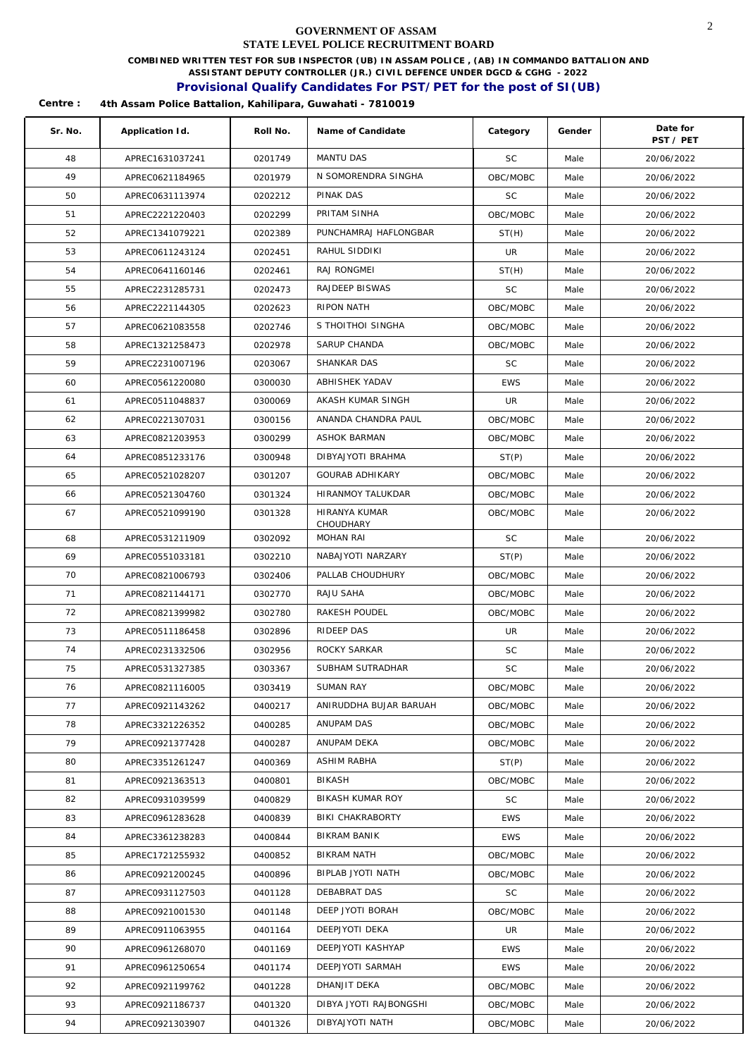# GOVERNMENT OF ASSAM
## STATE LEVEL POLICE RECRUITMENT BOARD

**COMBINED WRITTEN TEST FOR SUB INSPECTOR (UB) IN ASSAM POLICE , (AB) IN COMMANDO BATTALION AND ASSISTANT DEPUTY CONTROLLER (JR.) CIVIL DEFENCE UNDER DGCD & CGHG - 2022**

**Provisional Qualify Candidates For PST/PET for the post of SI(UB)**

**Centre : 4th Assam Police Battalion, Kahilipara, Guwahati - 7810019**

| Sr. No. | Application Id. | Roll No. | Name of Candidate | Category | Gender | Date for PST / PET |
|---|---|---|---|---|---|---|
| 48 | APREC1631037241 | 0201749 | MANTU DAS | SC | Male | 20/06/2022 |
| 49 | APREC0621184965 | 0201979 | N SOMORENDRA SINGHA | OBC/MOBC | Male | 20/06/2022 |
| 50 | APREC0631113974 | 0202212 | PINAK DAS | SC | Male | 20/06/2022 |
| 51 | APREC2221220403 | 0202299 | PRITAM SINHA | OBC/MOBC | Male | 20/06/2022 |
| 52 | APREC1341079221 | 0202389 | PUNCHAMRAJ HAFLONGBAR | ST(H) | Male | 20/06/2022 |
| 53 | APREC0611243124 | 0202451 | RAHUL SIDDIKI | UR | Male | 20/06/2022 |
| 54 | APREC0641160146 | 0202461 | RAJ RONGMEI | ST(H) | Male | 20/06/2022 |
| 55 | APREC2231285731 | 0202473 | RAJDEEP BISWAS | SC | Male | 20/06/2022 |
| 56 | APREC2221144305 | 0202623 | RIPON NATH | OBC/MOBC | Male | 20/06/2022 |
| 57 | APREC0621083558 | 0202746 | S THOITHOI SINGHA | OBC/MOBC | Male | 20/06/2022 |
| 58 | APREC1321258473 | 0202978 | SARUP CHANDA | OBC/MOBC | Male | 20/06/2022 |
| 59 | APREC2231007196 | 0203067 | SHANKAR DAS | SC | Male | 20/06/2022 |
| 60 | APREC0561220080 | 0300030 | ABHISHEK YADAV | EWS | Male | 20/06/2022 |
| 61 | APREC0511048837 | 0300069 | AKASH KUMAR SINGH | UR | Male | 20/06/2022 |
| 62 | APREC0221307031 | 0300156 | ANANDA CHANDRA PAUL | OBC/MOBC | Male | 20/06/2022 |
| 63 | APREC0821203953 | 0300299 | ASHOK BARMAN | OBC/MOBC | Male | 20/06/2022 |
| 64 | APREC0851233176 | 0300948 | DIBYAJYOTI BRAHMA | ST(P) | Male | 20/06/2022 |
| 65 | APREC0521028207 | 0301207 | GOURAB ADHIKARY | OBC/MOBC | Male | 20/06/2022 |
| 66 | APREC0521304760 | 0301324 | HIRANMOY TALUKDAR | OBC/MOBC | Male | 20/06/2022 |
| 67 | APREC0521099190 | 0301328 | HIRANYA KUMAR CHOUDHARY | OBC/MOBC | Male | 20/06/2022 |
| 68 | APREC0531211909 | 0302092 | MOHAN RAI | SC | Male | 20/06/2022 |
| 69 | APREC0551033181 | 0302210 | NABAJYOTI NARZARY | ST(P) | Male | 20/06/2022 |
| 70 | APREC0821006793 | 0302406 | PALLAB CHOUDHURY | OBC/MOBC | Male | 20/06/2022 |
| 71 | APREC0821144171 | 0302770 | RAJU SAHA | OBC/MOBC | Male | 20/06/2022 |
| 72 | APREC0821399982 | 0302780 | RAKESH POUDEL | OBC/MOBC | Male | 20/06/2022 |
| 73 | APREC0511186458 | 0302896 | RIDEEP DAS | UR | Male | 20/06/2022 |
| 74 | APREC0231332506 | 0302956 | ROCKY SARKAR | SC | Male | 20/06/2022 |
| 75 | APREC0531327385 | 0303367 | SUBHAM SUTRADHAR | SC | Male | 20/06/2022 |
| 76 | APREC0821116005 | 0303419 | SUMAN RAY | OBC/MOBC | Male | 20/06/2022 |
| 77 | APREC0921143262 | 0400217 | ANIRUDDHA BUJAR BARUAH | OBC/MOBC | Male | 20/06/2022 |
| 78 | APREC3321226352 | 0400285 | ANUPAM DAS | OBC/MOBC | Male | 20/06/2022 |
| 79 | APREC0921377428 | 0400287 | ANUPAM DEKA | OBC/MOBC | Male | 20/06/2022 |
| 80 | APREC3351261247 | 0400369 | ASHIM RABHA | ST(P) | Male | 20/06/2022 |
| 81 | APREC0921363513 | 0400801 | BIKASH | OBC/MOBC | Male | 20/06/2022 |
| 82 | APREC0931039599 | 0400829 | BIKASH KUMAR ROY | SC | Male | 20/06/2022 |
| 83 | APREC0961283628 | 0400839 | BIKI CHAKRABORTY | EWS | Male | 20/06/2022 |
| 84 | APREC3361238283 | 0400844 | BIKRAM BANIK | EWS | Male | 20/06/2022 |
| 85 | APREC1721255932 | 0400852 | BIKRAM NATH | OBC/MOBC | Male | 20/06/2022 |
| 86 | APREC0921200245 | 0400896 | BIPLAB JYOTI NATH | OBC/MOBC | Male | 20/06/2022 |
| 87 | APREC0931127503 | 0401128 | DEBABRAT DAS | SC | Male | 20/06/2022 |
| 88 | APREC0921001530 | 0401148 | DEEP JYOTI BORAH | OBC/MOBC | Male | 20/06/2022 |
| 89 | APREC0911063955 | 0401164 | DEEPJYOTI DEKA | UR | Male | 20/06/2022 |
| 90 | APREC0961268070 | 0401169 | DEEPJYOTI KASHYAP | EWS | Male | 20/06/2022 |
| 91 | APREC0961250654 | 0401174 | DEEPJYOTI SARMAH | EWS | Male | 20/06/2022 |
| 92 | APREC0921199762 | 0401228 | DHANJIT DEKA | OBC/MOBC | Male | 20/06/2022 |
| 93 | APREC0921186737 | 0401320 | DIBYA JYOTI RAJBONGSHI | OBC/MOBC | Male | 20/06/2022 |
| 94 | APREC0921303907 | 0401326 | DIBYAJYOTI NATH | OBC/MOBC | Male | 20/06/2022 |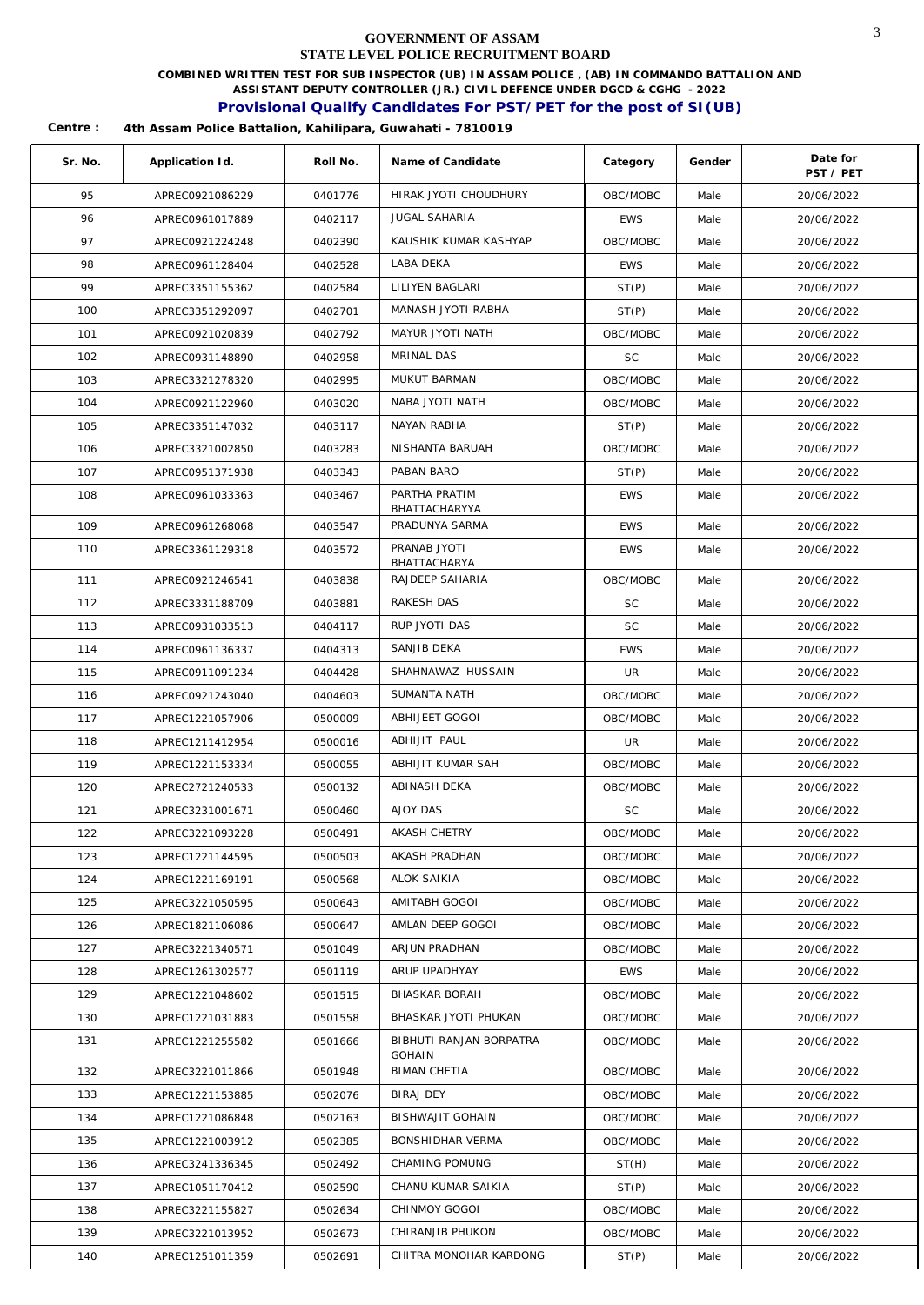GOVERNMENT OF ASSAM

STATE LEVEL POLICE RECRUITMENT BOARD

**COMBINED WRITTEN TEST FOR SUB INSPECTOR (UB) IN ASSAM POLICE , (AB) IN COMMANDO BATTALION AND ASSISTANT DEPUTY CONTROLLER (JR.) CIVIL DEFENCE UNDER DGCD & CGHG - 2022**

## Provisional Qualify Candidates For PST/PET for the post of SI(UB)

**Centre : 4th Assam Police Battalion, Kahilipara, Guwahati - 7810019**

| Sr. No. | Application Id. | Roll No. | Name of Candidate | Category | Gender | Date for PST / PET |
|---|---|---|---|---|---|---|
| 95 | APREC0921086229 | 0401776 | HIRAK JYOTI CHOUDHURY | OBC/MOBC | Male | 20/06/2022 |
| 96 | APREC0961017889 | 0402117 | JUGAL SAHARIA | EWS | Male | 20/06/2022 |
| 97 | APREC0921224248 | 0402390 | KAUSHIK KUMAR KASHYAP | OBC/MOBC | Male | 20/06/2022 |
| 98 | APREC0961128404 | 0402528 | LABA DEKA | EWS | Male | 20/06/2022 |
| 99 | APREC3351155362 | 0402584 | LILIYEN BAGLARI | ST(P) | Male | 20/06/2022 |
| 100 | APREC3351292097 | 0402701 | MANASH JYOTI RABHA | ST(P) | Male | 20/06/2022 |
| 101 | APREC0921020839 | 0402792 | MAYUR JYOTI NATH | OBC/MOBC | Male | 20/06/2022 |
| 102 | APREC0931148890 | 0402958 | MRINAL DAS | SC | Male | 20/06/2022 |
| 103 | APREC3321278320 | 0402995 | MUKUT BARMAN | OBC/MOBC | Male | 20/06/2022 |
| 104 | APREC0921122960 | 0403020 | NABA JYOTI NATH | OBC/MOBC | Male | 20/06/2022 |
| 105 | APREC3351147032 | 0403117 | NAYAN RABHA | ST(P) | Male | 20/06/2022 |
| 106 | APREC3321002850 | 0403283 | NISHANTA BARUAH | OBC/MOBC | Male | 20/06/2022 |
| 107 | APREC0951371938 | 0403343 | PABAN BARO | ST(P) | Male | 20/06/2022 |
| 108 | APREC0961033363 | 0403467 | PARTHA PRATIM BHATTACHARYYA | EWS | Male | 20/06/2022 |
| 109 | APREC0961268068 | 0403547 | PRADUNYA SARMA | EWS | Male | 20/06/2022 |
| 110 | APREC3361129318 | 0403572 | PRANAB JYOTI BHATTACHARYA | EWS | Male | 20/06/2022 |
| 111 | APREC0921246541 | 0403838 | RAJDEEP SAHARIA | OBC/MOBC | Male | 20/06/2022 |
| 112 | APREC3331188709 | 0403881 | RAKESH DAS | SC | Male | 20/06/2022 |
| 113 | APREC0931033513 | 0404117 | RUP JYOTI DAS | SC | Male | 20/06/2022 |
| 114 | APREC0961136337 | 0404313 | SANJIB DEKA | EWS | Male | 20/06/2022 |
| 115 | APREC0911091234 | 0404428 | SHAHNAWAZ HUSSAIN | UR | Male | 20/06/2022 |
| 116 | APREC0921243040 | 0404603 | SUMANTA NATH | OBC/MOBC | Male | 20/06/2022 |
| 117 | APREC1221057906 | 0500009 | ABHIJEET GOGOI | OBC/MOBC | Male | 20/06/2022 |
| 118 | APREC1211412954 | 0500016 | ABHIJIT PAUL | UR | Male | 20/06/2022 |
| 119 | APREC1221153334 | 0500055 | ABHIJIT KUMAR SAH | OBC/MOBC | Male | 20/06/2022 |
| 120 | APREC2721240533 | 0500132 | ABINASH DEKA | OBC/MOBC | Male | 20/06/2022 |
| 121 | APREC3231001671 | 0500460 | AJOY DAS | SC | Male | 20/06/2022 |
| 122 | APREC3221093228 | 0500491 | AKASH CHETRY | OBC/MOBC | Male | 20/06/2022 |
| 123 | APREC1221144595 | 0500503 | AKASH PRADHAN | OBC/MOBC | Male | 20/06/2022 |
| 124 | APREC1221169191 | 0500568 | ALOK SAIKIA | OBC/MOBC | Male | 20/06/2022 |
| 125 | APREC3221050595 | 0500643 | AMITABH GOGOI | OBC/MOBC | Male | 20/06/2022 |
| 126 | APREC1821106086 | 0500647 | AMLAN DEEP GOGOI | OBC/MOBC | Male | 20/06/2022 |
| 127 | APREC3221340571 | 0501049 | ARJUN PRADHAN | OBC/MOBC | Male | 20/06/2022 |
| 128 | APREC1261302577 | 0501119 | ARUP UPADHYAY | EWS | Male | 20/06/2022 |
| 129 | APREC1221048602 | 0501515 | BHASKAR BORAH | OBC/MOBC | Male | 20/06/2022 |
| 130 | APREC1221031883 | 0501558 | BHASKAR JYOTI PHUKAN | OBC/MOBC | Male | 20/06/2022 |
| 131 | APREC1221255582 | 0501666 | BIBHUTI RANJAN BORPATRA GOHAIN | OBC/MOBC | Male | 20/06/2022 |
| 132 | APREC3221011866 | 0501948 | BIMAN CHETIA | OBC/MOBC | Male | 20/06/2022 |
| 133 | APREC1221153885 | 0502076 | BIRAJ DEY | OBC/MOBC | Male | 20/06/2022 |
| 134 | APREC1221086848 | 0502163 | BISHWAJIT GOHAIN | OBC/MOBC | Male | 20/06/2022 |
| 135 | APREC1221003912 | 0502385 | BONSHIDHAR VERMA | OBC/MOBC | Male | 20/06/2022 |
| 136 | APREC3241336345 | 0502492 | CHAMING POMUNG | ST(H) | Male | 20/06/2022 |
| 137 | APREC1051170412 | 0502590 | CHANU KUMAR SAIKIA | ST(P) | Male | 20/06/2022 |
| 138 | APREC3221155827 | 0502634 | CHINMOY GOGOI | OBC/MOBC | Male | 20/06/2022 |
| 139 | APREC3221013952 | 0502673 | CHIRANJIB PHUKON | OBC/MOBC | Male | 20/06/2022 |
| 140 | APREC1251011359 | 0502691 | CHITRA MONOHAR KARDONG | ST(P) | Male | 20/06/2022 |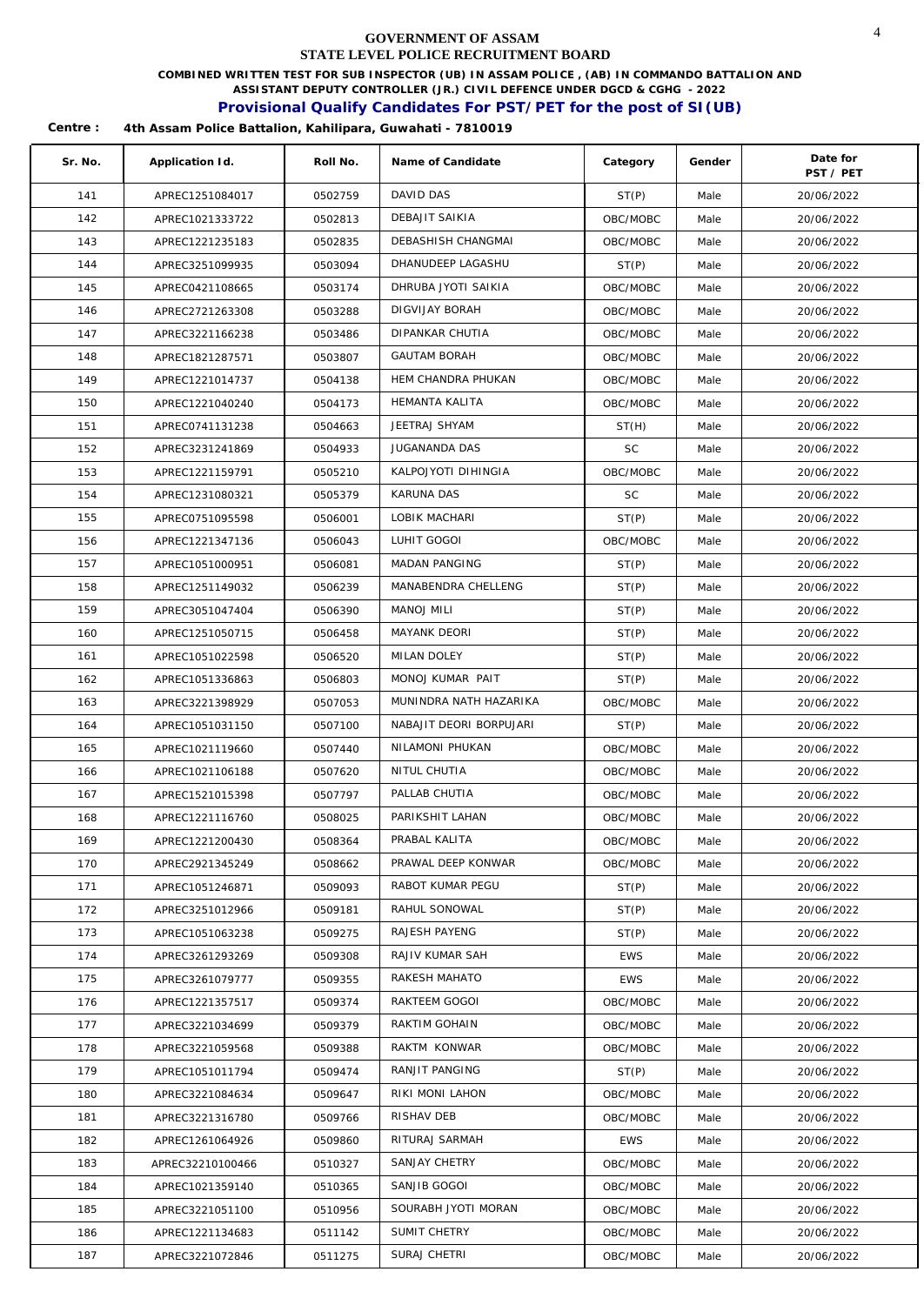# GOVERNMENT OF ASSAM
# STATE LEVEL POLICE RECRUITMENT BOARD

**COMBINED WRITTEN TEST FOR SUB INSPECTOR (UB) IN ASSAM POLICE , (AB) IN COMMANDO BATTALION AND ASSISTANT DEPUTY CONTROLLER (JR.) CIVIL DEFENCE UNDER DGCD & CGHG - 2022**

## Provisional Qualify Candidates For PST/PET for the post of SI(UB)

**Centre : 4th Assam Police Battalion, Kahilipara, Guwahati - 7810019**

| Sr. No. | Application Id. | Roll No. | Name of Candidate | Category | Gender | Date for PST / PET |
|---|---|---|---|---|---|---|
| 141 | APREC1251084017 | 0502759 | DAVID DAS | ST(P) | Male | 20/06/2022 |
| 142 | APREC1021333722 | 0502813 | DEBAJIT SAIKIA | OBC/MOBC | Male | 20/06/2022 |
| 143 | APREC1221235183 | 0502835 | DEBASHISH CHANGMAI | OBC/MOBC | Male | 20/06/2022 |
| 144 | APREC3251099935 | 0503094 | DHANUDEEP LAGASHU | ST(P) | Male | 20/06/2022 |
| 145 | APREC0421108665 | 0503174 | DHRUBA JYOTI SAIKIA | OBC/MOBC | Male | 20/06/2022 |
| 146 | APREC2721263308 | 0503288 | DIGVIJAY BORAH | OBC/MOBC | Male | 20/06/2022 |
| 147 | APREC3221166238 | 0503486 | DIPANKAR CHUTIA | OBC/MOBC | Male | 20/06/2022 |
| 148 | APREC1821287571 | 0503807 | GAUTAM BORAH | OBC/MOBC | Male | 20/06/2022 |
| 149 | APREC1221014737 | 0504138 | HEM CHANDRA PHUKAN | OBC/MOBC | Male | 20/06/2022 |
| 150 | APREC1221040240 | 0504173 | HEMANTA KALITA | OBC/MOBC | Male | 20/06/2022 |
| 151 | APREC0741131238 | 0504663 | JEETRAJ SHYAM | ST(H) | Male | 20/06/2022 |
| 152 | APREC3231241869 | 0504933 | JUGANANDA DAS | SC | Male | 20/06/2022 |
| 153 | APREC1221159791 | 0505210 | KALPOJYOTI DIHINGIA | OBC/MOBC | Male | 20/06/2022 |
| 154 | APREC1231080321 | 0505379 | KARUNA DAS | SC | Male | 20/06/2022 |
| 155 | APREC0751095598 | 0506001 | LOBIK MACHARI | ST(P) | Male | 20/06/2022 |
| 156 | APREC1221347136 | 0506043 | LUHIT GOGOI | OBC/MOBC | Male | 20/06/2022 |
| 157 | APREC1051000951 | 0506081 | MADAN PANGING | ST(P) | Male | 20/06/2022 |
| 158 | APREC1251149032 | 0506239 | MANABENDRA CHELLENG | ST(P) | Male | 20/06/2022 |
| 159 | APREC3051047404 | 0506390 | MANOJ MILI | ST(P) | Male | 20/06/2022 |
| 160 | APREC1251050715 | 0506458 | MAYANK DEORI | ST(P) | Male | 20/06/2022 |
| 161 | APREC1051022598 | 0506520 | MILAN DOLEY | ST(P) | Male | 20/06/2022 |
| 162 | APREC1051336863 | 0506803 | MONOJ KUMAR PAIT | ST(P) | Male | 20/06/2022 |
| 163 | APREC3221398929 | 0507053 | MUNINDRA NATH HAZARIKA | OBC/MOBC | Male | 20/06/2022 |
| 164 | APREC1051031150 | 0507100 | NABAJIT DEORI BORPUJARI | ST(P) | Male | 20/06/2022 |
| 165 | APREC1021119660 | 0507440 | NILAMONI PHUKAN | OBC/MOBC | Male | 20/06/2022 |
| 166 | APREC1021106188 | 0507620 | NITUL CHUTIA | OBC/MOBC | Male | 20/06/2022 |
| 167 | APREC1521015398 | 0507797 | PALLAB CHUTIA | OBC/MOBC | Male | 20/06/2022 |
| 168 | APREC1221116760 | 0508025 | PARIKSHIT LAHAN | OBC/MOBC | Male | 20/06/2022 |
| 169 | APREC1221200430 | 0508364 | PRABAL KALITA | OBC/MOBC | Male | 20/06/2022 |
| 170 | APREC2921345249 | 0508662 | PRAWAL DEEP KONWAR | OBC/MOBC | Male | 20/06/2022 |
| 171 | APREC1051246871 | 0509093 | RABOT KUMAR PEGU | ST(P) | Male | 20/06/2022 |
| 172 | APREC3251012966 | 0509181 | RAHUL SONOWAL | ST(P) | Male | 20/06/2022 |
| 173 | APREC1051063238 | 0509275 | RAJESH PAYENG | ST(P) | Male | 20/06/2022 |
| 174 | APREC3261293269 | 0509308 | RAJIV KUMAR SAH | EWS | Male | 20/06/2022 |
| 175 | APREC3261079777 | 0509355 | RAKESH MAHATO | EWS | Male | 20/06/2022 |
| 176 | APREC1221357517 | 0509374 | RAKTEEM GOGOI | OBC/MOBC | Male | 20/06/2022 |
| 177 | APREC3221034699 | 0509379 | RAKTIM GOHAIN | OBC/MOBC | Male | 20/06/2022 |
| 178 | APREC3221059568 | 0509388 | RAKTM KONWAR | OBC/MOBC | Male | 20/06/2022 |
| 179 | APREC1051011794 | 0509474 | RANJIT PANGING | ST(P) | Male | 20/06/2022 |
| 180 | APREC3221084634 | 0509647 | RIKI MONI LAHON | OBC/MOBC | Male | 20/06/2022 |
| 181 | APREC3221316780 | 0509766 | RISHAV DEB | OBC/MOBC | Male | 20/06/2022 |
| 182 | APREC1261064926 | 0509860 | RITURAJ SARMAH | EWS | Male | 20/06/2022 |
| 183 | APREC32210100466 | 0510327 | SANJAY CHETRY | OBC/MOBC | Male | 20/06/2022 |
| 184 | APREC1021359140 | 0510365 | SANJIB GOGOI | OBC/MOBC | Male | 20/06/2022 |
| 185 | APREC3221051100 | 0510956 | SOURABH JYOTI MORAN | OBC/MOBC | Male | 20/06/2022 |
| 186 | APREC1221134683 | 0511142 | SUMIT CHETRY | OBC/MOBC | Male | 20/06/2022 |
| 187 | APREC3221072846 | 0511275 | SURAJ CHETRI | OBC/MOBC | Male | 20/06/2022 |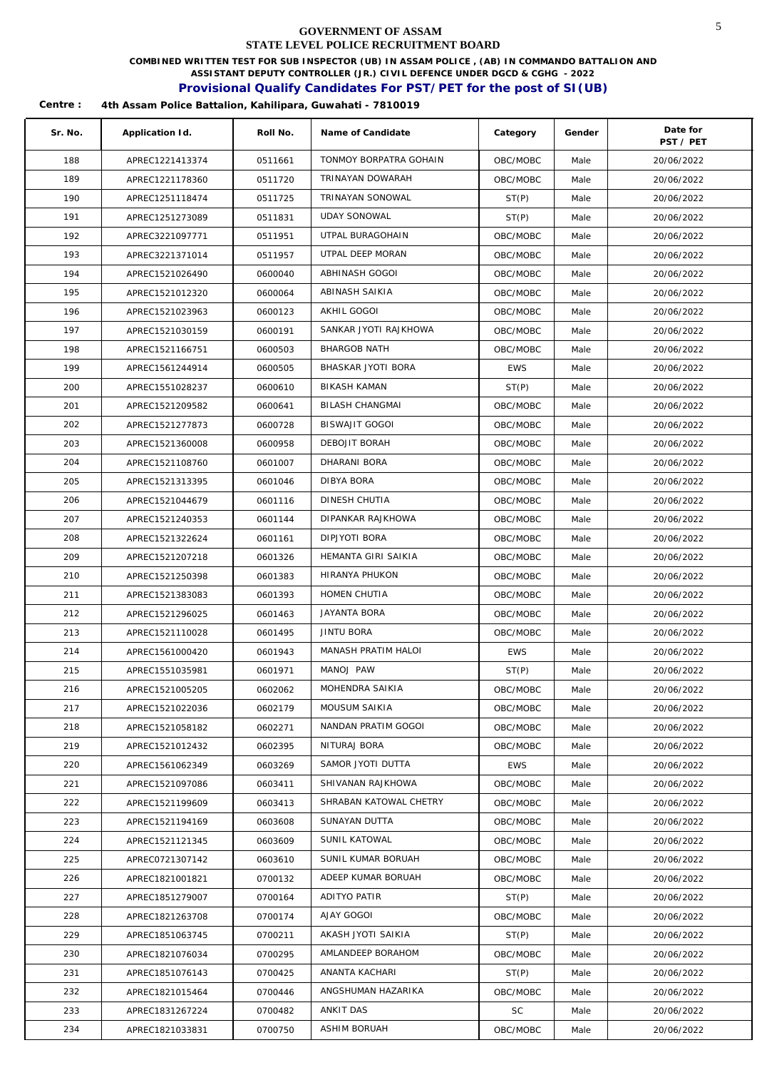**GOVERNMENT OF ASSAM**

**STATE LEVEL POLICE RECRUITMENT BOARD**

**COMBINED WRITTEN TEST FOR SUB INSPECTOR (UB) IN ASSAM POLICE , (AB) IN COMMANDO BATTALION AND ASSISTANT DEPUTY CONTROLLER (JR.) CIVIL DEFENCE UNDER DGCD & CGHG - 2022**

## Provisional Qualify Candidates For PST/PET for the post of SI(UB)

**Centre : 4th Assam Police Battalion, Kahilipara, Guwahati - 7810019**

| Sr. No. | Application Id. | Roll No. | Name of Candidate | Category | Gender | Date for PST / PET |
|---|---|---|---|---|---|---|
| 188 | APREC1221413374 | 0511661 | TONMOY BORPATRA GOHAIN | OBC/MOBC | Male | 20/06/2022 |
| 189 | APREC1221178360 | 0511720 | TRINAYAN DOWARAH | OBC/MOBC | Male | 20/06/2022 |
| 190 | APREC1251118474 | 0511725 | TRINAYAN SONOWAL | ST(P) | Male | 20/06/2022 |
| 191 | APREC1251273089 | 0511831 | UDAY SONOWAL | ST(P) | Male | 20/06/2022 |
| 192 | APREC3221097771 | 0511951 | UTPAL BURAGOHAIN | OBC/MOBC | Male | 20/06/2022 |
| 193 | APREC3221371014 | 0511957 | UTPAL DEEP MORAN | OBC/MOBC | Male | 20/06/2022 |
| 194 | APREC1521026490 | 0600040 | ABHINASH GOGOI | OBC/MOBC | Male | 20/06/2022 |
| 195 | APREC1521012320 | 0600064 | ABINASH SAIKIA | OBC/MOBC | Male | 20/06/2022 |
| 196 | APREC1521023963 | 0600123 | AKHIL GOGOI | OBC/MOBC | Male | 20/06/2022 |
| 197 | APREC1521030159 | 0600191 | SANKAR JYOTI RAJKHOWA | OBC/MOBC | Male | 20/06/2022 |
| 198 | APREC1521166751 | 0600503 | BHARGOB NATH | OBC/MOBC | Male | 20/06/2022 |
| 199 | APREC1561244914 | 0600505 | BHASKAR JYOTI BORA | EWS | Male | 20/06/2022 |
| 200 | APREC1551028237 | 0600610 | BIKASH KAMAN | ST(P) | Male | 20/06/2022 |
| 201 | APREC1521209582 | 0600641 | BILASH CHANGMAI | OBC/MOBC | Male | 20/06/2022 |
| 202 | APREC1521277873 | 0600728 | BISWAJIT GOGOI | OBC/MOBC | Male | 20/06/2022 |
| 203 | APREC1521360008 | 0600958 | DEBOJIT BORAH | OBC/MOBC | Male | 20/06/2022 |
| 204 | APREC1521108760 | 0601007 | DHARANI BORA | OBC/MOBC | Male | 20/06/2022 |
| 205 | APREC1521313395 | 0601046 | DIBYA BORA | OBC/MOBC | Male | 20/06/2022 |
| 206 | APREC1521044679 | 0601116 | DINESH CHUTIA | OBC/MOBC | Male | 20/06/2022 |
| 207 | APREC1521240353 | 0601144 | DIPANKAR RAJKHOWA | OBC/MOBC | Male | 20/06/2022 |
| 208 | APREC1521322624 | 0601161 | DIPJYOTI BORA | OBC/MOBC | Male | 20/06/2022 |
| 209 | APREC1521207218 | 0601326 | HEMANTA GIRI SAIKIA | OBC/MOBC | Male | 20/06/2022 |
| 210 | APREC1521250398 | 0601383 | HIRANYA PHUKON | OBC/MOBC | Male | 20/06/2022 |
| 211 | APREC1521383083 | 0601393 | HOMEN CHUTIA | OBC/MOBC | Male | 20/06/2022 |
| 212 | APREC1521296025 | 0601463 | JAYANTA BORA | OBC/MOBC | Male | 20/06/2022 |
| 213 | APREC1521110028 | 0601495 | JINTU BORA | OBC/MOBC | Male | 20/06/2022 |
| 214 | APREC1561000420 | 0601943 | MANASH PRATIM HALOI | EWS | Male | 20/06/2022 |
| 215 | APREC1551035981 | 0601971 | MANOJ PAW | ST(P) | Male | 20/06/2022 |
| 216 | APREC1521005205 | 0602062 | MOHENDRA SAIKIA | OBC/MOBC | Male | 20/06/2022 |
| 217 | APREC1521022036 | 0602179 | MOUSUM SAIKIA | OBC/MOBC | Male | 20/06/2022 |
| 218 | APREC1521058182 | 0602271 | NANDAN PRATIM GOGOI | OBC/MOBC | Male | 20/06/2022 |
| 219 | APREC1521012432 | 0602395 | NITURAJ BORA | OBC/MOBC | Male | 20/06/2022 |
| 220 | APREC1561062349 | 0603269 | SAMOR JYOTI DUTTA | EWS | Male | 20/06/2022 |
| 221 | APREC1521097086 | 0603411 | SHIVANAN RAJKHOWA | OBC/MOBC | Male | 20/06/2022 |
| 222 | APREC1521199609 | 0603413 | SHRABAN KATOWAL CHETRY | OBC/MOBC | Male | 20/06/2022 |
| 223 | APREC1521194169 | 0603608 | SUNAYAN DUTTA | OBC/MOBC | Male | 20/06/2022 |
| 224 | APREC1521121345 | 0603609 | SUNIL KATOWAL | OBC/MOBC | Male | 20/06/2022 |
| 225 | APREC0721307142 | 0603610 | SUNIL KUMAR BORUAH | OBC/MOBC | Male | 20/06/2022 |
| 226 | APREC1821001821 | 0700132 | ADEEP KUMAR BORUAH | OBC/MOBC | Male | 20/06/2022 |
| 227 | APREC1851279007 | 0700164 | ADITYO PATIR | ST(P) | Male | 20/06/2022 |
| 228 | APREC1821263708 | 0700174 | AJAY GOGOI | OBC/MOBC | Male | 20/06/2022 |
| 229 | APREC1851063745 | 0700211 | AKASH JYOTI SAIKIA | ST(P) | Male | 20/06/2022 |
| 230 | APREC1821076034 | 0700295 | AMLANDEEP BORAHOM | OBC/MOBC | Male | 20/06/2022 |
| 231 | APREC1851076143 | 0700425 | ANANTA KACHARI | ST(P) | Male | 20/06/2022 |
| 232 | APREC1821015464 | 0700446 | ANGSHUMAN HAZARIKA | OBC/MOBC | Male | 20/06/2022 |
| 233 | APREC1831267224 | 0700482 | ANKIT DAS | SC | Male | 20/06/2022 |
| 234 | APREC1821033831 | 0700750 | ASHIM BORUAH | OBC/MOBC | Male | 20/06/2022 |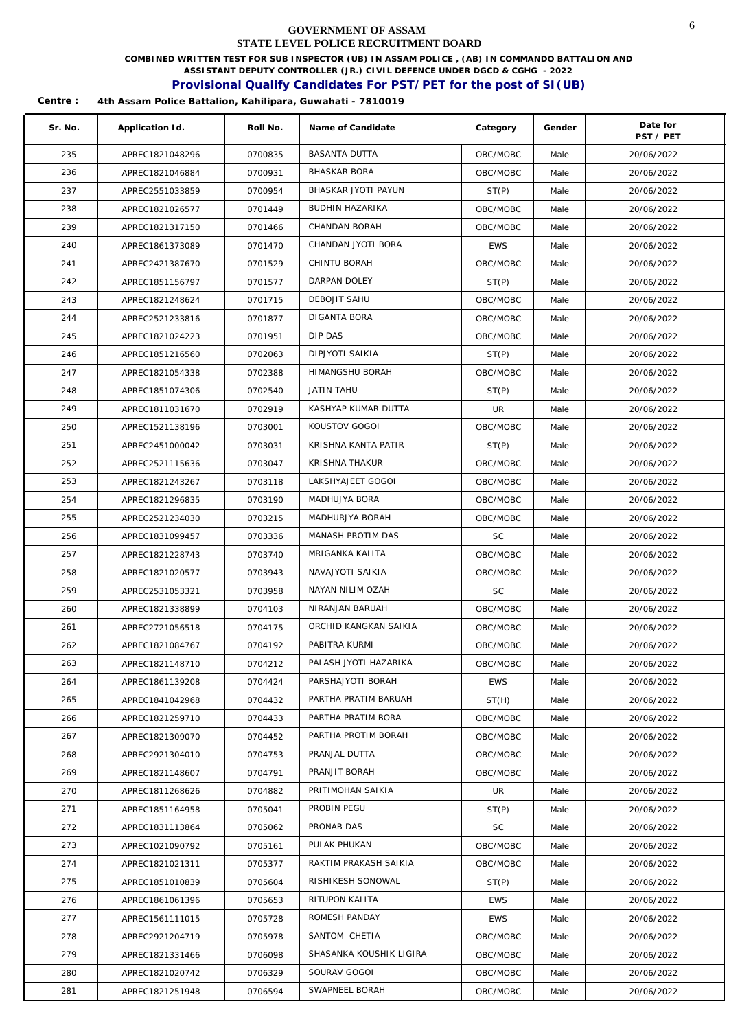**GOVERNMENT OF ASSAM**
**STATE LEVEL POLICE RECRUITMENT BOARD**

**COMBINED WRITTEN TEST FOR SUB INSPECTOR (UB) IN ASSAM POLICE , (AB) IN COMMANDO BATTALION AND ASSISTANT DEPUTY CONTROLLER (JR.) CIVIL DEFENCE UNDER DGCD & CGHG - 2022**

## Provisional Qualify Candidates For PST/PET for the post of SI(UB)

**Centre : 4th Assam Police Battalion, Kahilipara, Guwahati - 7810019**

| Sr. No. | Application Id. | Roll No. | Name of Candidate | Category | Gender | Date for PST / PET |
|---|---|---|---|---|---|---|
| 235 | APREC1821048296 | 0700835 | BASANTA DUTTA | OBC/MOBC | Male | 20/06/2022 |
| 236 | APREC1821046884 | 0700931 | BHASKAR BORA | OBC/MOBC | Male | 20/06/2022 |
| 237 | APREC2551033859 | 0700954 | BHASKAR JYOTI PAYUN | ST(P) | Male | 20/06/2022 |
| 238 | APREC1821026577 | 0701449 | BUDHIN HAZARIKA | OBC/MOBC | Male | 20/06/2022 |
| 239 | APREC1821317150 | 0701466 | CHANDAN BORAH | OBC/MOBC | Male | 20/06/2022 |
| 240 | APREC1861373089 | 0701470 | CHANDAN JYOTI BORA | EWS | Male | 20/06/2022 |
| 241 | APREC2421387670 | 0701529 | CHINTU BORAH | OBC/MOBC | Male | 20/06/2022 |
| 242 | APREC1851156797 | 0701577 | DARPAN DOLEY | ST(P) | Male | 20/06/2022 |
| 243 | APREC1821248624 | 0701715 | DEBOJIT SAHU | OBC/MOBC | Male | 20/06/2022 |
| 244 | APREC2521233816 | 0701877 | DIGANTA BORA | OBC/MOBC | Male | 20/06/2022 |
| 245 | APREC1821024223 | 0701951 | DIP DAS | OBC/MOBC | Male | 20/06/2022 |
| 246 | APREC1851216560 | 0702063 | DIPJYOTI SAIKIA | ST(P) | Male | 20/06/2022 |
| 247 | APREC1821054338 | 0702388 | HIMANGSHU BORAH | OBC/MOBC | Male | 20/06/2022 |
| 248 | APREC1851074306 | 0702540 | JATIN TAHU | ST(P) | Male | 20/06/2022 |
| 249 | APREC1811031670 | 0702919 | KASHYAP KUMAR DUTTA | UR | Male | 20/06/2022 |
| 250 | APREC1521138196 | 0703001 | KOUSTOV GOGOI | OBC/MOBC | Male | 20/06/2022 |
| 251 | APREC2451000042 | 0703031 | KRISHNA KANTA PATIR | ST(P) | Male | 20/06/2022 |
| 252 | APREC2521115636 | 0703047 | KRISHNA THAKUR | OBC/MOBC | Male | 20/06/2022 |
| 253 | APREC1821243267 | 0703118 | LAKSHYAJEET GOGOI | OBC/MOBC | Male | 20/06/2022 |
| 254 | APREC1821296835 | 0703190 | MADHUJYA BORA | OBC/MOBC | Male | 20/06/2022 |
| 255 | APREC2521234030 | 0703215 | MADHURJYA BORAH | OBC/MOBC | Male | 20/06/2022 |
| 256 | APREC1831099457 | 0703336 | MANASH PROTIM DAS | SC | Male | 20/06/2022 |
| 257 | APREC1821228743 | 0703740 | MRIGANKA KALITA | OBC/MOBC | Male | 20/06/2022 |
| 258 | APREC1821020577 | 0703943 | NAVAJYOTI SAIKIA | OBC/MOBC | Male | 20/06/2022 |
| 259 | APREC2531053321 | 0703958 | NAYAN NILIM OZAH | SC | Male | 20/06/2022 |
| 260 | APREC1821338899 | 0704103 | NIRANJAN BARUAH | OBC/MOBC | Male | 20/06/2022 |
| 261 | APREC2721056518 | 0704175 | ORCHID KANGKAN SAIKIA | OBC/MOBC | Male | 20/06/2022 |
| 262 | APREC1821084767 | 0704192 | PABITRA KURMI | OBC/MOBC | Male | 20/06/2022 |
| 263 | APREC1821148710 | 0704212 | PALASH JYOTI HAZARIKA | OBC/MOBC | Male | 20/06/2022 |
| 264 | APREC1861139208 | 0704424 | PARSHAJYOTI BORAH | EWS | Male | 20/06/2022 |
| 265 | APREC1841042968 | 0704432 | PARTHA PRATIM BARUAH | ST(H) | Male | 20/06/2022 |
| 266 | APREC1821259710 | 0704433 | PARTHA PRATIM BORA | OBC/MOBC | Male | 20/06/2022 |
| 267 | APREC1821309070 | 0704452 | PARTHA PROTIM BORAH | OBC/MOBC | Male | 20/06/2022 |
| 268 | APREC2921304010 | 0704753 | PRANJAL DUTTA | OBC/MOBC | Male | 20/06/2022 |
| 269 | APREC1821148607 | 0704791 | PRANJIT BORAH | OBC/MOBC | Male | 20/06/2022 |
| 270 | APREC1811268626 | 0704882 | PRITIMOHAN SAIKIA | UR | Male | 20/06/2022 |
| 271 | APREC1851164958 | 0705041 | PROBIN PEGU | ST(P) | Male | 20/06/2022 |
| 272 | APREC1831113864 | 0705062 | PRONAB DAS | SC | Male | 20/06/2022 |
| 273 | APREC1021090792 | 0705161 | PULAK PHUKAN | OBC/MOBC | Male | 20/06/2022 |
| 274 | APREC1821021311 | 0705377 | RAKTIM PRAKASH SAIKIA | OBC/MOBC | Male | 20/06/2022 |
| 275 | APREC1851010839 | 0705604 | RISHIKESH SONOWAL | ST(P) | Male | 20/06/2022 |
| 276 | APREC1861061396 | 0705653 | RITUPON KALITA | EWS | Male | 20/06/2022 |
| 277 | APREC1561111015 | 0705728 | ROMESH PANDAY | EWS | Male | 20/06/2022 |
| 278 | APREC2921204719 | 0705978 | SANTOM CHETIA | OBC/MOBC | Male | 20/06/2022 |
| 279 | APREC1821331466 | 0706098 | SHASANKA KOUSHIK LIGIRA | OBC/MOBC | Male | 20/06/2022 |
| 280 | APREC1821020742 | 0706329 | SOURAV GOGOI | OBC/MOBC | Male | 20/06/2022 |
| 281 | APREC1821251948 | 0706594 | SWAPNEEL BORAH | OBC/MOBC | Male | 20/06/2022 |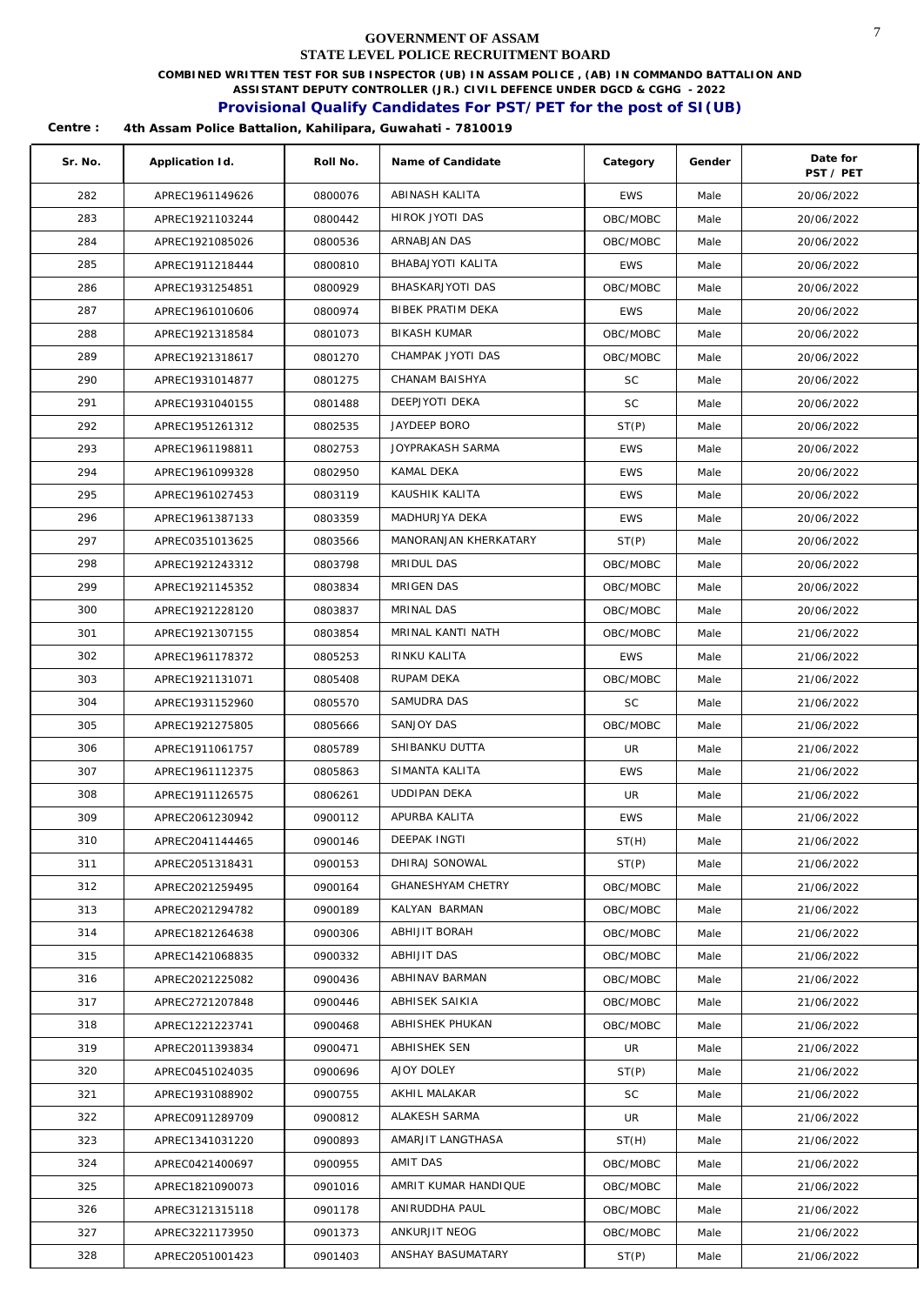# GOVERNMENT OF ASSAM
## STATE LEVEL POLICE RECRUITMENT BOARD

**COMBINED WRITTEN TEST FOR SUB INSPECTOR (UB) IN ASSAM POLICE , (AB) IN COMMANDO BATTALION AND ASSISTANT DEPUTY CONTROLLER (JR.) CIVIL DEFENCE UNDER DGCD & CGHG - 2022**

**Provisional Qualify Candidates For PST/PET for the post of SI(UB)**

**Centre : 4th Assam Police Battalion, Kahilipara, Guwahati - 7810019**

| Sr. No. | Application Id. | Roll No. | Name of Candidate | Category | Gender | Date for PST / PET |
|---|---|---|---|---|---|---|
| 282 | APREC1961149626 | 0800076 | ABINASH KALITA | EWS | Male | 20/06/2022 |
| 283 | APREC1921103244 | 0800442 | HIROK JYOTI DAS | OBC/MOBC | Male | 20/06/2022 |
| 284 | APREC1921085026 | 0800536 | ARNABJAN DAS | OBC/MOBC | Male | 20/06/2022 |
| 285 | APREC1911218444 | 0800810 | BHABAJYOTI KALITA | EWS | Male | 20/06/2022 |
| 286 | APREC1931254851 | 0800929 | BHASKARJYOTI DAS | OBC/MOBC | Male | 20/06/2022 |
| 287 | APREC1961010606 | 0800974 | BIBEK PRATIM DEKA | EWS | Male | 20/06/2022 |
| 288 | APREC1921318584 | 0801073 | BIKASH KUMAR | OBC/MOBC | Male | 20/06/2022 |
| 289 | APREC1921318617 | 0801270 | CHAMPAK JYOTI DAS | OBC/MOBC | Male | 20/06/2022 |
| 290 | APREC1931014877 | 0801275 | CHANAM BAISHYA | SC | Male | 20/06/2022 |
| 291 | APREC1931040155 | 0801488 | DEEPJYOTI DEKA | SC | Male | 20/06/2022 |
| 292 | APREC1951261312 | 0802535 | JAYDEEP BORO | ST(P) | Male | 20/06/2022 |
| 293 | APREC1961198811 | 0802753 | JOYPRAKASH SARMA | EWS | Male | 20/06/2022 |
| 294 | APREC1961099328 | 0802950 | KAMAL DEKA | EWS | Male | 20/06/2022 |
| 295 | APREC1961027453 | 0803119 | KAUSHIK KALITA | EWS | Male | 20/06/2022 |
| 296 | APREC1961387133 | 0803359 | MADHURJYA DEKA | EWS | Male | 20/06/2022 |
| 297 | APREC0351013625 | 0803566 | MANORANJAN KHERKATARY | ST(P) | Male | 20/06/2022 |
| 298 | APREC1921243312 | 0803798 | MRIDUL DAS | OBC/MOBC | Male | 20/06/2022 |
| 299 | APREC1921145352 | 0803834 | MRIGEN DAS | OBC/MOBC | Male | 20/06/2022 |
| 300 | APREC1921228120 | 0803837 | MRINAL DAS | OBC/MOBC | Male | 20/06/2022 |
| 301 | APREC1921307155 | 0803854 | MRINAL KANTI NATH | OBC/MOBC | Male | 21/06/2022 |
| 302 | APREC1961178372 | 0805253 | RINKU KALITA | EWS | Male | 21/06/2022 |
| 303 | APREC1921131071 | 0805408 | RUPAM DEKA | OBC/MOBC | Male | 21/06/2022 |
| 304 | APREC1931152960 | 0805570 | SAMUDRA DAS | SC | Male | 21/06/2022 |
| 305 | APREC1921275805 | 0805666 | SANJOY DAS | OBC/MOBC | Male | 21/06/2022 |
| 306 | APREC1911061757 | 0805789 | SHIBANKU DUTTA | UR | Male | 21/06/2022 |
| 307 | APREC1961112375 | 0805863 | SIMANTA KALITA | EWS | Male | 21/06/2022 |
| 308 | APREC1911126575 | 0806261 | UDDIPAN DEKA | UR | Male | 21/06/2022 |
| 309 | APREC2061230942 | 0900112 | APURBA KALITA | EWS | Male | 21/06/2022 |
| 310 | APREC2041144465 | 0900146 | DEEPAK INGTI | ST(H) | Male | 21/06/2022 |
| 311 | APREC2051318431 | 0900153 | DHIRAJ SONOWAL | ST(P) | Male | 21/06/2022 |
| 312 | APREC2021259495 | 0900164 | GHANESHYAM CHETRY | OBC/MOBC | Male | 21/06/2022 |
| 313 | APREC2021294782 | 0900189 | KALYAN BARMAN | OBC/MOBC | Male | 21/06/2022 |
| 314 | APREC1821264638 | 0900306 | ABHIJIT BORAH | OBC/MOBC | Male | 21/06/2022 |
| 315 | APREC1421068835 | 0900332 | ABHIJIT DAS | OBC/MOBC | Male | 21/06/2022 |
| 316 | APREC2021225082 | 0900436 | ABHINAV BARMAN | OBC/MOBC | Male | 21/06/2022 |
| 317 | APREC2721207848 | 0900446 | ABHISEK SAIKIA | OBC/MOBC | Male | 21/06/2022 |
| 318 | APREC1221223741 | 0900468 | ABHISHEK PHUKAN | OBC/MOBC | Male | 21/06/2022 |
| 319 | APREC2011393834 | 0900471 | ABHISHEK SEN | UR | Male | 21/06/2022 |
| 320 | APREC0451024035 | 0900696 | AJOY DOLEY | ST(P) | Male | 21/06/2022 |
| 321 | APREC1931088902 | 0900755 | AKHIL MALAKAR | SC | Male | 21/06/2022 |
| 322 | APREC0911289709 | 0900812 | ALAKESH SARMA | UR | Male | 21/06/2022 |
| 323 | APREC1341031220 | 0900893 | AMARJIT LANGTHASA | ST(H) | Male | 21/06/2022 |
| 324 | APREC0421400697 | 0900955 | AMIT DAS | OBC/MOBC | Male | 21/06/2022 |
| 325 | APREC1821090073 | 0901016 | AMRIT KUMAR HANDIQUE | OBC/MOBC | Male | 21/06/2022 |
| 326 | APREC3121315118 | 0901178 | ANIRUDDHA PAUL | OBC/MOBC | Male | 21/06/2022 |
| 327 | APREC3221173950 | 0901373 | ANKURJIT NEOG | OBC/MOBC | Male | 21/06/2022 |
| 328 | APREC2051001423 | 0901403 | ANSHAY BASUMATARY | ST(P) | Male | 21/06/2022 |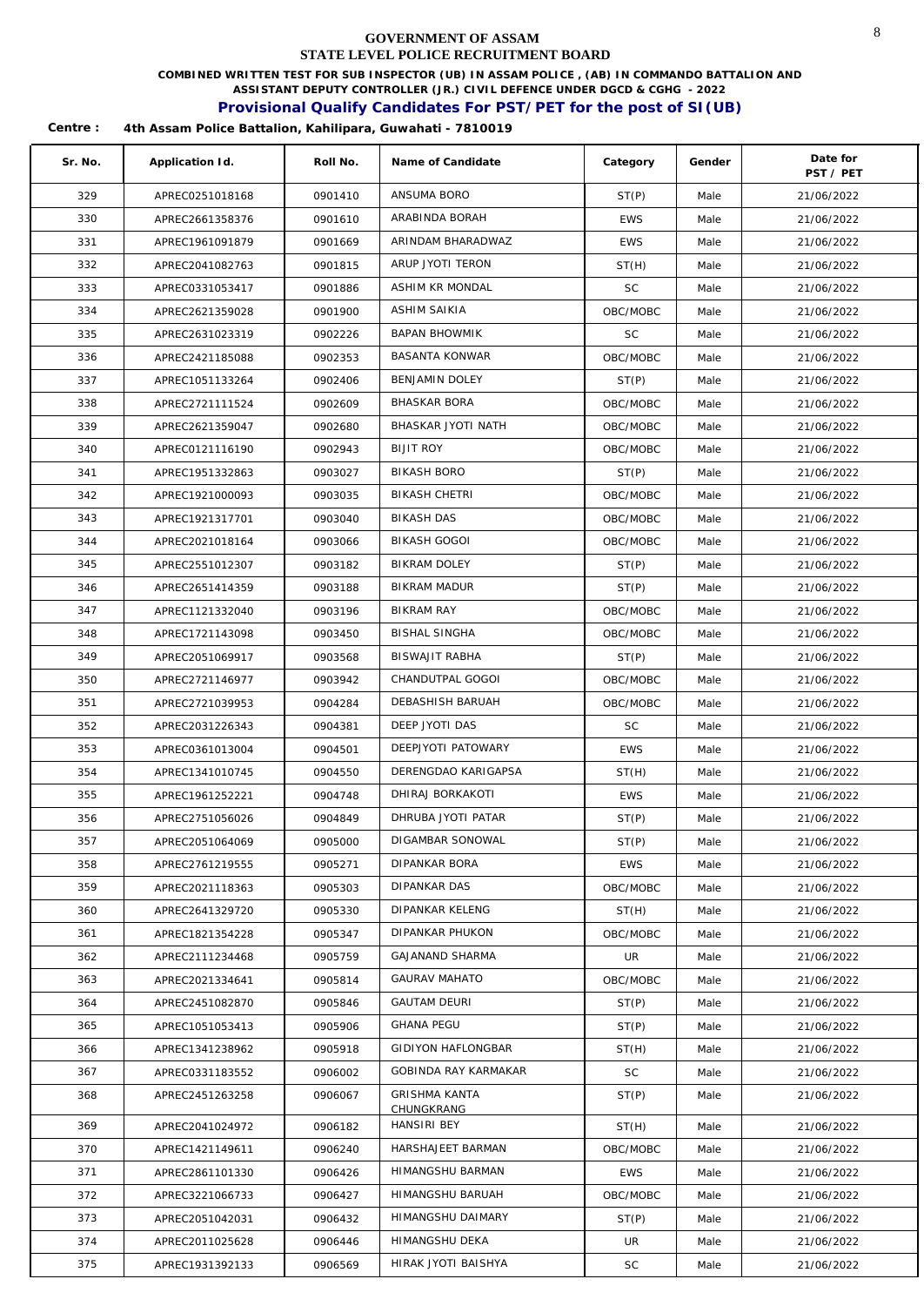# GOVERNMENT OF ASSAM
## STATE LEVEL POLICE RECRUITMENT BOARD

**COMBINED WRITTEN TEST FOR SUB INSPECTOR (UB) IN ASSAM POLICE , (AB) IN COMMANDO BATTALION AND ASSISTANT DEPUTY CONTROLLER (JR.) CIVIL DEFENCE UNDER DGCD & CGHG - 2022**

**Provisional Qualify Candidates For PST/PET for the post of SI(UB)**

**Centre : 4th Assam Police Battalion, Kahilipara, Guwahati - 7810019**

| Sr. No. | Application Id. | Roll No. | Name of Candidate | Category | Gender | Date for PST / PET |
|---|---|---|---|---|---|---|
| 329 | APREC0251018168 | 0901410 | ANSUMA BORO | ST(P) | Male | 21/06/2022 |
| 330 | APREC2661358376 | 0901610 | ARABINDA BORAH | EWS | Male | 21/06/2022 |
| 331 | APREC1961091879 | 0901669 | ARINDAM BHARADWAZ | EWS | Male | 21/06/2022 |
| 332 | APREC2041082763 | 0901815 | ARUP JYOTI TERON | ST(H) | Male | 21/06/2022 |
| 333 | APREC0331053417 | 0901886 | ASHIM KR MONDAL | SC | Male | 21/06/2022 |
| 334 | APREC2621359028 | 0901900 | ASHIM SAIKIA | OBC/MOBC | Male | 21/06/2022 |
| 335 | APREC2631023319 | 0902226 | BAPAN BHOWMIK | SC | Male | 21/06/2022 |
| 336 | APREC2421185088 | 0902353 | BASANTA KONWAR | OBC/MOBC | Male | 21/06/2022 |
| 337 | APREC1051133264 | 0902406 | BENJAMIN DOLEY | ST(P) | Male | 21/06/2022 |
| 338 | APREC2721111524 | 0902609 | BHASKAR BORA | OBC/MOBC | Male | 21/06/2022 |
| 339 | APREC2621359047 | 0902680 | BHASKAR JYOTI NATH | OBC/MOBC | Male | 21/06/2022 |
| 340 | APREC0121116190 | 0902943 | BIJIT ROY | OBC/MOBC | Male | 21/06/2022 |
| 341 | APREC1951332863 | 0903027 | BIKASH BORO | ST(P) | Male | 21/06/2022 |
| 342 | APREC1921000093 | 0903035 | BIKASH CHETRI | OBC/MOBC | Male | 21/06/2022 |
| 343 | APREC1921317701 | 0903040 | BIKASH DAS | OBC/MOBC | Male | 21/06/2022 |
| 344 | APREC2021018164 | 0903066 | BIKASH GOGOI | OBC/MOBC | Male | 21/06/2022 |
| 345 | APREC2551012307 | 0903182 | BIKRAM DOLEY | ST(P) | Male | 21/06/2022 |
| 346 | APREC2651414359 | 0903188 | BIKRAM MADUR | ST(P) | Male | 21/06/2022 |
| 347 | APREC1121332040 | 0903196 | BIKRAM RAY | OBC/MOBC | Male | 21/06/2022 |
| 348 | APREC1721143098 | 0903450 | BISHAL SINGHA | OBC/MOBC | Male | 21/06/2022 |
| 349 | APREC2051069917 | 0903568 | BISWAJIT RABHA | ST(P) | Male | 21/06/2022 |
| 350 | APREC2721146977 | 0903942 | CHANDUTPAL GOGOI | OBC/MOBC | Male | 21/06/2022 |
| 351 | APREC2721039953 | 0904284 | DEBASHISH BARUAH | OBC/MOBC | Male | 21/06/2022 |
| 352 | APREC2031226343 | 0904381 | DEEP JYOTI DAS | SC | Male | 21/06/2022 |
| 353 | APREC0361013004 | 0904501 | DEEPJYOTI PATOWARY | EWS | Male | 21/06/2022 |
| 354 | APREC1341010745 | 0904550 | DERENGDAO KARIGAPSA | ST(H) | Male | 21/06/2022 |
| 355 | APREC1961252221 | 0904748 | DHIRAJ BORKAKOTI | EWS | Male | 21/06/2022 |
| 356 | APREC2751056026 | 0904849 | DHRUBA JYOTI PATAR | ST(P) | Male | 21/06/2022 |
| 357 | APREC2051064069 | 0905000 | DIGAMBAR SONOWAL | ST(P) | Male | 21/06/2022 |
| 358 | APREC2761219555 | 0905271 | DIPANKAR BORA | EWS | Male | 21/06/2022 |
| 359 | APREC2021118363 | 0905303 | DIPANKAR DAS | OBC/MOBC | Male | 21/06/2022 |
| 360 | APREC2641329720 | 0905330 | DIPANKAR KELENG | ST(H) | Male | 21/06/2022 |
| 361 | APREC1821354228 | 0905347 | DIPANKAR PHUKON | OBC/MOBC | Male | 21/06/2022 |
| 362 | APREC2111234468 | 0905759 | GAJANAND SHARMA | UR | Male | 21/06/2022 |
| 363 | APREC2021334641 | 0905814 | GAURAV MAHATO | OBC/MOBC | Male | 21/06/2022 |
| 364 | APREC2451082870 | 0905846 | GAUTAM DEURI | ST(P) | Male | 21/06/2022 |
| 365 | APREC1051053413 | 0905906 | GHANA PEGU | ST(P) | Male | 21/06/2022 |
| 366 | APREC1341238962 | 0905918 | GIDIYON HAFLONGBAR | ST(H) | Male | 21/06/2022 |
| 367 | APREC0331183552 | 0906002 | GOBINDA RAY KARMAKAR | SC | Male | 21/06/2022 |
| 368 | APREC2451263258 | 0906067 | GRISHMA KANTA CHUNGKRANG | ST(P) | Male | 21/06/2022 |
| 369 | APREC2041024972 | 0906182 | HANSIRI BEY | ST(H) | Male | 21/06/2022 |
| 370 | APREC1421149611 | 0906240 | HARSHAJEET BARMAN | OBC/MOBC | Male | 21/06/2022 |
| 371 | APREC2861101330 | 0906426 | HIMANGSHU BARMAN | EWS | Male | 21/06/2022 |
| 372 | APREC3221066733 | 0906427 | HIMANGSHU BARUAH | OBC/MOBC | Male | 21/06/2022 |
| 373 | APREC2051042031 | 0906432 | HIMANGSHU DAIMARY | ST(P) | Male | 21/06/2022 |
| 374 | APREC2011025628 | 0906446 | HIMANGSHU DEKA | UR | Male | 21/06/2022 |
| 375 | APREC1931392133 | 0906569 | HIRAK JYOTI BAISHYA | SC | Male | 21/06/2022 |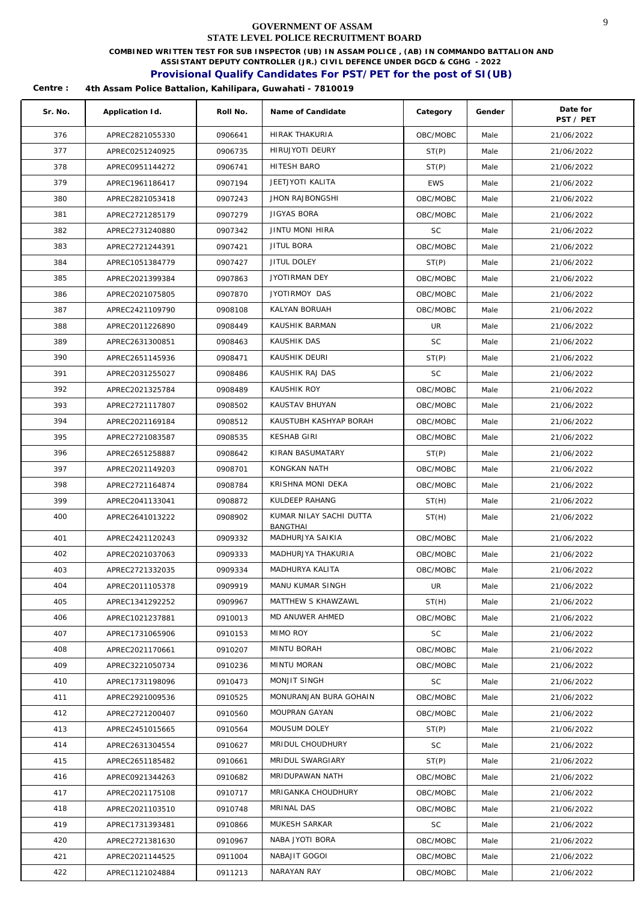# GOVERNMENT OF ASSAM
## STATE LEVEL POLICE RECRUITMENT BOARD

**COMBINED WRITTEN TEST FOR SUB INSPECTOR (UB) IN ASSAM POLICE , (AB) IN COMMANDO BATTALION AND ASSISTANT DEPUTY CONTROLLER (JR.) CIVIL DEFENCE UNDER DGCD & CGHG - 2022**

## Provisional Qualify Candidates For PST/PET for the post of SI(UB)

**Centre : 4th Assam Police Battalion, Kahilipara, Guwahati - 7810019**

| Sr. No. | Application Id. | Roll No. | Name of Candidate | Category | Gender | Date for PST / PET |
|---|---|---|---|---|---|---|
| 376 | APREC2821055330 | 0906641 | HIRAK THAKURIA | OBC/MOBC | Male | 21/06/2022 |
| 377 | APREC0251240925 | 0906735 | HIRUJYOTI DEURY | ST(P) | Male | 21/06/2022 |
| 378 | APREC0951144272 | 0906741 | HITESH BARO | ST(P) | Male | 21/06/2022 |
| 379 | APREC1961186417 | 0907194 | JEETJYOTI KALITA | EWS | Male | 21/06/2022 |
| 380 | APREC2821053418 | 0907243 | JHON RAJBONGSHI | OBC/MOBC | Male | 21/06/2022 |
| 381 | APREC2721285179 | 0907279 | JIGYAS BORA | OBC/MOBC | Male | 21/06/2022 |
| 382 | APREC2731240880 | 0907342 | JINTU MONI HIRA | SC | Male | 21/06/2022 |
| 383 | APREC2721244391 | 0907421 | JITUL BORA | OBC/MOBC | Male | 21/06/2022 |
| 384 | APREC1051384779 | 0907427 | JITUL DOLEY | ST(P) | Male | 21/06/2022 |
| 385 | APREC2021399384 | 0907863 | JYOTIRMAN DEY | OBC/MOBC | Male | 21/06/2022 |
| 386 | APREC2021075805 | 0907870 | JYOTIRMOY DAS | OBC/MOBC | Male | 21/06/2022 |
| 387 | APREC2421109790 | 0908108 | KALYAN BORUAH | OBC/MOBC | Male | 21/06/2022 |
| 388 | APREC2011226890 | 0908449 | KAUSHIK BARMAN | UR | Male | 21/06/2022 |
| 389 | APREC2631300851 | 0908463 | KAUSHIK DAS | SC | Male | 21/06/2022 |
| 390 | APREC2651145936 | 0908471 | KAUSHIK DEURI | ST(P) | Male | 21/06/2022 |
| 391 | APREC2031255027 | 0908486 | KAUSHIK RAJ DAS | SC | Male | 21/06/2022 |
| 392 | APREC2021325784 | 0908489 | KAUSHIK ROY | OBC/MOBC | Male | 21/06/2022 |
| 393 | APREC2721117807 | 0908502 | KAUSTAV BHUYAN | OBC/MOBC | Male | 21/06/2022 |
| 394 | APREC2021169184 | 0908512 | KAUSTUBH KASHYAP BORAH | OBC/MOBC | Male | 21/06/2022 |
| 395 | APREC2721083587 | 0908535 | KESHAB GIRI | OBC/MOBC | Male | 21/06/2022 |
| 396 | APREC2651258887 | 0908642 | KIRAN BASUMATARY | ST(P) | Male | 21/06/2022 |
| 397 | APREC2021149203 | 0908701 | KONGKAN NATH | OBC/MOBC | Male | 21/06/2022 |
| 398 | APREC2721164874 | 0908784 | KRISHNA MONI DEKA | OBC/MOBC | Male | 21/06/2022 |
| 399 | APREC2041133041 | 0908872 | KULDEEP RAHANG | ST(H) | Male | 21/06/2022 |
| 400 | APREC2641013222 | 0908902 | KUMAR NILAY SACHI DUTTA BANGTHAI | ST(H) | Male | 21/06/2022 |
| 401 | APREC2421120243 | 0909332 | MADHURJYA SAIKIA | OBC/MOBC | Male | 21/06/2022 |
| 402 | APREC2021037063 | 0909333 | MADHURJYA THAKURIA | OBC/MOBC | Male | 21/06/2022 |
| 403 | APREC2721332035 | 0909334 | MADHURYA KALITA | OBC/MOBC | Male | 21/06/2022 |
| 404 | APREC2011105378 | 0909919 | MANU KUMAR SINGH | UR | Male | 21/06/2022 |
| 405 | APREC1341292252 | 0909967 | MATTHEW S KHAWZAWL | ST(H) | Male | 21/06/2022 |
| 406 | APREC1021237881 | 0910013 | MD ANUWER AHMED | OBC/MOBC | Male | 21/06/2022 |
| 407 | APREC1731065906 | 0910153 | MIMO ROY | SC | Male | 21/06/2022 |
| 408 | APREC2021170661 | 0910207 | MINTU BORAH | OBC/MOBC | Male | 21/06/2022 |
| 409 | APREC3221050734 | 0910236 | MINTU MORAN | OBC/MOBC | Male | 21/06/2022 |
| 410 | APREC1731198096 | 0910473 | MONJIT SINGH | SC | Male | 21/06/2022 |
| 411 | APREC2921009536 | 0910525 | MONURANJAN BURA GOHAIN | OBC/MOBC | Male | 21/06/2022 |
| 412 | APREC2721200407 | 0910560 | MOUPRAN GAYAN | OBC/MOBC | Male | 21/06/2022 |
| 413 | APREC2451015665 | 0910564 | MOUSUM DOLEY | ST(P) | Male | 21/06/2022 |
| 414 | APREC2631304554 | 0910627 | MRIDUL CHOUDHURY | SC | Male | 21/06/2022 |
| 415 | APREC2651185482 | 0910661 | MRIDUL SWARGIARY | ST(P) | Male | 21/06/2022 |
| 416 | APREC0921344263 | 0910682 | MRIDUPAWAN NATH | OBC/MOBC | Male | 21/06/2022 |
| 417 | APREC2021175108 | 0910717 | MRIGANKA CHOUDHURY | OBC/MOBC | Male | 21/06/2022 |
| 418 | APREC2021103510 | 0910748 | MRINAL DAS | OBC/MOBC | Male | 21/06/2022 |
| 419 | APREC1731393481 | 0910866 | MUKESH SARKAR | SC | Male | 21/06/2022 |
| 420 | APREC2721381630 | 0910967 | NABA JYOTI BORA | OBC/MOBC | Male | 21/06/2022 |
| 421 | APREC2021144525 | 0911004 | NABAJIT GOGOI | OBC/MOBC | Male | 21/06/2022 |
| 422 | APREC1121024884 | 0911213 | NARAYAN RAY | OBC/MOBC | Male | 21/06/2022 |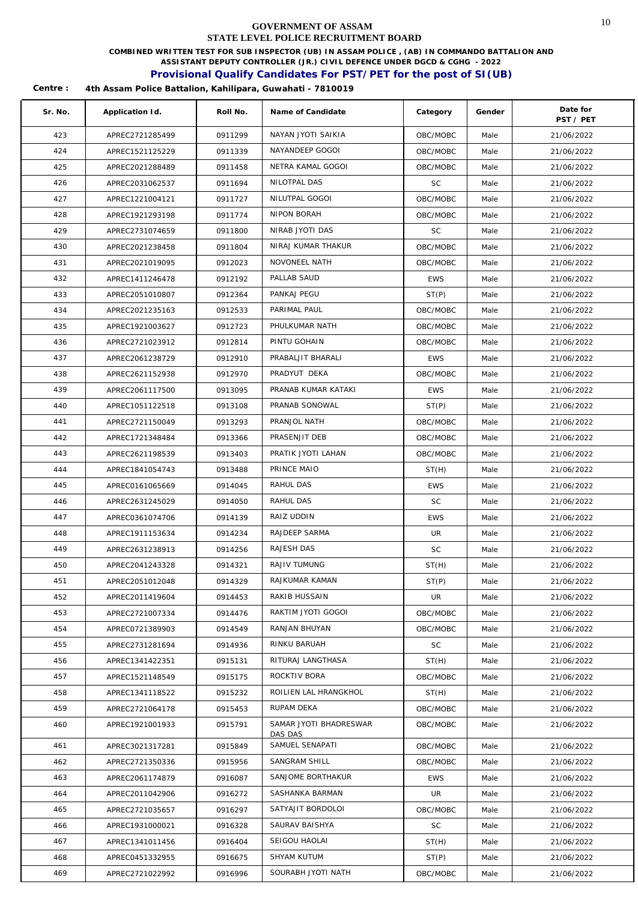**GOVERNMENT OF ASSAM**

**STATE LEVEL POLICE RECRUITMENT BOARD**

**COMBINED WRITTEN TEST FOR SUB INSPECTOR (UB) IN ASSAM POLICE , (AB) IN COMMANDO BATTALION AND ASSISTANT DEPUTY CONTROLLER (JR.) CIVIL DEFENCE UNDER DGCD & CGHG - 2022**

**Provisional Qualify Candidates For PST/PET for the post of SI(UB)**

**Centre : 4th Assam Police Battalion, Kahilipara, Guwahati - 7810019**

| Sr. No. | Application Id. | Roll No. | Name of Candidate | Category | Gender | Date for PST / PET |
|---|---|---|---|---|---|---|
| 423 | APREC2721285499 | 0911299 | NAYAN JYOTI SAIKIA | OBC/MOBC | Male | 21/06/2022 |
| 424 | APREC1521125229 | 0911339 | NAYANDEEP GOGOI | OBC/MOBC | Male | 21/06/2022 |
| 425 | APREC2021288489 | 0911458 | NETRA KAMAL GOGOI | OBC/MOBC | Male | 21/06/2022 |
| 426 | APREC2031062537 | 0911694 | NILOTPAL DAS | SC | Male | 21/06/2022 |
| 427 | APREC1221004121 | 0911727 | NILUTPAL GOGOI | OBC/MOBC | Male | 21/06/2022 |
| 428 | APREC1921293198 | 0911774 | NIPON BORAH | OBC/MOBC | Male | 21/06/2022 |
| 429 | APREC2731074659 | 0911800 | NIRAB JYOTI DAS | SC | Male | 21/06/2022 |
| 430 | APREC2021238458 | 0911804 | NIRAJ KUMAR THAKUR | OBC/MOBC | Male | 21/06/2022 |
| 431 | APREC2021019095 | 0912023 | NOVONEEL NATH | OBC/MOBC | Male | 21/06/2022 |
| 432 | APREC1411246478 | 0912192 | PALLAB SAUD | EWS | Male | 21/06/2022 |
| 433 | APREC2051010807 | 0912364 | PANKAJ PEGU | ST(P) | Male | 21/06/2022 |
| 434 | APREC2021235163 | 0912533 | PARIMAL PAUL | OBC/MOBC | Male | 21/06/2022 |
| 435 | APREC1921003627 | 0912723 | PHULKUMAR NATH | OBC/MOBC | Male | 21/06/2022 |
| 436 | APREC2721023912 | 0912814 | PINTU GOHAIN | OBC/MOBC | Male | 21/06/2022 |
| 437 | APREC2061238729 | 0912910 | PRABALJIT BHARALI | EWS | Male | 21/06/2022 |
| 438 | APREC2621152938 | 0912970 | PRADYUT DEKA | OBC/MOBC | Male | 21/06/2022 |
| 439 | APREC2061117500 | 0913095 | PRANAB KUMAR KATAKI | EWS | Male | 21/06/2022 |
| 440 | APREC1051122518 | 0913108 | PRANAB SONOWAL | ST(P) | Male | 21/06/2022 |
| 441 | APREC2721150049 | 0913293 | PRANJOL NATH | OBC/MOBC | Male | 21/06/2022 |
| 442 | APREC1721348484 | 0913366 | PRASENJIT DEB | OBC/MOBC | Male | 21/06/2022 |
| 443 | APREC2621198539 | 0913403 | PRATIK JYOTI LAHAN | OBC/MOBC | Male | 21/06/2022 |
| 444 | APREC1841054743 | 0913488 | PRINCE MAIO | ST(H) | Male | 21/06/2022 |
| 445 | APREC0161065669 | 0914045 | RAHUL DAS | EWS | Male | 21/06/2022 |
| 446 | APREC2631245029 | 0914050 | RAHUL DAS | SC | Male | 21/06/2022 |
| 447 | APREC0361074706 | 0914139 | RAIZ UDDIN | EWS | Male | 21/06/2022 |
| 448 | APREC1911153634 | 0914234 | RAJDEEP SARMA | UR | Male | 21/06/2022 |
| 449 | APREC2631238913 | 0914256 | RAJESH DAS | SC | Male | 21/06/2022 |
| 450 | APREC2041243328 | 0914321 | RAJIV TUMUNG | ST(H) | Male | 21/06/2022 |
| 451 | APREC2051012048 | 0914329 | RAJKUMAR KAMAN | ST(P) | Male | 21/06/2022 |
| 452 | APREC2011419604 | 0914453 | RAKIB HUSSAIN | UR | Male | 21/06/2022 |
| 453 | APREC2721007334 | 0914476 | RAKTIM JYOTI GOGOI | OBC/MOBC | Male | 21/06/2022 |
| 454 | APREC0721389903 | 0914549 | RANJAN BHUYAN | OBC/MOBC | Male | 21/06/2022 |
| 455 | APREC2731281694 | 0914936 | RINKU BARUAH | SC | Male | 21/06/2022 |
| 456 | APREC1341422351 | 0915131 | RITURAJ LANGTHASA | ST(H) | Male | 21/06/2022 |
| 457 | APREC1521148549 | 0915175 | ROCKTIV BORA | OBC/MOBC | Male | 21/06/2022 |
| 458 | APREC1341118522 | 0915232 | ROILIEN LAL HRANGKHOL | ST(H) | Male | 21/06/2022 |
| 459 | APREC2721064178 | 0915453 | RUPAM DEKA | OBC/MOBC | Male | 21/06/2022 |
| 460 | APREC1921001933 | 0915791 | SAMAR JYOTI BHADRESWAR DAS DAS | OBC/MOBC | Male | 21/06/2022 |
| 461 | APREC3021317281 | 0915849 | SAMUEL SENAPATI | OBC/MOBC | Male | 21/06/2022 |
| 462 | APREC2721350336 | 0915956 | SANGRAM SHILL | OBC/MOBC | Male | 21/06/2022 |
| 463 | APREC2061174879 | 0916087 | SANJOME BORTHAKUR | EWS | Male | 21/06/2022 |
| 464 | APREC2011042906 | 0916272 | SASHANKA BARMAN | UR | Male | 21/06/2022 |
| 465 | APREC2721035657 | 0916297 | SATYAJIT BORDOLOI | OBC/MOBC | Male | 21/06/2022 |
| 466 | APREC1931000021 | 0916328 | SAURAV BAISHYA | SC | Male | 21/06/2022 |
| 467 | APREC1341011456 | 0916404 | SEIGOU HAOLAI | ST(H) | Male | 21/06/2022 |
| 468 | APREC0451332955 | 0916675 | SHYAM KUTUM | ST(P) | Male | 21/06/2022 |
| 469 | APREC2721022992 | 0916996 | SOURABH JYOTI NATH | OBC/MOBC | Male | 21/06/2022 |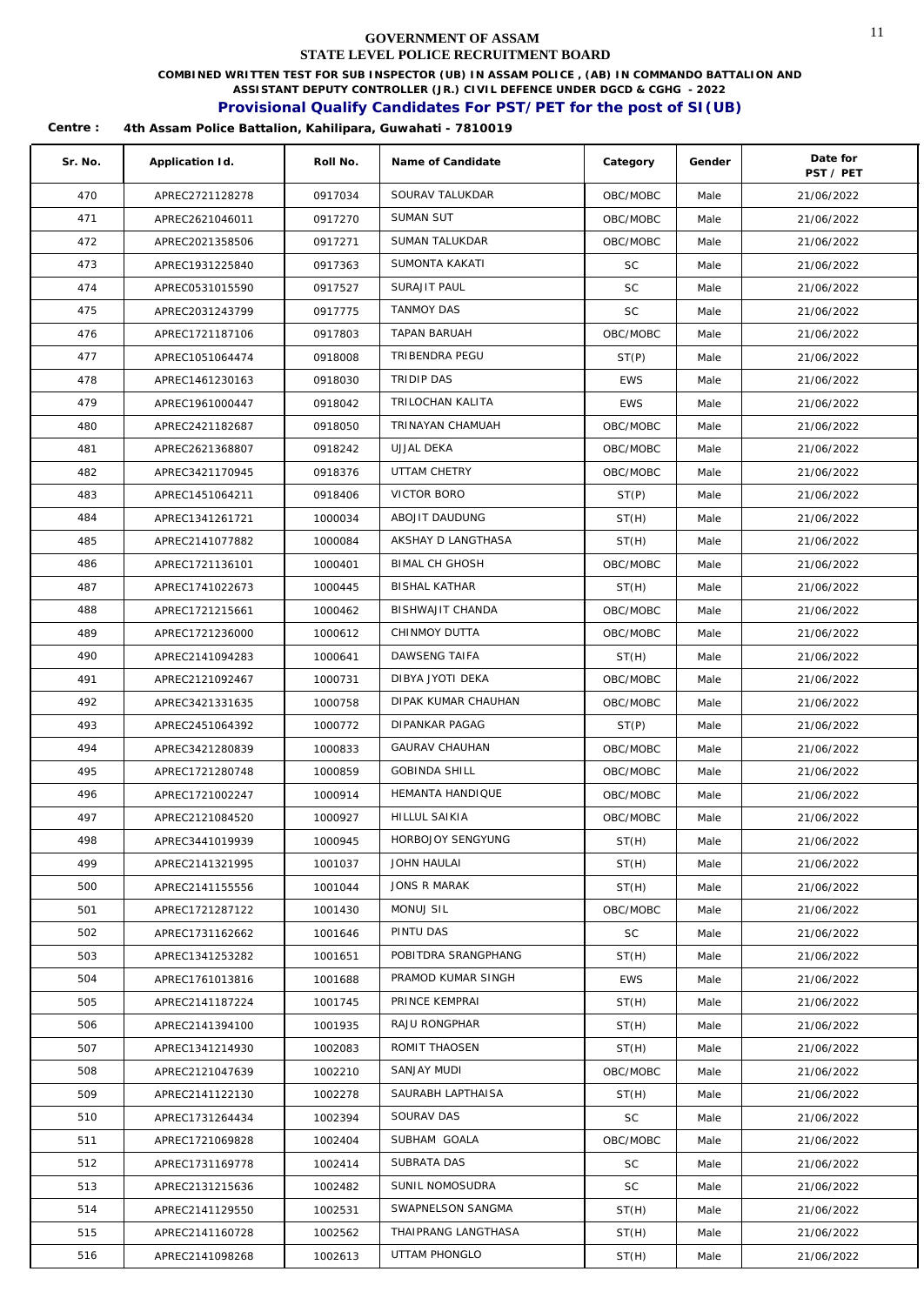# GOVERNMENT OF ASSAM
## STATE LEVEL POLICE RECRUITMENT BOARD

**COMBINED WRITTEN TEST FOR SUB INSPECTOR (UB) IN ASSAM POLICE , (AB) IN COMMANDO BATTALION AND ASSISTANT DEPUTY CONTROLLER (JR.) CIVIL DEFENCE UNDER DGCD & CGHG - 2022**

## Provisional Qualify Candidates For PST/PET for the post of SI(UB)

**Centre : 4th Assam Police Battalion, Kahilipara, Guwahati - 7810019**

| Sr. No. | Application Id. | Roll No. | Name of Candidate | Category | Gender | Date for PST / PET |
|---|---|---|---|---|---|---|
| 470 | APREC2721128278 | 0917034 | SOURAV TALUKDAR | OBC/MOBC | Male | 21/06/2022 |
| 471 | APREC2621046011 | 0917270 | SUMAN SUT | OBC/MOBC | Male | 21/06/2022 |
| 472 | APREC2021358506 | 0917271 | SUMAN TALUKDAR | OBC/MOBC | Male | 21/06/2022 |
| 473 | APREC1931225840 | 0917363 | SUMONTA KAKATI | SC | Male | 21/06/2022 |
| 474 | APREC0531015590 | 0917527 | SURAJIT PAUL | SC | Male | 21/06/2022 |
| 475 | APREC2031243799 | 0917775 | TANMOY DAS | SC | Male | 21/06/2022 |
| 476 | APREC1721187106 | 0917803 | TAPAN BARUAH | OBC/MOBC | Male | 21/06/2022 |
| 477 | APREC1051064474 | 0918008 | TRIBENDRA PEGU | ST(P) | Male | 21/06/2022 |
| 478 | APREC1461230163 | 0918030 | TRIDIP DAS | EWS | Male | 21/06/2022 |
| 479 | APREC1961000447 | 0918042 | TRILOCHAN KALITA | EWS | Male | 21/06/2022 |
| 480 | APREC2421182687 | 0918050 | TRINAYAN CHAMUAH | OBC/MOBC | Male | 21/06/2022 |
| 481 | APREC2621368807 | 0918242 | UJJAL DEKA | OBC/MOBC | Male | 21/06/2022 |
| 482 | APREC3421170945 | 0918376 | UTTAM CHETRY | OBC/MOBC | Male | 21/06/2022 |
| 483 | APREC1451064211 | 0918406 | VICTOR BORO | ST(P) | Male | 21/06/2022 |
| 484 | APREC1341261721 | 1000034 | ABOJIT DAUDUNG | ST(H) | Male | 21/06/2022 |
| 485 | APREC2141077882 | 1000084 | AKSHAY D LANGTHASA | ST(H) | Male | 21/06/2022 |
| 486 | APREC1721136101 | 1000401 | BIMAL CH GHOSH | OBC/MOBC | Male | 21/06/2022 |
| 487 | APREC1741022673 | 1000445 | BISHAL KATHAR | ST(H) | Male | 21/06/2022 |
| 488 | APREC1721215661 | 1000462 | BISHWAJIT CHANDA | OBC/MOBC | Male | 21/06/2022 |
| 489 | APREC1721236000 | 1000612 | CHINMOY DUTTA | OBC/MOBC | Male | 21/06/2022 |
| 490 | APREC2141094283 | 1000641 | DAWSENG TAIFA | ST(H) | Male | 21/06/2022 |
| 491 | APREC2121092467 | 1000731 | DIBYA JYOTI DEKA | OBC/MOBC | Male | 21/06/2022 |
| 492 | APREC3421331635 | 1000758 | DIPAK KUMAR CHAUHAN | OBC/MOBC | Male | 21/06/2022 |
| 493 | APREC2451064392 | 1000772 | DIPANKAR PAGAG | ST(P) | Male | 21/06/2022 |
| 494 | APREC3421280839 | 1000833 | GAURAV CHAUHAN | OBC/MOBC | Male | 21/06/2022 |
| 495 | APREC1721280748 | 1000859 | GOBINDA SHILL | OBC/MOBC | Male | 21/06/2022 |
| 496 | APREC1721002247 | 1000914 | HEMANTA HANDIQUE | OBC/MOBC | Male | 21/06/2022 |
| 497 | APREC2121084520 | 1000927 | HILLUL SAIKIA | OBC/MOBC | Male | 21/06/2022 |
| 498 | APREC3441019939 | 1000945 | HORBOJOY SENGYUNG | ST(H) | Male | 21/06/2022 |
| 499 | APREC2141321995 | 1001037 | JOHN HAULAI | ST(H) | Male | 21/06/2022 |
| 500 | APREC2141155556 | 1001044 | JONS R MARAK | ST(H) | Male | 21/06/2022 |
| 501 | APREC1721287122 | 1001430 | MONUJ SIL | OBC/MOBC | Male | 21/06/2022 |
| 502 | APREC1731162662 | 1001646 | PINTU DAS | SC | Male | 21/06/2022 |
| 503 | APREC1341253282 | 1001651 | POBITDRA SRANGPHANG | ST(H) | Male | 21/06/2022 |
| 504 | APREC1761013816 | 1001688 | PRAMOD KUMAR SINGH | EWS | Male | 21/06/2022 |
| 505 | APREC2141187224 | 1001745 | PRINCE KEMPRAI | ST(H) | Male | 21/06/2022 |
| 506 | APREC2141394100 | 1001935 | RAJU RONGPHAR | ST(H) | Male | 21/06/2022 |
| 507 | APREC1341214930 | 1002083 | ROMIT THAOSEN | ST(H) | Male | 21/06/2022 |
| 508 | APREC2121047639 | 1002210 | SANJAY MUDI | OBC/MOBC | Male | 21/06/2022 |
| 509 | APREC2141122130 | 1002278 | SAURABH LAPTHAISA | ST(H) | Male | 21/06/2022 |
| 510 | APREC1731264434 | 1002394 | SOURAV DAS | SC | Male | 21/06/2022 |
| 511 | APREC1721069828 | 1002404 | SUBHAM GOALA | OBC/MOBC | Male | 21/06/2022 |
| 512 | APREC1731169778 | 1002414 | SUBRATA DAS | SC | Male | 21/06/2022 |
| 513 | APREC2131215636 | 1002482 | SUNIL NOMOSUDRA | SC | Male | 21/06/2022 |
| 514 | APREC2141129550 | 1002531 | SWAPNELSON SANGMA | ST(H) | Male | 21/06/2022 |
| 515 | APREC2141160728 | 1002562 | THAIPRANG LANGTHASA | ST(H) | Male | 21/06/2022 |
| 516 | APREC2141098268 | 1002613 | UTTAM PHONGLO | ST(H) | Male | 21/06/2022 |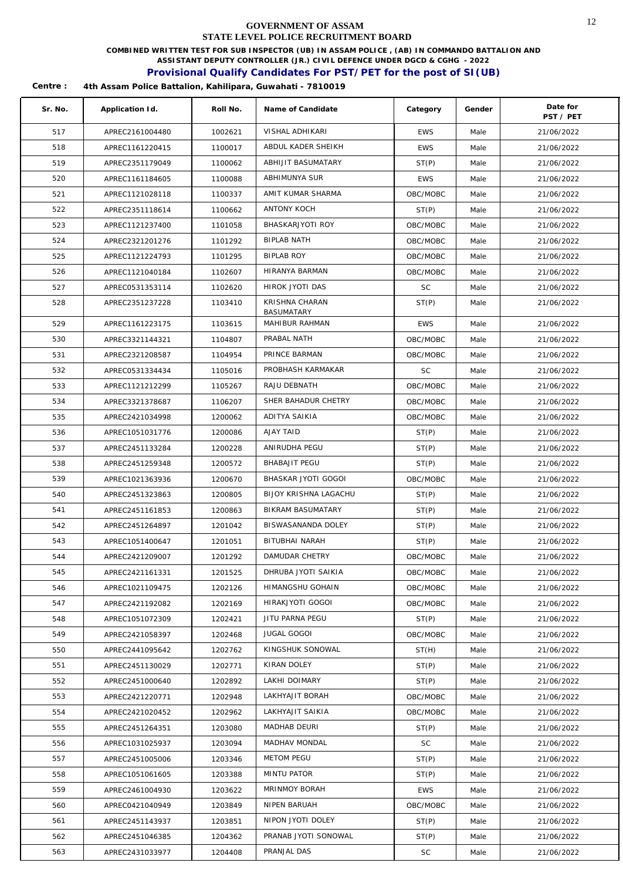# GOVERNMENT OF ASSAM
## STATE LEVEL POLICE RECRUITMENT BOARD

**COMBINED WRITTEN TEST FOR SUB INSPECTOR (UB) IN ASSAM POLICE , (AB) IN COMMANDO BATTALION AND ASSISTANT DEPUTY CONTROLLER (JR.) CIVIL DEFENCE UNDER DGCD & CGHG - 2022**

**Provisional Qualify Candidates For PST/PET for the post of SI(UB)**

**Centre : 4th Assam Police Battalion, Kahilipara, Guwahati - 7810019**

| Sr. No. | Application Id. | Roll No. | Name of Candidate | Category | Gender | Date for PST / PET |
|---|---|---|---|---|---|---|
| 517 | APREC2161004480 | 1002621 | VISHAL ADHIKARI | EWS | Male | 21/06/2022 |
| 518 | APREC1161220415 | 1100017 | ABDUL KADER SHEIKH | EWS | Male | 21/06/2022 |
| 519 | APREC2351179049 | 1100062 | ABHIJIT BASUMATARY | ST(P) | Male | 21/06/2022 |
| 520 | APREC1161184605 | 1100088 | ABHIMUNYA SUR | EWS | Male | 21/06/2022 |
| 521 | APREC1121028118 | 1100337 | AMIT KUMAR SHARMA | OBC/MOBC | Male | 21/06/2022 |
| 522 | APREC2351118614 | 1100662 | ANTONY KOCH | ST(P) | Male | 21/06/2022 |
| 523 | APREC1121237400 | 1101058 | BHASKARJYOTI ROY | OBC/MOBC | Male | 21/06/2022 |
| 524 | APREC2321201276 | 1101292 | BIPLAB NATH | OBC/MOBC | Male | 21/06/2022 |
| 525 | APREC1121224793 | 1101295 | BIPLAB ROY | OBC/MOBC | Male | 21/06/2022 |
| 526 | APREC1121040184 | 1102607 | HIRANYA BARMAN | OBC/MOBC | Male | 21/06/2022 |
| 527 | APREC0531353114 | 1102620 | HIROK JYOTI DAS | SC | Male | 21/06/2022 |
| 528 | APREC2351237228 | 1103410 | KRISHNA CHARAN BASUMATARY | ST(P) | Male | 21/06/2022 |
| 529 | APREC1161223175 | 1103615 | MAHIBUR RAHMAN | EWS | Male | 21/06/2022 |
| 530 | APREC3321144321 | 1104807 | PRABAL NATH | OBC/MOBC | Male | 21/06/2022 |
| 531 | APREC2321208587 | 1104954 | PRINCE BARMAN | OBC/MOBC | Male | 21/06/2022 |
| 532 | APREC0531334434 | 1105016 | PROBHASH KARMAKAR | SC | Male | 21/06/2022 |
| 533 | APREC1121212299 | 1105267 | RAJU DEBNATH | OBC/MOBC | Male | 21/06/2022 |
| 534 | APREC3321378687 | 1106207 | SHER BAHADUR CHETRY | OBC/MOBC | Male | 21/06/2022 |
| 535 | APREC2421034998 | 1200062 | ADITYA SAIKIA | OBC/MOBC | Male | 21/06/2022 |
| 536 | APREC1051031776 | 1200086 | AJAY TAID | ST(P) | Male | 21/06/2022 |
| 537 | APREC2451133284 | 1200228 | ANIRUDHA PEGU | ST(P) | Male | 21/06/2022 |
| 538 | APREC2451259348 | 1200572 | BHABAJIT PEGU | ST(P) | Male | 21/06/2022 |
| 539 | APREC1021363936 | 1200670 | BHASKAR JYOTI GOGOI | OBC/MOBC | Male | 21/06/2022 |
| 540 | APREC2451323863 | 1200805 | BIJOY KRISHNA LAGACHU | ST(P) | Male | 21/06/2022 |
| 541 | APREC2451161853 | 1200863 | BIKRAM BASUMATARY | ST(P) | Male | 21/06/2022 |
| 542 | APREC2451264897 | 1201042 | BISWASANANDA DOLEY | ST(P) | Male | 21/06/2022 |
| 543 | APREC1051400647 | 1201051 | BITUBHAI NARAH | ST(P) | Male | 21/06/2022 |
| 544 | APREC2421209007 | 1201292 | DAMUDAR CHETRY | OBC/MOBC | Male | 21/06/2022 |
| 545 | APREC2421161331 | 1201525 | DHRUBA JYOTI SAIKIA | OBC/MOBC | Male | 21/06/2022 |
| 546 | APREC1021109475 | 1202126 | HIMANGSHU GOHAIN | OBC/MOBC | Male | 21/06/2022 |
| 547 | APREC2421192082 | 1202169 | HIRAKJYOTI GOGOI | OBC/MOBC | Male | 21/06/2022 |
| 548 | APREC1051072309 | 1202421 | JITU PARNA PEGU | ST(P) | Male | 21/06/2022 |
| 549 | APREC2421058397 | 1202468 | JUGAL GOGOI | OBC/MOBC | Male | 21/06/2022 |
| 550 | APREC2441095642 | 1202762 | KINGSHUK SONOWAL | ST(H) | Male | 21/06/2022 |
| 551 | APREC2451130029 | 1202771 | KIRAN DOLEY | ST(P) | Male | 21/06/2022 |
| 552 | APREC2451000640 | 1202892 | LAKHI DOIMARY | ST(P) | Male | 21/06/2022 |
| 553 | APREC2421220771 | 1202948 | LAKHYAJIT BORAH | OBC/MOBC | Male | 21/06/2022 |
| 554 | APREC2421020452 | 1202962 | LAKHYAJIT SAIKIA | OBC/MOBC | Male | 21/06/2022 |
| 555 | APREC2451264351 | 1203080 | MADHAB DEURI | ST(P) | Male | 21/06/2022 |
| 556 | APREC1031025937 | 1203094 | MADHAV MONDAL | SC | Male | 21/06/2022 |
| 557 | APREC2451005006 | 1203346 | METOM PEGU | ST(P) | Male | 21/06/2022 |
| 558 | APREC1051061605 | 1203388 | MINTU PATOR | ST(P) | Male | 21/06/2022 |
| 559 | APREC2461004930 | 1203622 | MRINMOY BORAH | EWS | Male | 21/06/2022 |
| 560 | APREC0421040949 | 1203849 | NIPEN BARUAH | OBC/MOBC | Male | 21/06/2022 |
| 561 | APREC2451143937 | 1203851 | NIPON JYOTI DOLEY | ST(P) | Male | 21/06/2022 |
| 562 | APREC2451046385 | 1204362 | PRANAB JYOTI SONOWAL | ST(P) | Male | 21/06/2022 |
| 563 | APREC2431033977 | 1204408 | PRANJAL DAS | SC | Male | 21/06/2022 |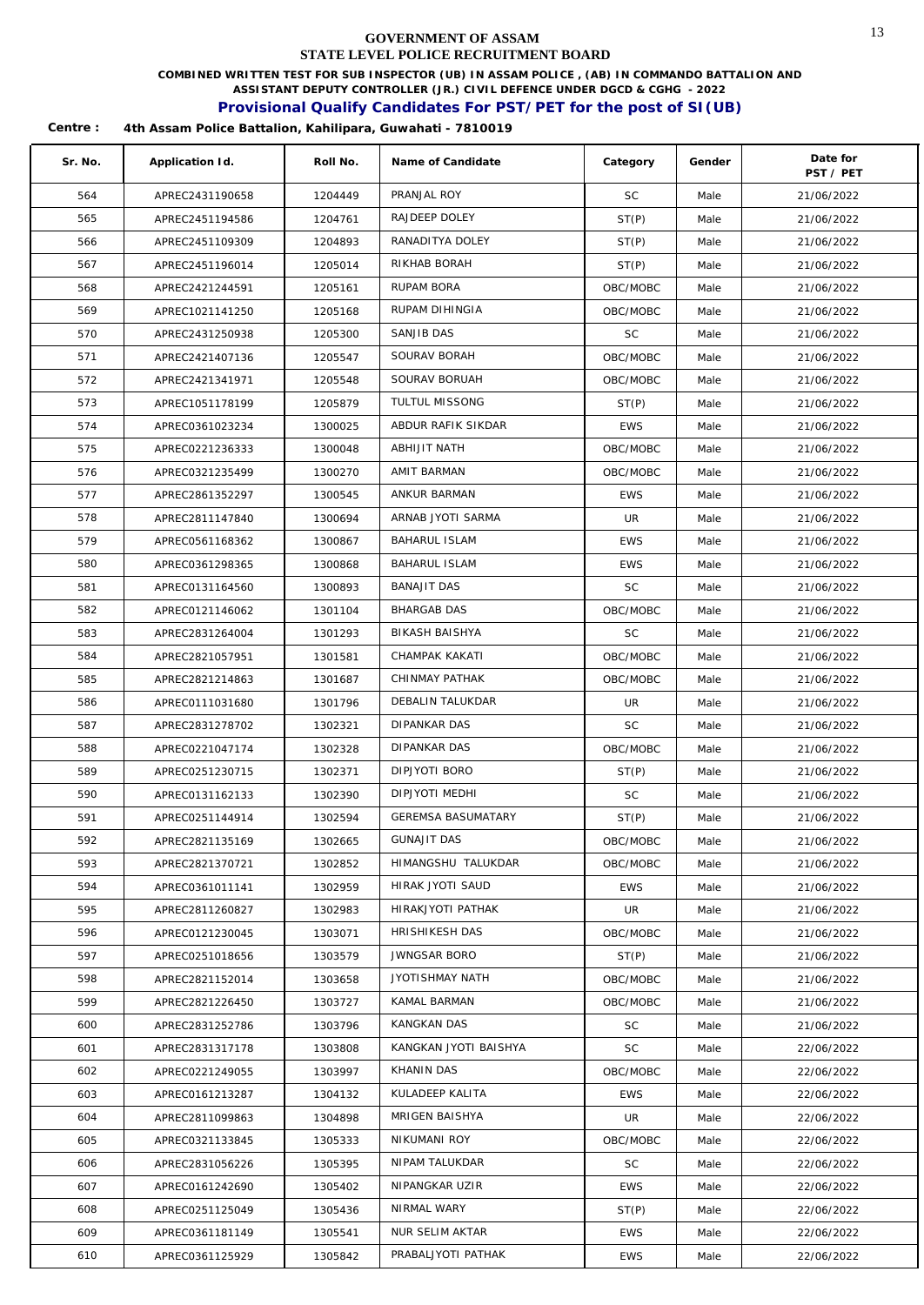# GOVERNMENT OF ASSAM

## STATE LEVEL POLICE RECRUITMENT BOARD

**COMBINED WRITTEN TEST FOR SUB INSPECTOR (UB) IN ASSAM POLICE , (AB) IN COMMANDO BATTALION AND ASSISTANT DEPUTY CONTROLLER (JR.) CIVIL DEFENCE UNDER DGCD & CGHG - 2022**

## Provisional Qualify Candidates For PST/PET for the post of SI(UB)

**Centre : 4th Assam Police Battalion, Kahilipara, Guwahati - 7810019**

| Sr. No. | Application Id. | Roll No. | Name of Candidate | Category | Gender | Date for PST / PET |
|---|---|---|---|---|---|---|
| 564 | APREC2431190658 | 1204449 | PRANJAL ROY | SC | Male | 21/06/2022 |
| 565 | APREC2451194586 | 1204761 | RAJDEEP DOLEY | ST(P) | Male | 21/06/2022 |
| 566 | APREC2451109309 | 1204893 | RANADITYA DOLEY | ST(P) | Male | 21/06/2022 |
| 567 | APREC2451196014 | 1205014 | RIKHAB BORAH | ST(P) | Male | 21/06/2022 |
| 568 | APREC2421244591 | 1205161 | RUPAM BORA | OBC/MOBC | Male | 21/06/2022 |
| 569 | APREC1021141250 | 1205168 | RUPAM DIHINGIA | OBC/MOBC | Male | 21/06/2022 |
| 570 | APREC2431250938 | 1205300 | SANJIB DAS | SC | Male | 21/06/2022 |
| 571 | APREC2421407136 | 1205547 | SOURAV BORAH | OBC/MOBC | Male | 21/06/2022 |
| 572 | APREC2421341971 | 1205548 | SOURAV BORUAH | OBC/MOBC | Male | 21/06/2022 |
| 573 | APREC1051178199 | 1205879 | TULTUL MISSONG | ST(P) | Male | 21/06/2022 |
| 574 | APREC0361023234 | 1300025 | ABDUR RAFIK SIKDAR | EWS | Male | 21/06/2022 |
| 575 | APREC0221236333 | 1300048 | ABHIJIT NATH | OBC/MOBC | Male | 21/06/2022 |
| 576 | APREC0321235499 | 1300270 | AMIT BARMAN | OBC/MOBC | Male | 21/06/2022 |
| 577 | APREC2861352297 | 1300545 | ANKUR BARMAN | EWS | Male | 21/06/2022 |
| 578 | APREC2811147840 | 1300694 | ARNAB JYOTI SARMA | UR | Male | 21/06/2022 |
| 579 | APREC0561168362 | 1300867 | BAHARUL ISLAM | EWS | Male | 21/06/2022 |
| 580 | APREC0361298365 | 1300868 | BAHARUL ISLAM | EWS | Male | 21/06/2022 |
| 581 | APREC0131164560 | 1300893 | BANAJIT DAS | SC | Male | 21/06/2022 |
| 582 | APREC0121146062 | 1301104 | BHARGAB DAS | OBC/MOBC | Male | 21/06/2022 |
| 583 | APREC2831264004 | 1301293 | BIKASH BAISHYA | SC | Male | 21/06/2022 |
| 584 | APREC2821057951 | 1301581 | CHAMPAK KAKATI | OBC/MOBC | Male | 21/06/2022 |
| 585 | APREC2821214863 | 1301687 | CHINMAY PATHAK | OBC/MOBC | Male | 21/06/2022 |
| 586 | APREC0111031680 | 1301796 | DEBALIN TALUKDAR | UR | Male | 21/06/2022 |
| 587 | APREC2831278702 | 1302321 | DIPANKAR DAS | SC | Male | 21/06/2022 |
| 588 | APREC0221047174 | 1302328 | DIPANKAR DAS | OBC/MOBC | Male | 21/06/2022 |
| 589 | APREC0251230715 | 1302371 | DIPJYOTI BORO | ST(P) | Male | 21/06/2022 |
| 590 | APREC0131162133 | 1302390 | DIPJYOTI MEDHI | SC | Male | 21/06/2022 |
| 591 | APREC0251144914 | 1302594 | GEREMSA BASUMATARY | ST(P) | Male | 21/06/2022 |
| 592 | APREC2821135169 | 1302665 | GUNAJIT DAS | OBC/MOBC | Male | 21/06/2022 |
| 593 | APREC2821370721 | 1302852 | HIMANGSHU TALUKDAR | OBC/MOBC | Male | 21/06/2022 |
| 594 | APREC0361011141 | 1302959 | HIRAK JYOTI SAUD | EWS | Male | 21/06/2022 |
| 595 | APREC2811260827 | 1302983 | HIRAKJYOTI PATHAK | UR | Male | 21/06/2022 |
| 596 | APREC0121230045 | 1303071 | HRISHIKESH DAS | OBC/MOBC | Male | 21/06/2022 |
| 597 | APREC0251018656 | 1303579 | JWNGSAR BORO | ST(P) | Male | 21/06/2022 |
| 598 | APREC2821152014 | 1303658 | JYOTISHMAY NATH | OBC/MOBC | Male | 21/06/2022 |
| 599 | APREC2821226450 | 1303727 | KAMAL BARMAN | OBC/MOBC | Male | 21/06/2022 |
| 600 | APREC2831252786 | 1303796 | KANGKAN DAS | SC | Male | 21/06/2022 |
| 601 | APREC2831317178 | 1303808 | KANGKAN JYOTI BAISHYA | SC | Male | 22/06/2022 |
| 602 | APREC0221249055 | 1303997 | KHANIN DAS | OBC/MOBC | Male | 22/06/2022 |
| 603 | APREC0161213287 | 1304132 | KULADEEP KALITA | EWS | Male | 22/06/2022 |
| 604 | APREC2811099863 | 1304898 | MRIGEN BAISHYA | UR | Male | 22/06/2022 |
| 605 | APREC0321133845 | 1305333 | NIKUMANI ROY | OBC/MOBC | Male | 22/06/2022 |
| 606 | APREC2831056226 | 1305395 | NIPAM TALUKDAR | SC | Male | 22/06/2022 |
| 607 | APREC0161242690 | 1305402 | NIPANGKAR UZIR | EWS | Male | 22/06/2022 |
| 608 | APREC0251125049 | 1305436 | NIRMAL WARY | ST(P) | Male | 22/06/2022 |
| 609 | APREC0361181149 | 1305541 | NUR SELIM AKTAR | EWS | Male | 22/06/2022 |
| 610 | APREC0361125929 | 1305842 | PRABALJYOTI PATHAK | EWS | Male | 22/06/2022 |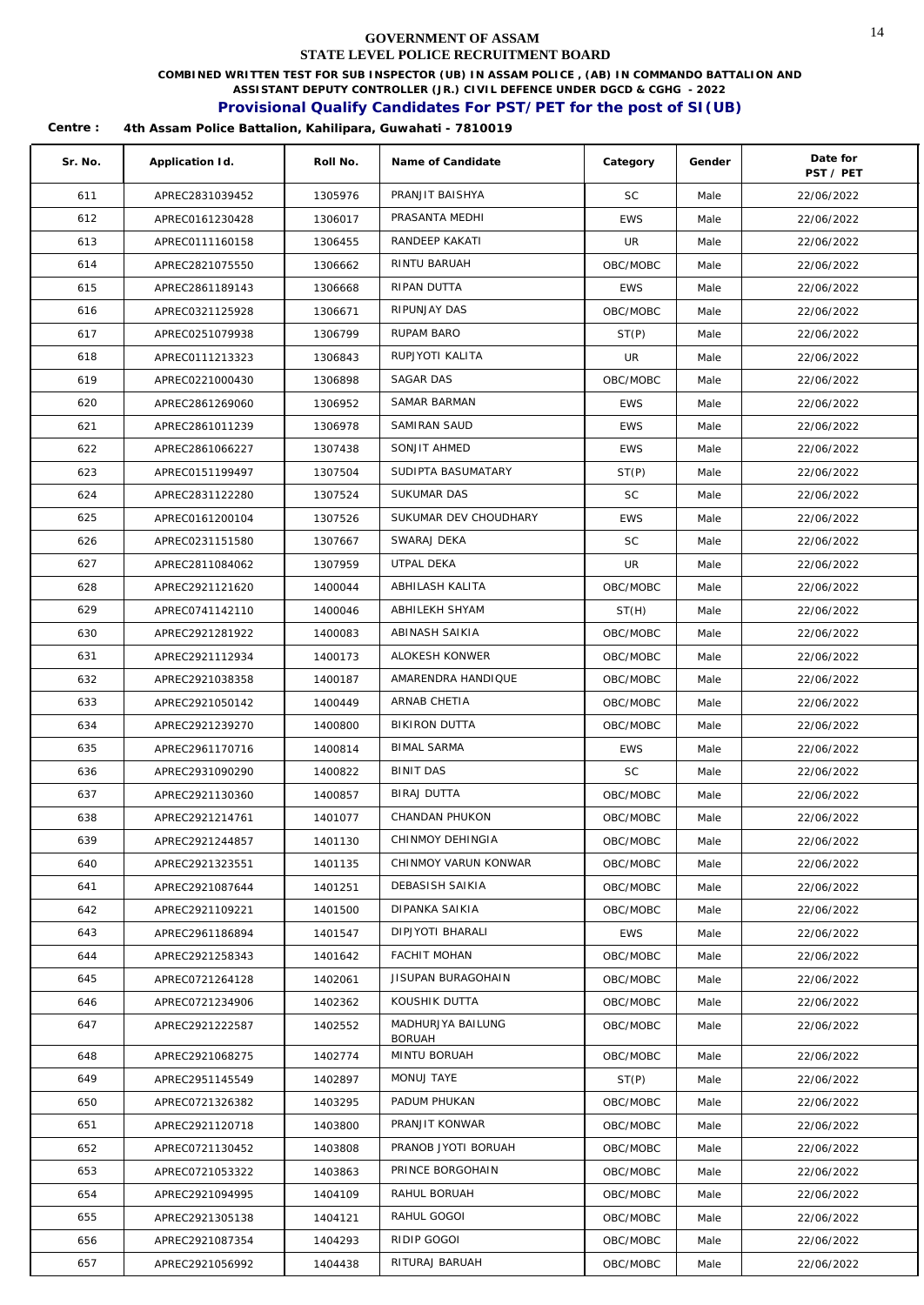# GOVERNMENT OF ASSAM
## STATE LEVEL POLICE RECRUITMENT BOARD

**COMBINED WRITTEN TEST FOR SUB INSPECTOR (UB) IN ASSAM POLICE , (AB) IN COMMANDO BATTALION AND ASSISTANT DEPUTY CONTROLLER (JR.) CIVIL DEFENCE UNDER DGCD & CGHG - 2022**

## Provisional Qualify Candidates For PST/PET for the post of SI(UB)

**Centre : 4th Assam Police Battalion, Kahilipara, Guwahati - 7810019**

| Sr. No. | Application Id. | Roll No. | Name of Candidate | Category | Gender | Date for PST / PET |
|---|---|---|---|---|---|---|
| 611 | APREC2831039452 | 1305976 | PRANJIT BAISHYA | SC | Male | 22/06/2022 |
| 612 | APREC0161230428 | 1306017 | PRASANTA MEDHI | EWS | Male | 22/06/2022 |
| 613 | APREC0111160158 | 1306455 | RANDEEP KAKATI | UR | Male | 22/06/2022 |
| 614 | APREC2821075550 | 1306662 | RINTU BARUAH | OBC/MOBC | Male | 22/06/2022 |
| 615 | APREC2861189143 | 1306668 | RIPAN DUTTA | EWS | Male | 22/06/2022 |
| 616 | APREC0321125928 | 1306671 | RIPUNJAY DAS | OBC/MOBC | Male | 22/06/2022 |
| 617 | APREC0251079938 | 1306799 | RUPAM BARO | ST(P) | Male | 22/06/2022 |
| 618 | APREC0111213323 | 1306843 | RUPJYOTI KALITA | UR | Male | 22/06/2022 |
| 619 | APREC0221000430 | 1306898 | SAGAR DAS | OBC/MOBC | Male | 22/06/2022 |
| 620 | APREC2861269060 | 1306952 | SAMAR BARMAN | EWS | Male | 22/06/2022 |
| 621 | APREC2861011239 | 1306978 | SAMIRAN SAUD | EWS | Male | 22/06/2022 |
| 622 | APREC2861066227 | 1307438 | SONJIT AHMED | EWS | Male | 22/06/2022 |
| 623 | APREC0151199497 | 1307504 | SUDIPTA BASUMATARY | ST(P) | Male | 22/06/2022 |
| 624 | APREC2831122280 | 1307524 | SUKUMAR DAS | SC | Male | 22/06/2022 |
| 625 | APREC0161200104 | 1307526 | SUKUMAR DEV CHOUDHARY | EWS | Male | 22/06/2022 |
| 626 | APREC0231151580 | 1307667 | SWARAJ DEKA | SC | Male | 22/06/2022 |
| 627 | APREC2811084062 | 1307959 | UTPAL DEKA | UR | Male | 22/06/2022 |
| 628 | APREC2921121620 | 1400044 | ABHILASH KALITA | OBC/MOBC | Male | 22/06/2022 |
| 629 | APREC0741142110 | 1400046 | ABHILEKH SHYAM | ST(H) | Male | 22/06/2022 |
| 630 | APREC2921281922 | 1400083 | ABINASH SAIKIA | OBC/MOBC | Male | 22/06/2022 |
| 631 | APREC2921112934 | 1400173 | ALOKESH KONWER | OBC/MOBC | Male | 22/06/2022 |
| 632 | APREC2921038358 | 1400187 | AMARENDRA HANDIQUE | OBC/MOBC | Male | 22/06/2022 |
| 633 | APREC2921050142 | 1400449 | ARNAB CHETIA | OBC/MOBC | Male | 22/06/2022 |
| 634 | APREC2921239270 | 1400800 | BIKIRON DUTTA | OBC/MOBC | Male | 22/06/2022 |
| 635 | APREC2961170716 | 1400814 | BIMAL SARMA | EWS | Male | 22/06/2022 |
| 636 | APREC2931090290 | 1400822 | BINIT DAS | SC | Male | 22/06/2022 |
| 637 | APREC2921130360 | 1400857 | BIRAJ DUTTA | OBC/MOBC | Male | 22/06/2022 |
| 638 | APREC2921214761 | 1401077 | CHANDAN PHUKON | OBC/MOBC | Male | 22/06/2022 |
| 639 | APREC2921244857 | 1401130 | CHINMOY DEHINGIA | OBC/MOBC | Male | 22/06/2022 |
| 640 | APREC2921323551 | 1401135 | CHINMOY VARUN KONWAR | OBC/MOBC | Male | 22/06/2022 |
| 641 | APREC2921087644 | 1401251 | DEBASISH SAIKIA | OBC/MOBC | Male | 22/06/2022 |
| 642 | APREC2921109221 | 1401500 | DIPANKA SAIKIA | OBC/MOBC | Male | 22/06/2022 |
| 643 | APREC2961186894 | 1401547 | DIPJYOTI BHARALI | EWS | Male | 22/06/2022 |
| 644 | APREC2921258343 | 1401642 | FACHIT MOHAN | OBC/MOBC | Male | 22/06/2022 |
| 645 | APREC0721264128 | 1402061 | JISUPAN BURAGOHAIN | OBC/MOBC | Male | 22/06/2022 |
| 646 | APREC0721234906 | 1402362 | KOUSHIK DUTTA | OBC/MOBC | Male | 22/06/2022 |
| 647 | APREC2921222587 | 1402552 | MADHURJYA BAILUNG BORUAH | OBC/MOBC | Male | 22/06/2022 |
| 648 | APREC2921068275 | 1402774 | MINTU BORUAH | OBC/MOBC | Male | 22/06/2022 |
| 649 | APREC2951145549 | 1402897 | MONUJ TAYE | ST(P) | Male | 22/06/2022 |
| 650 | APREC0721326382 | 1403295 | PADUM PHUKAN | OBC/MOBC | Male | 22/06/2022 |
| 651 | APREC2921120718 | 1403800 | PRANJIT KONWAR | OBC/MOBC | Male | 22/06/2022 |
| 652 | APREC0721130452 | 1403808 | PRANOB JYOTI BORUAH | OBC/MOBC | Male | 22/06/2022 |
| 653 | APREC0721053322 | 1403863 | PRINCE BORGOHAIN | OBC/MOBC | Male | 22/06/2022 |
| 654 | APREC2921094995 | 1404109 | RAHUL BORUAH | OBC/MOBC | Male | 22/06/2022 |
| 655 | APREC2921305138 | 1404121 | RAHUL GOGOI | OBC/MOBC | Male | 22/06/2022 |
| 656 | APREC2921087354 | 1404293 | RIDIP GOGOI | OBC/MOBC | Male | 22/06/2022 |
| 657 | APREC2921056992 | 1404438 | RITURAJ BARUAH | OBC/MOBC | Male | 22/06/2022 |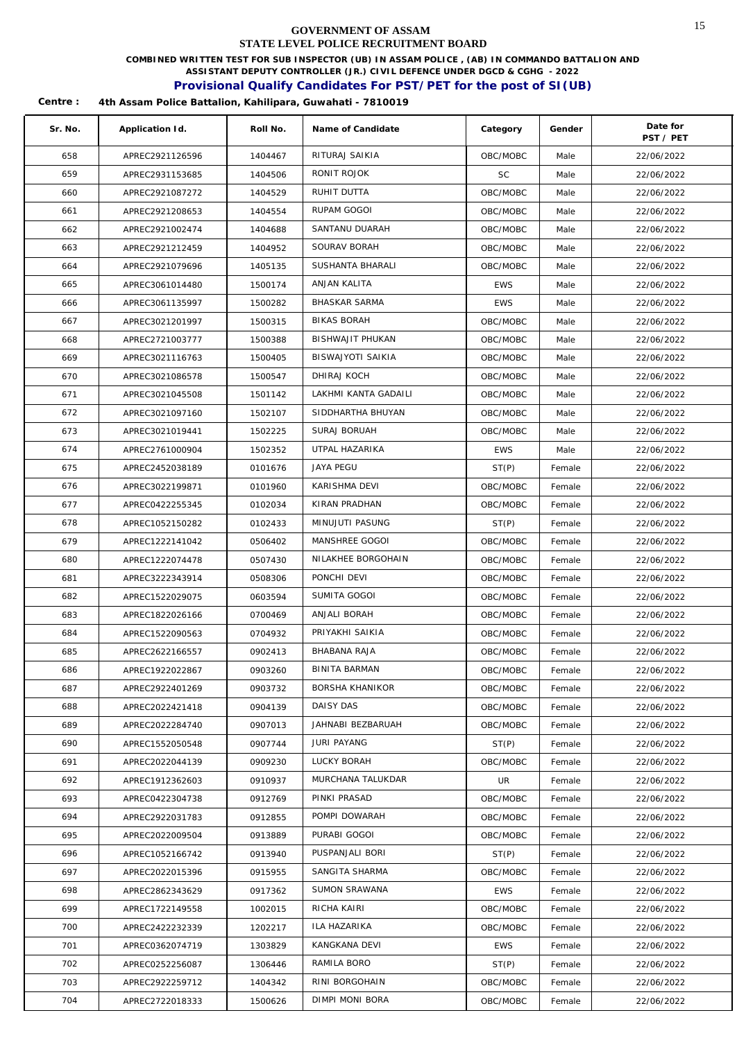# GOVERNMENT OF ASSAM
## STATE LEVEL POLICE RECRUITMENT BOARD

**COMBINED WRITTEN TEST FOR SUB INSPECTOR (UB) IN ASSAM POLICE , (AB) IN COMMANDO BATTALION AND ASSISTANT DEPUTY CONTROLLER (JR.) CIVIL DEFENCE UNDER DGCD & CGHG - 2022**

**Provisional Qualify Candidates For PST/PET for the post of SI(UB)**

**Centre : 4th Assam Police Battalion, Kahilipara, Guwahati - 7810019**

| Sr. No. | Application Id. | Roll No. | Name of Candidate | Category | Gender | Date for PST / PET |
|---|---|---|---|---|---|---|
| 658 | APREC2921126596 | 1404467 | RITURAJ SAIKIA | OBC/MOBC | Male | 22/06/2022 |
| 659 | APREC2931153685 | 1404506 | RONIT ROJOK | SC | Male | 22/06/2022 |
| 660 | APREC2921087272 | 1404529 | RUHIT DUTTA | OBC/MOBC | Male | 22/06/2022 |
| 661 | APREC2921208653 | 1404554 | RUPAM GOGOI | OBC/MOBC | Male | 22/06/2022 |
| 662 | APREC2921002474 | 1404688 | SANTANU DUARAH | OBC/MOBC | Male | 22/06/2022 |
| 663 | APREC2921212459 | 1404952 | SOURAV BORAH | OBC/MOBC | Male | 22/06/2022 |
| 664 | APREC2921079696 | 1405135 | SUSHANTA BHARALI | OBC/MOBC | Male | 22/06/2022 |
| 665 | APREC3061014480 | 1500174 | ANJAN KALITA | EWS | Male | 22/06/2022 |
| 666 | APREC3061135997 | 1500282 | BHASKAR SARMA | EWS | Male | 22/06/2022 |
| 667 | APREC3021201997 | 1500315 | BIKAS BORAH | OBC/MOBC | Male | 22/06/2022 |
| 668 | APREC2721003777 | 1500388 | BISHWAJIT PHUKAN | OBC/MOBC | Male | 22/06/2022 |
| 669 | APREC3021116763 | 1500405 | BISWAJYOTI SAIKIA | OBC/MOBC | Male | 22/06/2022 |
| 670 | APREC3021086578 | 1500547 | DHIRAJ KOCH | OBC/MOBC | Male | 22/06/2022 |
| 671 | APREC3021045508 | 1501142 | LAKHMI KANTA GADAILI | OBC/MOBC | Male | 22/06/2022 |
| 672 | APREC3021097160 | 1502107 | SIDDHARTHA BHUYAN | OBC/MOBC | Male | 22/06/2022 |
| 673 | APREC3021019441 | 1502225 | SURAJ BORUAH | OBC/MOBC | Male | 22/06/2022 |
| 674 | APREC2761000904 | 1502352 | UTPAL HAZARIKA | EWS | Male | 22/06/2022 |
| 675 | APREC2452038189 | 0101676 | JAYA PEGU | ST(P) | Female | 22/06/2022 |
| 676 | APREC3022199871 | 0101960 | KARISHMA DEVI | OBC/MOBC | Female | 22/06/2022 |
| 677 | APREC0422255345 | 0102034 | KIRAN PRADHAN | OBC/MOBC | Female | 22/06/2022 |
| 678 | APREC1052150282 | 0102433 | MINUJUTI PASUNG | ST(P) | Female | 22/06/2022 |
| 679 | APREC1222141042 | 0506402 | MANSHREE GOGOI | OBC/MOBC | Female | 22/06/2022 |
| 680 | APREC1222074478 | 0507430 | NILAKHEE BORGOHAIN | OBC/MOBC | Female | 22/06/2022 |
| 681 | APREC3222343914 | 0508306 | PONCHI DEVI | OBC/MOBC | Female | 22/06/2022 |
| 682 | APREC1522029075 | 0603594 | SUMITA GOGOI | OBC/MOBC | Female | 22/06/2022 |
| 683 | APREC1822026166 | 0700469 | ANJALI BORAH | OBC/MOBC | Female | 22/06/2022 |
| 684 | APREC1522090563 | 0704932 | PRIYAKHI SAIKIA | OBC/MOBC | Female | 22/06/2022 |
| 685 | APREC2622166557 | 0902413 | BHABANA RAJA | OBC/MOBC | Female | 22/06/2022 |
| 686 | APREC1922022867 | 0903260 | BINITA BARMAN | OBC/MOBC | Female | 22/06/2022 |
| 687 | APREC2922401269 | 0903732 | BORSHA KHANIKOR | OBC/MOBC | Female | 22/06/2022 |
| 688 | APREC2022421418 | 0904139 | DAISY DAS | OBC/MOBC | Female | 22/06/2022 |
| 689 | APREC2022284740 | 0907013 | JAHNABI BEZBARUAH | OBC/MOBC | Female | 22/06/2022 |
| 690 | APREC1552050548 | 0907744 | JURI PAYANG | ST(P) | Female | 22/06/2022 |
| 691 | APREC2022044139 | 0909230 | LUCKY BORAH | OBC/MOBC | Female | 22/06/2022 |
| 692 | APREC1912362603 | 0910937 | MURCHANA TALUKDAR | UR | Female | 22/06/2022 |
| 693 | APREC0422304738 | 0912769 | PINKI PRASAD | OBC/MOBC | Female | 22/06/2022 |
| 694 | APREC2922031783 | 0912855 | POMPI DOWARAH | OBC/MOBC | Female | 22/06/2022 |
| 695 | APREC2022009504 | 0913889 | PURABI GOGOI | OBC/MOBC | Female | 22/06/2022 |
| 696 | APREC1052166742 | 0913940 | PUSPANJALI BORI | ST(P) | Female | 22/06/2022 |
| 697 | APREC2022015396 | 0915955 | SANGITA SHARMA | OBC/MOBC | Female | 22/06/2022 |
| 698 | APREC2862343629 | 0917362 | SUMON SRAWANA | EWS | Female | 22/06/2022 |
| 699 | APREC1722149558 | 1002015 | RICHA KAIRI | OBC/MOBC | Female | 22/06/2022 |
| 700 | APREC2422232339 | 1202217 | ILA HAZARIKA | OBC/MOBC | Female | 22/06/2022 |
| 701 | APREC0362074719 | 1303829 | KANGKANA DEVI | EWS | Female | 22/06/2022 |
| 702 | APREC0252256087 | 1306446 | RAMILA BORO | ST(P) | Female | 22/06/2022 |
| 703 | APREC2922259712 | 1404342 | RINI BORGOHAIN | OBC/MOBC | Female | 22/06/2022 |
| 704 | APREC2722018333 | 1500626 | DIMPI MONI BORA | OBC/MOBC | Female | 22/06/2022 |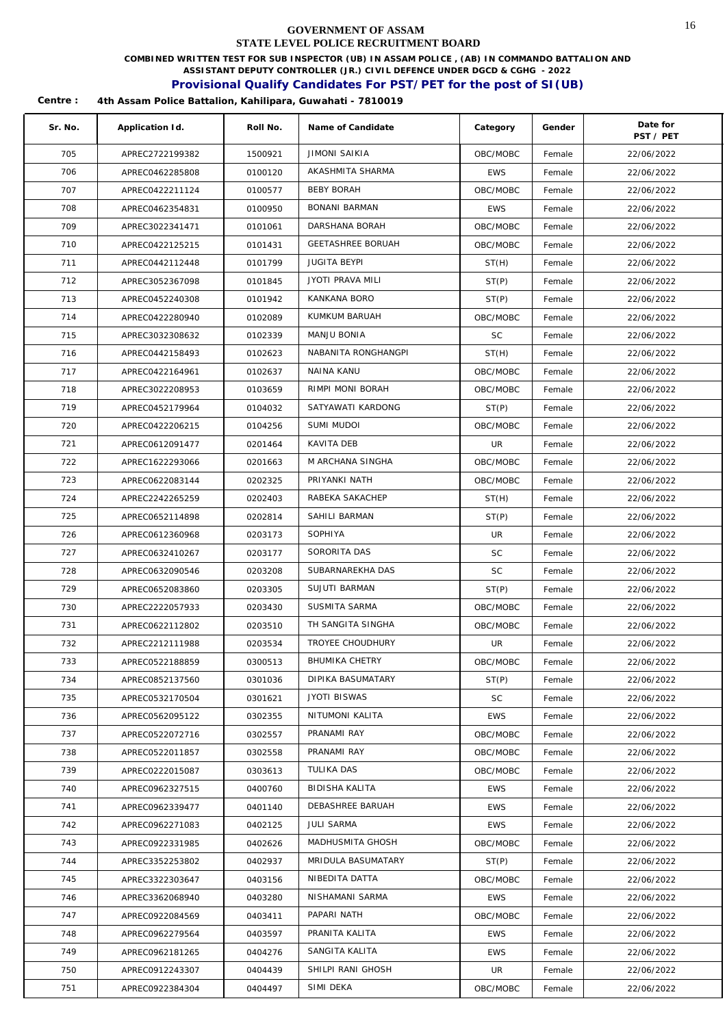**GOVERNMENT OF ASSAM**

**STATE LEVEL POLICE RECRUITMENT BOARD**

**COMBINED WRITTEN TEST FOR SUB INSPECTOR (UB) IN ASSAM POLICE , (AB) IN COMMANDO BATTALION AND ASSISTANT DEPUTY CONTROLLER (JR.) CIVIL DEFENCE UNDER DGCD & CGHG - 2022**

## Provisional Qualify Candidates For PST/PET for the post of SI(UB)

**Centre : 4th Assam Police Battalion, Kahilipara, Guwahati - 7810019**

| Sr. No. | Application Id. | Roll No. | Name of Candidate | Category | Gender | Date for PST / PET |
|---|---|---|---|---|---|---|
| 705 | APREC2722199382 | 1500921 | JIMONI SAIKIA | OBC/MOBC | Female | 22/06/2022 |
| 706 | APREC0462285808 | 0100120 | AKASHMITA SHARMA | EWS | Female | 22/06/2022 |
| 707 | APREC0422211124 | 0100577 | BEBY BORAH | OBC/MOBC | Female | 22/06/2022 |
| 708 | APREC0462354831 | 0100950 | BONANI BARMAN | EWS | Female | 22/06/2022 |
| 709 | APREC3022341471 | 0101061 | DARSHANA BORAH | OBC/MOBC | Female | 22/06/2022 |
| 710 | APREC0422125215 | 0101431 | GEETASHREE BORUAH | OBC/MOBC | Female | 22/06/2022 |
| 711 | APREC0442112448 | 0101799 | JUGITA BEYPI | ST(H) | Female | 22/06/2022 |
| 712 | APREC3052367098 | 0101845 | JYOTI PRAVA MILI | ST(P) | Female | 22/06/2022 |
| 713 | APREC0452240308 | 0101942 | KANKANA BORO | ST(P) | Female | 22/06/2022 |
| 714 | APREC0422280940 | 0102089 | KUMKUM BARUAH | OBC/MOBC | Female | 22/06/2022 |
| 715 | APREC3032308632 | 0102339 | MANJU BONIA | SC | Female | 22/06/2022 |
| 716 | APREC0442158493 | 0102623 | NABANITA RONGHANGPI | ST(H) | Female | 22/06/2022 |
| 717 | APREC0422164961 | 0102637 | NAINA KANU | OBC/MOBC | Female | 22/06/2022 |
| 718 | APREC3022208953 | 0103659 | RIMPI MONI BORAH | OBC/MOBC | Female | 22/06/2022 |
| 719 | APREC0452179964 | 0104032 | SATYAWATI KARDONG | ST(P) | Female | 22/06/2022 |
| 720 | APREC0422206215 | 0104256 | SUMI MUDOI | OBC/MOBC | Female | 22/06/2022 |
| 721 | APREC0612091477 | 0201464 | KAVITA DEB | UR | Female | 22/06/2022 |
| 722 | APREC1622293066 | 0201663 | M ARCHANA SINGHA | OBC/MOBC | Female | 22/06/2022 |
| 723 | APREC0622083144 | 0202325 | PRIYANKI NATH | OBC/MOBC | Female | 22/06/2022 |
| 724 | APREC2242265259 | 0202403 | RABEKA SAKACHEP | ST(H) | Female | 22/06/2022 |
| 725 | APREC0652114898 | 0202814 | SAHILI BARMAN | ST(P) | Female | 22/06/2022 |
| 726 | APREC0612360968 | 0203173 | SOPHIYA | UR | Female | 22/06/2022 |
| 727 | APREC0632410267 | 0203177 | SORORITA DAS | SC | Female | 22/06/2022 |
| 728 | APREC0632090546 | 0203208 | SUBARNAREKHA DAS | SC | Female | 22/06/2022 |
| 729 | APREC0652083860 | 0203305 | SUJUTI BARMAN | ST(P) | Female | 22/06/2022 |
| 730 | APREC2222057933 | 0203430 | SUSMITA SARMA | OBC/MOBC | Female | 22/06/2022 |
| 731 | APREC0622112802 | 0203510 | TH SANGITA SINGHA | OBC/MOBC | Female | 22/06/2022 |
| 732 | APREC2212111988 | 0203534 | TROYEE CHOUDHURY | UR | Female | 22/06/2022 |
| 733 | APREC0522188859 | 0300513 | BHUMIKA CHETRY | OBC/MOBC | Female | 22/06/2022 |
| 734 | APREC0852137560 | 0301036 | DIPIKA BASUMATARY | ST(P) | Female | 22/06/2022 |
| 735 | APREC0532170504 | 0301621 | JYOTI BISWAS | SC | Female | 22/06/2022 |
| 736 | APREC0562095122 | 0302355 | NITUMONI KALITA | EWS | Female | 22/06/2022 |
| 737 | APREC0522072716 | 0302557 | PRANAMI RAY | OBC/MOBC | Female | 22/06/2022 |
| 738 | APREC0522011857 | 0302558 | PRANAMI RAY | OBC/MOBC | Female | 22/06/2022 |
| 739 | APREC0222015087 | 0303613 | TULIKA DAS | OBC/MOBC | Female | 22/06/2022 |
| 740 | APREC0962327515 | 0400760 | BIDISHA KALITA | EWS | Female | 22/06/2022 |
| 741 | APREC0962339477 | 0401140 | DEBASHREE BARUAH | EWS | Female | 22/06/2022 |
| 742 | APREC0962271083 | 0402125 | JULI SARMA | EWS | Female | 22/06/2022 |
| 743 | APREC0922331985 | 0402626 | MADHUSMITA GHOSH | OBC/MOBC | Female | 22/06/2022 |
| 744 | APREC3352253802 | 0402937 | MRIDULA BASUMATARY | ST(P) | Female | 22/06/2022 |
| 745 | APREC3322303647 | 0403156 | NIBEDITA DATTA | OBC/MOBC | Female | 22/06/2022 |
| 746 | APREC3362068940 | 0403280 | NISHAMANI SARMA | EWS | Female | 22/06/2022 |
| 747 | APREC0922084569 | 0403411 | PAPARI NATH | OBC/MOBC | Female | 22/06/2022 |
| 748 | APREC0962279564 | 0403597 | PRANITA KALITA | EWS | Female | 22/06/2022 |
| 749 | APREC0962181265 | 0404276 | SANGITA KALITA | EWS | Female | 22/06/2022 |
| 750 | APREC0912243307 | 0404439 | SHILPI RANI GHOSH | UR | Female | 22/06/2022 |
| 751 | APREC0922384304 | 0404497 | SIMI DEKA | OBC/MOBC | Female | 22/06/2022 |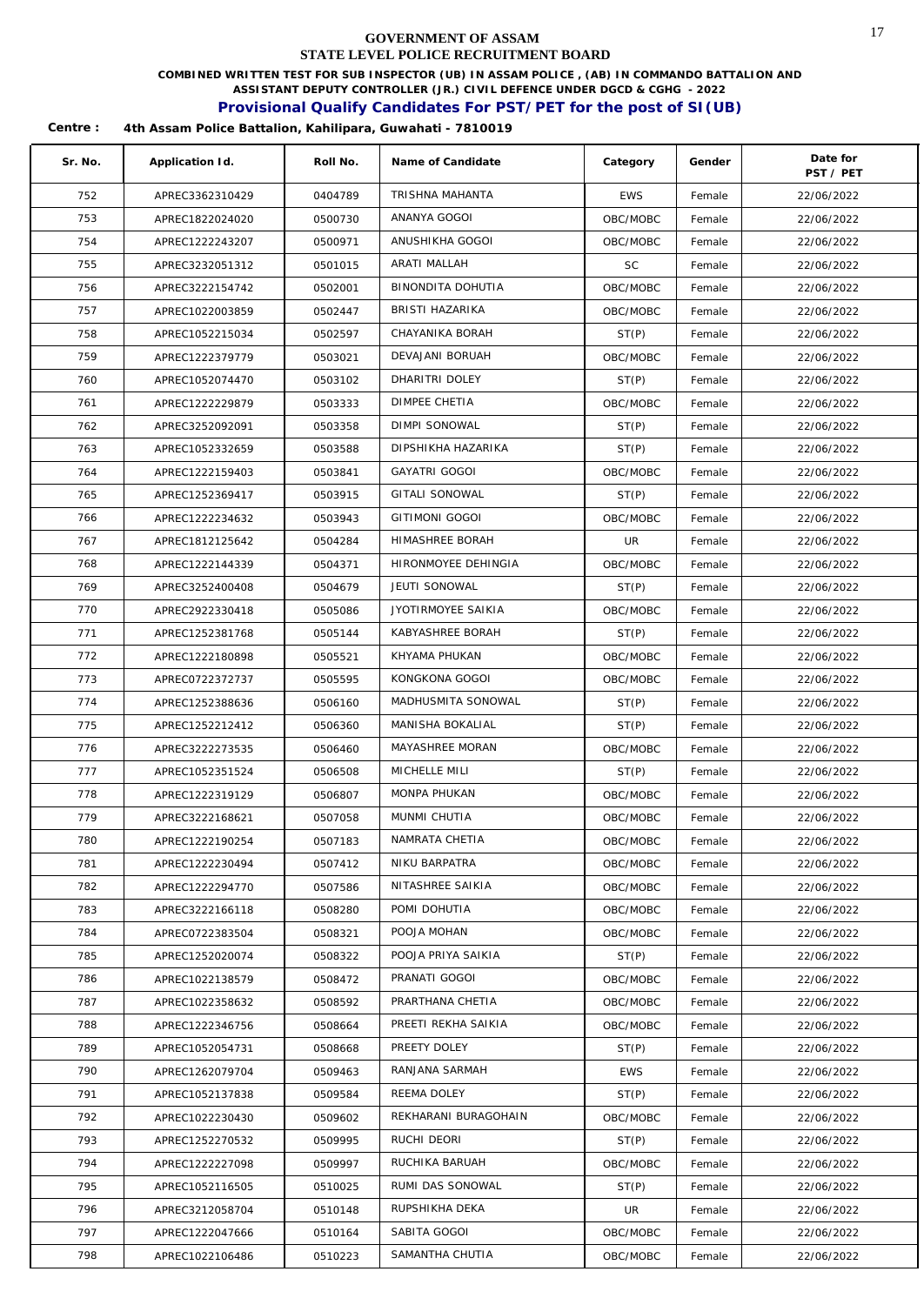GOVERNMENT OF ASSAM

STATE LEVEL POLICE RECRUITMENT BOARD

**COMBINED WRITTEN TEST FOR SUB INSPECTOR (UB) IN ASSAM POLICE , (AB) IN COMMANDO BATTALION AND ASSISTANT DEPUTY CONTROLLER (JR.) CIVIL DEFENCE UNDER DGCD & CGHG - 2022**

## Provisional Qualify Candidates For PST/PET for the post of SI(UB)

**Centre : 4th Assam Police Battalion, Kahilipara, Guwahati - 7810019**

| Sr. No. | Application Id. | Roll No. | Name of Candidate | Category | Gender | Date for PST / PET |
|---|---|---|---|---|---|---|
| 752 | APREC3362310429 | 0404789 | TRISHNA MAHANTA | EWS | Female | 22/06/2022 |
| 753 | APREC1822024020 | 0500730 | ANANYA GOGOI | OBC/MOBC | Female | 22/06/2022 |
| 754 | APREC1222243207 | 0500971 | ANUSHIKHA GOGOI | OBC/MOBC | Female | 22/06/2022 |
| 755 | APREC3232051312 | 0501015 | ARATI MALLAH | SC | Female | 22/06/2022 |
| 756 | APREC3222154742 | 0502001 | BINONDITA DOHUTIA | OBC/MOBC | Female | 22/06/2022 |
| 757 | APREC1022003859 | 0502447 | BRISTI HAZARIKA | OBC/MOBC | Female | 22/06/2022 |
| 758 | APREC1052215034 | 0502597 | CHAYANIKA BORAH | ST(P) | Female | 22/06/2022 |
| 759 | APREC1222379779 | 0503021 | DEVAJANI BORUAH | OBC/MOBC | Female | 22/06/2022 |
| 760 | APREC1052074470 | 0503102 | DHARITRI DOLEY | ST(P) | Female | 22/06/2022 |
| 761 | APREC1222229879 | 0503333 | DIMPEE CHETIA | OBC/MOBC | Female | 22/06/2022 |
| 762 | APREC3252092091 | 0503358 | DIMPI SONOWAL | ST(P) | Female | 22/06/2022 |
| 763 | APREC1052332659 | 0503588 | DIPSHIKHA HAZARIKA | ST(P) | Female | 22/06/2022 |
| 764 | APREC1222159403 | 0503841 | GAYATRI GOGOI | OBC/MOBC | Female | 22/06/2022 |
| 765 | APREC1252369417 | 0503915 | GITALI SONOWAL | ST(P) | Female | 22/06/2022 |
| 766 | APREC1222234632 | 0503943 | GITIMONI GOGOI | OBC/MOBC | Female | 22/06/2022 |
| 767 | APREC1812125642 | 0504284 | HIMASHREE BORAH | UR | Female | 22/06/2022 |
| 768 | APREC1222144339 | 0504371 | HIRONMOYEE DEHINGIA | OBC/MOBC | Female | 22/06/2022 |
| 769 | APREC3252400408 | 0504679 | JEUTI SONOWAL | ST(P) | Female | 22/06/2022 |
| 770 | APREC2922330418 | 0505086 | JYOTIRMOYEE SAIKIA | OBC/MOBC | Female | 22/06/2022 |
| 771 | APREC1252381768 | 0505144 | KABYASHREE BORAH | ST(P) | Female | 22/06/2022 |
| 772 | APREC1222180898 | 0505521 | KHYAMA PHUKAN | OBC/MOBC | Female | 22/06/2022 |
| 773 | APREC0722372737 | 0505595 | KONGKONA GOGOI | OBC/MOBC | Female | 22/06/2022 |
| 774 | APREC1252388636 | 0506160 | MADHUSMITA SONOWAL | ST(P) | Female | 22/06/2022 |
| 775 | APREC1252212412 | 0506360 | MANISHA BOKALIAL | ST(P) | Female | 22/06/2022 |
| 776 | APREC3222273535 | 0506460 | MAYASHREE MORAN | OBC/MOBC | Female | 22/06/2022 |
| 777 | APREC1052351524 | 0506508 | MICHELLE MILI | ST(P) | Female | 22/06/2022 |
| 778 | APREC1222319129 | 0506807 | MONPA PHUKAN | OBC/MOBC | Female | 22/06/2022 |
| 779 | APREC3222168621 | 0507058 | MUNMI CHUTIA | OBC/MOBC | Female | 22/06/2022 |
| 780 | APREC1222190254 | 0507183 | NAMRATA CHETIA | OBC/MOBC | Female | 22/06/2022 |
| 781 | APREC1222230494 | 0507412 | NIKU BARPATRA | OBC/MOBC | Female | 22/06/2022 |
| 782 | APREC1222294770 | 0507586 | NITASHREE SAIKIA | OBC/MOBC | Female | 22/06/2022 |
| 783 | APREC3222166118 | 0508280 | POMI DOHUTIA | OBC/MOBC | Female | 22/06/2022 |
| 784 | APREC0722383504 | 0508321 | POOJA MOHAN | OBC/MOBC | Female | 22/06/2022 |
| 785 | APREC1252020074 | 0508322 | POOJA PRIYA SAIKIA | ST(P) | Female | 22/06/2022 |
| 786 | APREC1022138579 | 0508472 | PRANATI GOGOI | OBC/MOBC | Female | 22/06/2022 |
| 787 | APREC1022358632 | 0508592 | PRARTHANA CHETIA | OBC/MOBC | Female | 22/06/2022 |
| 788 | APREC1222346756 | 0508664 | PREETI REKHA SAIKIA | OBC/MOBC | Female | 22/06/2022 |
| 789 | APREC1052054731 | 0508668 | PREETY DOLEY | ST(P) | Female | 22/06/2022 |
| 790 | APREC1262079704 | 0509463 | RANJANA SARMAH | EWS | Female | 22/06/2022 |
| 791 | APREC1052137838 | 0509584 | REEMA DOLEY | ST(P) | Female | 22/06/2022 |
| 792 | APREC1022230430 | 0509602 | REKHARANI BURAGOHAIN | OBC/MOBC | Female | 22/06/2022 |
| 793 | APREC1252270532 | 0509995 | RUCHI DEORI | ST(P) | Female | 22/06/2022 |
| 794 | APREC1222227098 | 0509997 | RUCHIKA BARUAH | OBC/MOBC | Female | 22/06/2022 |
| 795 | APREC1052116505 | 0510025 | RUMI DAS SONOWAL | ST(P) | Female | 22/06/2022 |
| 796 | APREC3212058704 | 0510148 | RUPSHIKHA DEKA | UR | Female | 22/06/2022 |
| 797 | APREC1222047666 | 0510164 | SABITA GOGOI | OBC/MOBC | Female | 22/06/2022 |
| 798 | APREC1022106486 | 0510223 | SAMANTHA CHUTIA | OBC/MOBC | Female | 22/06/2022 |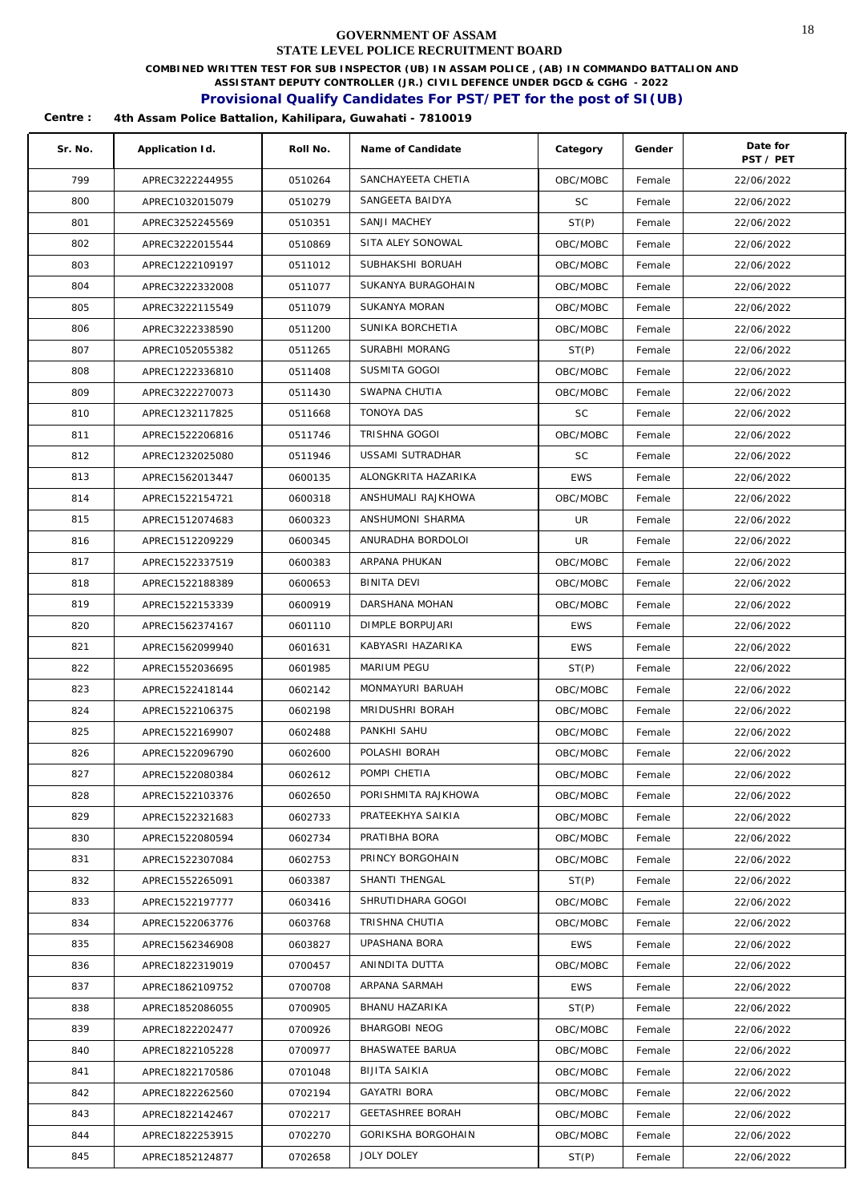# GOVERNMENT OF ASSAM
## STATE LEVEL POLICE RECRUITMENT BOARD

**COMBINED WRITTEN TEST FOR SUB INSPECTOR (UB) IN ASSAM POLICE , (AB) IN COMMANDO BATTALION AND ASSISTANT DEPUTY CONTROLLER (JR.) CIVIL DEFENCE UNDER DGCD & CGHG - 2022**

**Provisional Qualify Candidates For PST/PET for the post of SI(UB)**

**Centre : 4th Assam Police Battalion, Kahilipara, Guwahati - 7810019**

| Sr. No. | Application Id. | Roll No. | Name of Candidate | Category | Gender | Date for PST / PET |
|---|---|---|---|---|---|---|
| 799 | APREC3222244955 | 0510264 | SANCHAYEETA CHETIA | OBC/MOBC | Female | 22/06/2022 |
| 800 | APREC1032015079 | 0510279 | SANGEETA BAIDYA | SC | Female | 22/06/2022 |
| 801 | APREC3252245569 | 0510351 | SANJI MACHEY | ST(P) | Female | 22/06/2022 |
| 802 | APREC3222015544 | 0510869 | SITA ALEY SONOWAL | OBC/MOBC | Female | 22/06/2022 |
| 803 | APREC1222109197 | 0511012 | SUBHAKSHI BORUAH | OBC/MOBC | Female | 22/06/2022 |
| 804 | APREC3222332008 | 0511077 | SUKANYA BURAGOHAIN | OBC/MOBC | Female | 22/06/2022 |
| 805 | APREC3222115549 | 0511079 | SUKANYA MORAN | OBC/MOBC | Female | 22/06/2022 |
| 806 | APREC3222338590 | 0511200 | SUNIKA BORCHETIA | OBC/MOBC | Female | 22/06/2022 |
| 807 | APREC1052055382 | 0511265 | SURABHI MORANG | ST(P) | Female | 22/06/2022 |
| 808 | APREC1222336810 | 0511408 | SUSMITA GOGOI | OBC/MOBC | Female | 22/06/2022 |
| 809 | APREC3222270073 | 0511430 | SWAPNA CHUTIA | OBC/MOBC | Female | 22/06/2022 |
| 810 | APREC1232117825 | 0511668 | TONOYA DAS | SC | Female | 22/06/2022 |
| 811 | APREC1522206816 | 0511746 | TRISHNA GOGOI | OBC/MOBC | Female | 22/06/2022 |
| 812 | APREC1232025080 | 0511946 | USSAMI SUTRADHAR | SC | Female | 22/06/2022 |
| 813 | APREC1562013447 | 0600135 | ALONGKRITA HAZARIKA | EWS | Female | 22/06/2022 |
| 814 | APREC1522154721 | 0600318 | ANSHUMALI RAJKHOWA | OBC/MOBC | Female | 22/06/2022 |
| 815 | APREC1512074683 | 0600323 | ANSHUMONI SHARMA | UR | Female | 22/06/2022 |
| 816 | APREC1512209229 | 0600345 | ANURADHA BORDOLOI | UR | Female | 22/06/2022 |
| 817 | APREC1522337519 | 0600383 | ARPANA PHUKAN | OBC/MOBC | Female | 22/06/2022 |
| 818 | APREC1522188389 | 0600653 | BINITA DEVI | OBC/MOBC | Female | 22/06/2022 |
| 819 | APREC1522153339 | 0600919 | DARSHANA MOHAN | OBC/MOBC | Female | 22/06/2022 |
| 820 | APREC1562374167 | 0601110 | DIMPLE BORPUJARI | EWS | Female | 22/06/2022 |
| 821 | APREC1562099940 | 0601631 | KABYASRI HAZARIKA | EWS | Female | 22/06/2022 |
| 822 | APREC1552036695 | 0601985 | MARIUM PEGU | ST(P) | Female | 22/06/2022 |
| 823 | APREC1522418144 | 0602142 | MONMAYURI BARUAH | OBC/MOBC | Female | 22/06/2022 |
| 824 | APREC1522106375 | 0602198 | MRIDUSHRI BORAH | OBC/MOBC | Female | 22/06/2022 |
| 825 | APREC1522169907 | 0602488 | PANKHI SAHU | OBC/MOBC | Female | 22/06/2022 |
| 826 | APREC1522096790 | 0602600 | POLASHI BORAH | OBC/MOBC | Female | 22/06/2022 |
| 827 | APREC1522080384 | 0602612 | POMPI CHETIA | OBC/MOBC | Female | 22/06/2022 |
| 828 | APREC1522103376 | 0602650 | PORISHMITA RAJKHOWA | OBC/MOBC | Female | 22/06/2022 |
| 829 | APREC1522321683 | 0602733 | PRATEEKHYA SAIKIA | OBC/MOBC | Female | 22/06/2022 |
| 830 | APREC1522080594 | 0602734 | PRATIBHA BORA | OBC/MOBC | Female | 22/06/2022 |
| 831 | APREC1522307084 | 0602753 | PRINCY BORGOHAIN | OBC/MOBC | Female | 22/06/2022 |
| 832 | APREC1552265091 | 0603387 | SHANTI THENGAL | ST(P) | Female | 22/06/2022 |
| 833 | APREC1522197777 | 0603416 | SHRUTIDHARA GOGOI | OBC/MOBC | Female | 22/06/2022 |
| 834 | APREC1522063776 | 0603768 | TRISHNA CHUTIA | OBC/MOBC | Female | 22/06/2022 |
| 835 | APREC1562346908 | 0603827 | UPASHANA BORA | EWS | Female | 22/06/2022 |
| 836 | APREC1822319019 | 0700457 | ANINDITA DUTTA | OBC/MOBC | Female | 22/06/2022 |
| 837 | APREC1862109752 | 0700708 | ARPANA SARMAH | EWS | Female | 22/06/2022 |
| 838 | APREC1852086055 | 0700905 | BHANU HAZARIKA | ST(P) | Female | 22/06/2022 |
| 839 | APREC1822202477 | 0700926 | BHARGOBI NEOG | OBC/MOBC | Female | 22/06/2022 |
| 840 | APREC1822105228 | 0700977 | BHASWATEE BARUA | OBC/MOBC | Female | 22/06/2022 |
| 841 | APREC1822170586 | 0701048 | BIJITA SAIKIA | OBC/MOBC | Female | 22/06/2022 |
| 842 | APREC1822262560 | 0702194 | GAYATRI BORA | OBC/MOBC | Female | 22/06/2022 |
| 843 | APREC1822142467 | 0702217 | GEETASHREE BORAH | OBC/MOBC | Female | 22/06/2022 |
| 844 | APREC1822253915 | 0702270 | GORIKSHA BORGOHAIN | OBC/MOBC | Female | 22/06/2022 |
| 845 | APREC1852124877 | 0702658 | JOLY DOLEY | ST(P) | Female | 22/06/2022 |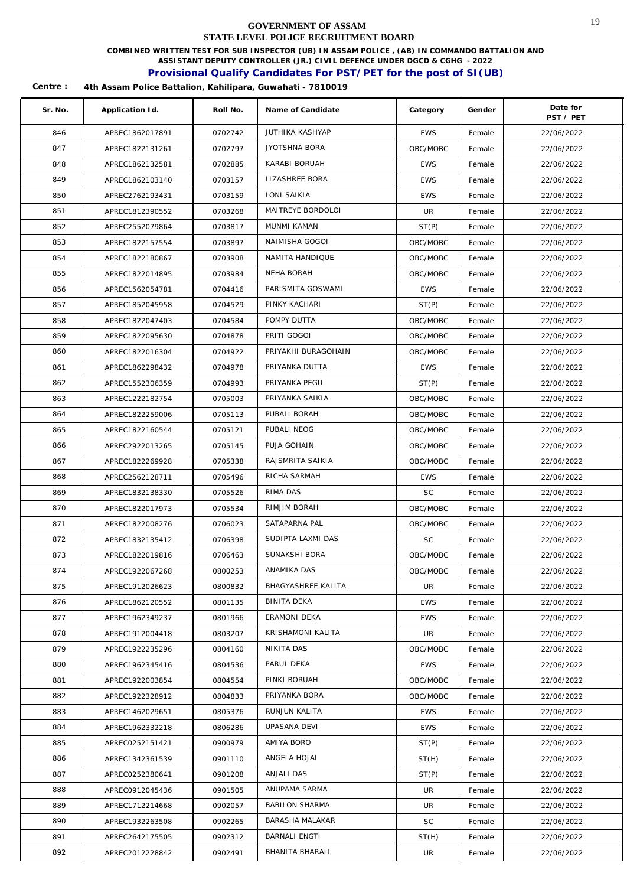**GOVERNMENT OF ASSAM**

**STATE LEVEL POLICE RECRUITMENT BOARD**

**COMBINED WRITTEN TEST FOR SUB INSPECTOR (UB) IN ASSAM POLICE , (AB) IN COMMANDO BATTALION AND ASSISTANT DEPUTY CONTROLLER (JR.) CIVIL DEFENCE UNDER DGCD & CGHG - 2022**

**Provisional Qualify Candidates For PST/PET for the post of SI(UB)**

**Centre : 4th Assam Police Battalion, Kahilipara, Guwahati - 7810019**

| Sr. No. | Application Id. | Roll No. | Name of Candidate | Category | Gender | Date for PST / PET |
|---|---|---|---|---|---|---|
| 846 | APREC1862017891 | 0702742 | JUTHIKA KASHYAP | EWS | Female | 22/06/2022 |
| 847 | APREC1822131261 | 0702797 | JYOTSHNA BORA | OBC/MOBC | Female | 22/06/2022 |
| 848 | APREC1862132581 | 0702885 | KARABI BORUAH | EWS | Female | 22/06/2022 |
| 849 | APREC1862103140 | 0703157 | LIZASHREE BORA | EWS | Female | 22/06/2022 |
| 850 | APREC2762193431 | 0703159 | LONI SAIKIA | EWS | Female | 22/06/2022 |
| 851 | APREC1812390552 | 0703268 | MAITREYE BORDOLOI | UR | Female | 22/06/2022 |
| 852 | APREC2552079864 | 0703817 | MUNMI KAMAN | ST(P) | Female | 22/06/2022 |
| 853 | APREC1822157554 | 0703897 | NAIMISHA GOGOI | OBC/MOBC | Female | 22/06/2022 |
| 854 | APREC1822180867 | 0703908 | NAMITA HANDIQUE | OBC/MOBC | Female | 22/06/2022 |
| 855 | APREC1822014895 | 0703984 | NEHA BORAH | OBC/MOBC | Female | 22/06/2022 |
| 856 | APREC1562054781 | 0704416 | PARISMITA GOSWAMI | EWS | Female | 22/06/2022 |
| 857 | APREC1852045958 | 0704529 | PINKY KACHARI | ST(P) | Female | 22/06/2022 |
| 858 | APREC1822047403 | 0704584 | POMPY DUTTA | OBC/MOBC | Female | 22/06/2022 |
| 859 | APREC1822095630 | 0704878 | PRITI GOGOI | OBC/MOBC | Female | 22/06/2022 |
| 860 | APREC1822016304 | 0704922 | PRIYAKHI BURAGOHAIN | OBC/MOBC | Female | 22/06/2022 |
| 861 | APREC1862298432 | 0704978 | PRIYANKA DUTTA | EWS | Female | 22/06/2022 |
| 862 | APREC1552306359 | 0704993 | PRIYANKA PEGU | ST(P) | Female | 22/06/2022 |
| 863 | APREC1222182754 | 0705003 | PRIYANKA SAIKIA | OBC/MOBC | Female | 22/06/2022 |
| 864 | APREC1822259006 | 0705113 | PUBALI BORAH | OBC/MOBC | Female | 22/06/2022 |
| 865 | APREC1822160544 | 0705121 | PUBALI NEOG | OBC/MOBC | Female | 22/06/2022 |
| 866 | APREC2922013265 | 0705145 | PUJA GOHAIN | OBC/MOBC | Female | 22/06/2022 |
| 867 | APREC1822269928 | 0705338 | RAJSMRITA SAIKIA | OBC/MOBC | Female | 22/06/2022 |
| 868 | APREC2562128711 | 0705496 | RICHA SARMAH | EWS | Female | 22/06/2022 |
| 869 | APREC1832138330 | 0705526 | RIMA DAS | SC | Female | 22/06/2022 |
| 870 | APREC1822017973 | 0705534 | RIMJIM BORAH | OBC/MOBC | Female | 22/06/2022 |
| 871 | APREC1822008276 | 0706023 | SATAPARNA PAL | OBC/MOBC | Female | 22/06/2022 |
| 872 | APREC1832135412 | 0706398 | SUDIPTA LAXMI DAS | SC | Female | 22/06/2022 |
| 873 | APREC1822019816 | 0706463 | SUNAKSHI BORA | OBC/MOBC | Female | 22/06/2022 |
| 874 | APREC1922067268 | 0800253 | ANAMIKA DAS | OBC/MOBC | Female | 22/06/2022 |
| 875 | APREC1912026623 | 0800832 | BHAGYASHREE KALITA | UR | Female | 22/06/2022 |
| 876 | APREC1862120552 | 0801135 | BINITA DEKA | EWS | Female | 22/06/2022 |
| 877 | APREC1962349237 | 0801966 | ERAMONI DEKA | EWS | Female | 22/06/2022 |
| 878 | APREC1912004418 | 0803207 | KRISHAMONI KALITA | UR | Female | 22/06/2022 |
| 879 | APREC1922235296 | 0804160 | NIKITA DAS | OBC/MOBC | Female | 22/06/2022 |
| 880 | APREC1962345416 | 0804536 | PARUL DEKA | EWS | Female | 22/06/2022 |
| 881 | APREC1922003854 | 0804554 | PINKI BORUAH | OBC/MOBC | Female | 22/06/2022 |
| 882 | APREC1922328912 | 0804833 | PRIYANKA BORA | OBC/MOBC | Female | 22/06/2022 |
| 883 | APREC1462029651 | 0805376 | RUNJUN KALITA | EWS | Female | 22/06/2022 |
| 884 | APREC1962332218 | 0806286 | UPASANA DEVI | EWS | Female | 22/06/2022 |
| 885 | APREC0252151421 | 0900979 | AMIYA BORO | ST(P) | Female | 22/06/2022 |
| 886 | APREC1342361539 | 0901110 | ANGELA HOJAI | ST(H) | Female | 22/06/2022 |
| 887 | APREC0252380641 | 0901208 | ANJALI DAS | ST(P) | Female | 22/06/2022 |
| 888 | APREC0912045436 | 0901505 | ANUPAMA SARMA | UR | Female | 22/06/2022 |
| 889 | APREC1712214668 | 0902057 | BABILON SHARMA | UR | Female | 22/06/2022 |
| 890 | APREC1932263508 | 0902265 | BARASHA MALAKAR | SC | Female | 22/06/2022 |
| 891 | APREC2642175505 | 0902312 | BARNALI ENGTI | ST(H) | Female | 22/06/2022 |
| 892 | APREC2012228842 | 0902491 | BHANITA BHARALI | UR | Female | 22/06/2022 |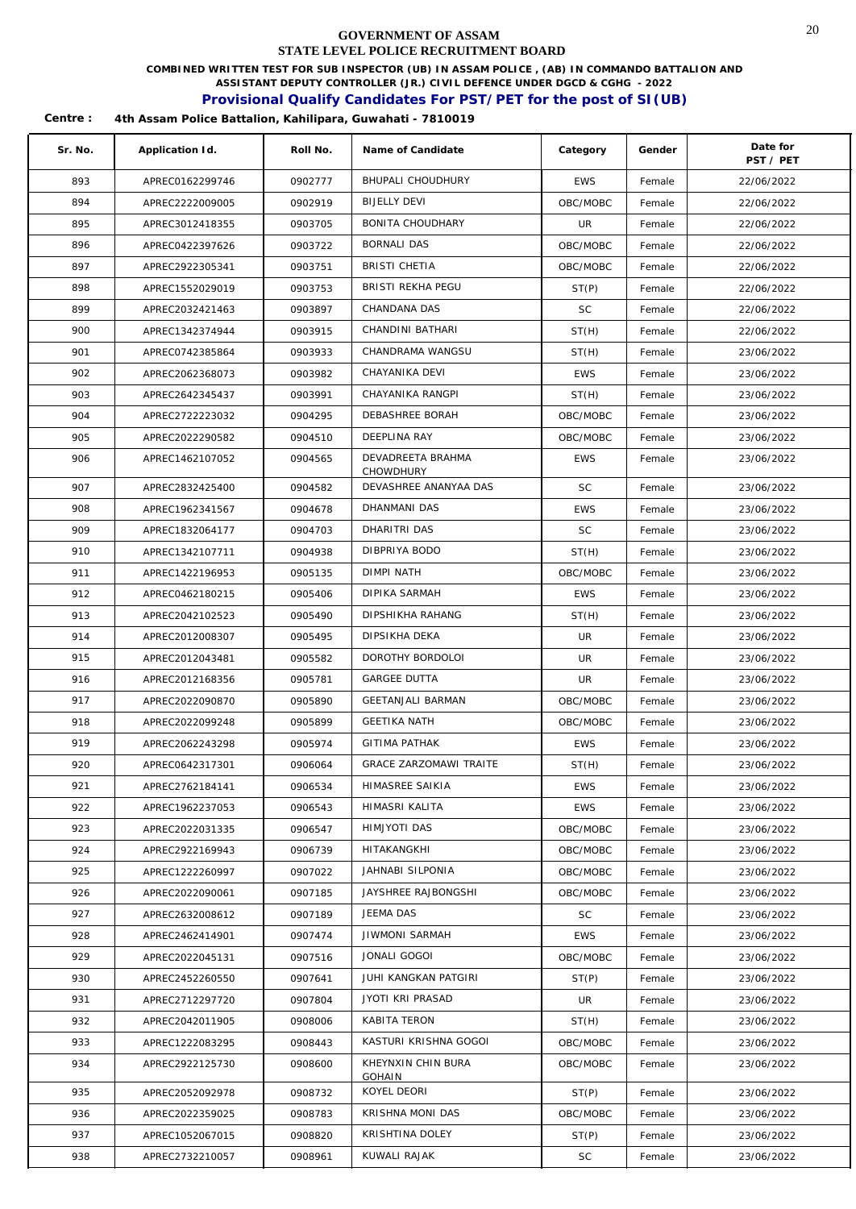# GOVERNMENT OF ASSAM
## STATE LEVEL POLICE RECRUITMENT BOARD

**COMBINED WRITTEN TEST FOR SUB INSPECTOR (UB) IN ASSAM POLICE , (AB) IN COMMANDO BATTALION AND ASSISTANT DEPUTY CONTROLLER (JR.) CIVIL DEFENCE UNDER DGCD & CGHG - 2022**

### Provisional Qualify Candidates For PST/PET for the post of SI(UB)

**Centre : 4th Assam Police Battalion, Kahilipara, Guwahati - 7810019**

| Sr. No. | Application Id. | Roll No. | Name of Candidate | Category | Gender | Date for PST / PET |
|---|---|---|---|---|---|---|
| 893 | APREC0162299746 | 0902777 | BHUPALI CHOUDHURY | EWS | Female | 22/06/2022 |
| 894 | APREC2222009005 | 0902919 | BIJELLY DEVI | OBC/MOBC | Female | 22/06/2022 |
| 895 | APREC3012418355 | 0903705 | BONITA CHOUDHARY | UR | Female | 22/06/2022 |
| 896 | APREC0422397626 | 0903722 | BORNALI DAS | OBC/MOBC | Female | 22/06/2022 |
| 897 | APREC2922305341 | 0903751 | BRISTI CHETIA | OBC/MOBC | Female | 22/06/2022 |
| 898 | APREC1552029019 | 0903753 | BRISTI REKHA PEGU | ST(P) | Female | 22/06/2022 |
| 899 | APREC2032421463 | 0903897 | CHANDANA DAS | SC | Female | 22/06/2022 |
| 900 | APREC1342374944 | 0903915 | CHANDINI BATHARI | ST(H) | Female | 22/06/2022 |
| 901 | APREC0742385864 | 0903933 | CHANDRAMA WANGSU | ST(H) | Female | 23/06/2022 |
| 902 | APREC2062368073 | 0903982 | CHAYANIKA DEVI | EWS | Female | 23/06/2022 |
| 903 | APREC2642345437 | 0903991 | CHAYANIKA RANGPI | ST(H) | Female | 23/06/2022 |
| 904 | APREC2722223032 | 0904295 | DEBASHREE BORAH | OBC/MOBC | Female | 23/06/2022 |
| 905 | APREC2022290582 | 0904510 | DEEPLINA RAY | OBC/MOBC | Female | 23/06/2022 |
| 906 | APREC1462107052 | 0904565 | DEVADREETA BRAHMA CHOWDHURY | EWS | Female | 23/06/2022 |
| 907 | APREC2832425400 | 0904582 | DEVASHREE ANANYAA DAS | SC | Female | 23/06/2022 |
| 908 | APREC1962341567 | 0904678 | DHANMANI DAS | EWS | Female | 23/06/2022 |
| 909 | APREC1832064177 | 0904703 | DHARITRI DAS | SC | Female | 23/06/2022 |
| 910 | APREC1342107711 | 0904938 | DIBPRIYA BODO | ST(H) | Female | 23/06/2022 |
| 911 | APREC1422196953 | 0905135 | DIMPI NATH | OBC/MOBC | Female | 23/06/2022 |
| 912 | APREC0462180215 | 0905406 | DIPIKA SARMAH | EWS | Female | 23/06/2022 |
| 913 | APREC2042102523 | 0905490 | DIPSHIKHA RAHANG | ST(H) | Female | 23/06/2022 |
| 914 | APREC2012008307 | 0905495 | DIPSIKHA DEKA | UR | Female | 23/06/2022 |
| 915 | APREC2012043481 | 0905582 | DOROTHY BORDOLOI | UR | Female | 23/06/2022 |
| 916 | APREC2012168356 | 0905781 | GARGEE DUTTA | UR | Female | 23/06/2022 |
| 917 | APREC2022090870 | 0905890 | GEETANJALI BARMAN | OBC/MOBC | Female | 23/06/2022 |
| 918 | APREC2022099248 | 0905899 | GEETIKA NATH | OBC/MOBC | Female | 23/06/2022 |
| 919 | APREC2062243298 | 0905974 | GITIMA PATHAK | EWS | Female | 23/06/2022 |
| 920 | APREC0642317301 | 0906064 | GRACE ZARZOMAWI TRAITE | ST(H) | Female | 23/06/2022 |
| 921 | APREC2762184141 | 0906534 | HIMASREE SAIKIA | EWS | Female | 23/06/2022 |
| 922 | APREC1962237053 | 0906543 | HIMASRI KALITA | EWS | Female | 23/06/2022 |
| 923 | APREC2022031335 | 0906547 | HIMJYOTI DAS | OBC/MOBC | Female | 23/06/2022 |
| 924 | APREC2922169943 | 0906739 | HITAKANGKHI | OBC/MOBC | Female | 23/06/2022 |
| 925 | APREC1222260997 | 0907022 | JAHNABI SILPONIA | OBC/MOBC | Female | 23/06/2022 |
| 926 | APREC2022090061 | 0907185 | JAYSHREE RAJBONGSHI | OBC/MOBC | Female | 23/06/2022 |
| 927 | APREC2632008612 | 0907189 | JEEMA DAS | SC | Female | 23/06/2022 |
| 928 | APREC2462414901 | 0907474 | JIWMONI SARMAH | EWS | Female | 23/06/2022 |
| 929 | APREC2022045131 | 0907516 | JONALI GOGOI | OBC/MOBC | Female | 23/06/2022 |
| 930 | APREC2452260550 | 0907641 | JUHI KANGKAN PATGIRI | ST(P) | Female | 23/06/2022 |
| 931 | APREC2712297720 | 0907804 | JYOTI KRI PRASAD | UR | Female | 23/06/2022 |
| 932 | APREC2042011905 | 0908006 | KABITA TERON | ST(H) | Female | 23/06/2022 |
| 933 | APREC1222083295 | 0908443 | KASTURI KRISHNA GOGOI | OBC/MOBC | Female | 23/06/2022 |
| 934 | APREC2922125730 | 0908600 | KHEYNXIN CHIN BURA GOHAIN | OBC/MOBC | Female | 23/06/2022 |
| 935 | APREC2052092978 | 0908732 | KOYEL DEORI | ST(P) | Female | 23/06/2022 |
| 936 | APREC2022359025 | 0908783 | KRISHNA MONI DAS | OBC/MOBC | Female | 23/06/2022 |
| 937 | APREC1052067015 | 0908820 | KRISHTINA DOLEY | ST(P) | Female | 23/06/2022 |
| 938 | APREC2732210057 | 0908961 | KUWALI RAJAK | SC | Female | 23/06/2022 |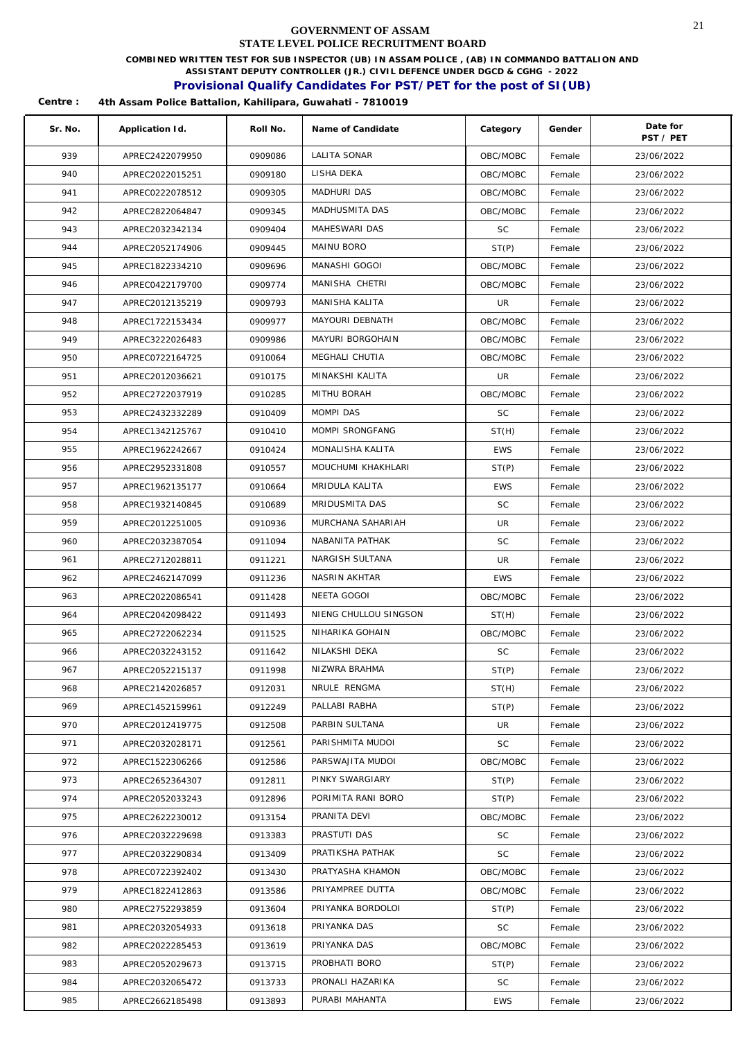# GOVERNMENT OF ASSAM
## STATE LEVEL POLICE RECRUITMENT BOARD

**COMBINED WRITTEN TEST FOR SUB INSPECTOR (UB) IN ASSAM POLICE , (AB) IN COMMANDO BATTALION AND ASSISTANT DEPUTY CONTROLLER (JR.) CIVIL DEFENCE UNDER DGCD & CGHG - 2022**

## Provisional Qualify Candidates For PST/PET for the post of SI(UB)

**Centre : 4th Assam Police Battalion, Kahilipara, Guwahati - 7810019**

| Sr. No. | Application Id. | Roll No. | Name of Candidate | Category | Gender | Date for PST / PET |
|---|---|---|---|---|---|---|
| 939 | APREC2422079950 | 0909086 | LALITA SONAR | OBC/MOBC | Female | 23/06/2022 |
| 940 | APREC2022015251 | 0909180 | LISHA DEKA | OBC/MOBC | Female | 23/06/2022 |
| 941 | APREC0222078512 | 0909305 | MADHURI DAS | OBC/MOBC | Female | 23/06/2022 |
| 942 | APREC2822064847 | 0909345 | MADHUSMITA DAS | OBC/MOBC | Female | 23/06/2022 |
| 943 | APREC2032342134 | 0909404 | MAHESWARI DAS | SC | Female | 23/06/2022 |
| 944 | APREC2052174906 | 0909445 | MAINU BORO | ST(P) | Female | 23/06/2022 |
| 945 | APREC1822334210 | 0909696 | MANASHI GOGOI | OBC/MOBC | Female | 23/06/2022 |
| 946 | APREC0422179700 | 0909774 | MANISHA CHETRI | OBC/MOBC | Female | 23/06/2022 |
| 947 | APREC2012135219 | 0909793 | MANISHA KALITA | UR | Female | 23/06/2022 |
| 948 | APREC1722153434 | 0909977 | MAYOURI DEBNATH | OBC/MOBC | Female | 23/06/2022 |
| 949 | APREC3222026483 | 0909986 | MAYURI BORGOHAIN | OBC/MOBC | Female | 23/06/2022 |
| 950 | APREC0722164725 | 0910064 | MEGHALI CHUTIA | OBC/MOBC | Female | 23/06/2022 |
| 951 | APREC2012036621 | 0910175 | MINAKSHI KALITA | UR | Female | 23/06/2022 |
| 952 | APREC2722037919 | 0910285 | MITHU BORAH | OBC/MOBC | Female | 23/06/2022 |
| 953 | APREC2432332289 | 0910409 | MOMPI DAS | SC | Female | 23/06/2022 |
| 954 | APREC1342125767 | 0910410 | MOMPI SRONGFANG | ST(H) | Female | 23/06/2022 |
| 955 | APREC1962242667 | 0910424 | MONALISHA KALITA | EWS | Female | 23/06/2022 |
| 956 | APREC2952331808 | 0910557 | MOUCHUMI KHAKHLARI | ST(P) | Female | 23/06/2022 |
| 957 | APREC1962135177 | 0910664 | MRIDULA KALITA | EWS | Female | 23/06/2022 |
| 958 | APREC1932140845 | 0910689 | MRIDUSMITA DAS | SC | Female | 23/06/2022 |
| 959 | APREC2012251005 | 0910936 | MURCHANA SAHARIAH | UR | Female | 23/06/2022 |
| 960 | APREC2032387054 | 0911094 | NABANITA PATHAK | SC | Female | 23/06/2022 |
| 961 | APREC2712028811 | 0911221 | NARGISH SULTANA | UR | Female | 23/06/2022 |
| 962 | APREC2462147099 | 0911236 | NASRIN AKHTAR | EWS | Female | 23/06/2022 |
| 963 | APREC2022086541 | 0911428 | NEETA GOGOI | OBC/MOBC | Female | 23/06/2022 |
| 964 | APREC2042098422 | 0911493 | NIENG CHULLOU SINGSON | ST(H) | Female | 23/06/2022 |
| 965 | APREC2722062234 | 0911525 | NIHARIKA GOHAIN | OBC/MOBC | Female | 23/06/2022 |
| 966 | APREC2032243152 | 0911642 | NILAKSHI DEKA | SC | Female | 23/06/2022 |
| 967 | APREC2052215137 | 0911998 | NIZWRA BRAHMA | ST(P) | Female | 23/06/2022 |
| 968 | APREC2142026857 | 0912031 | NRULE RENGMA | ST(H) | Female | 23/06/2022 |
| 969 | APREC1452159961 | 0912249 | PALLABI RABHA | ST(P) | Female | 23/06/2022 |
| 970 | APREC2012419775 | 0912508 | PARBIN SULTANA | UR | Female | 23/06/2022 |
| 971 | APREC2032028171 | 0912561 | PARISHMITA MUDOI | SC | Female | 23/06/2022 |
| 972 | APREC1522306266 | 0912586 | PARSWAJITA MUDOI | OBC/MOBC | Female | 23/06/2022 |
| 973 | APREC2652364307 | 0912811 | PINKY SWARGIARY | ST(P) | Female | 23/06/2022 |
| 974 | APREC2052033243 | 0912896 | PORIMITA RANI BORO | ST(P) | Female | 23/06/2022 |
| 975 | APREC2622230012 | 0913154 | PRANITA DEVI | OBC/MOBC | Female | 23/06/2022 |
| 976 | APREC2032229698 | 0913383 | PRASTUTI DAS | SC | Female | 23/06/2022 |
| 977 | APREC2032290834 | 0913409 | PRATIKSHA PATHAK | SC | Female | 23/06/2022 |
| 978 | APREC0722392402 | 0913430 | PRATYASHA KHAMON | OBC/MOBC | Female | 23/06/2022 |
| 979 | APREC1822412863 | 0913586 | PRIYAMPREE DUTTA | OBC/MOBC | Female | 23/06/2022 |
| 980 | APREC2752293859 | 0913604 | PRIYANKA BORDOLOI | ST(P) | Female | 23/06/2022 |
| 981 | APREC2032054933 | 0913618 | PRIYANKA DAS | SC | Female | 23/06/2022 |
| 982 | APREC2022285453 | 0913619 | PRIYANKA DAS | OBC/MOBC | Female | 23/06/2022 |
| 983 | APREC2052029673 | 0913715 | PROBHATI BORO | ST(P) | Female | 23/06/2022 |
| 984 | APREC2032065472 | 0913733 | PRONALI HAZARIKA | SC | Female | 23/06/2022 |
| 985 | APREC2662185498 | 0913893 | PURABI MAHANTA | EWS | Female | 23/06/2022 |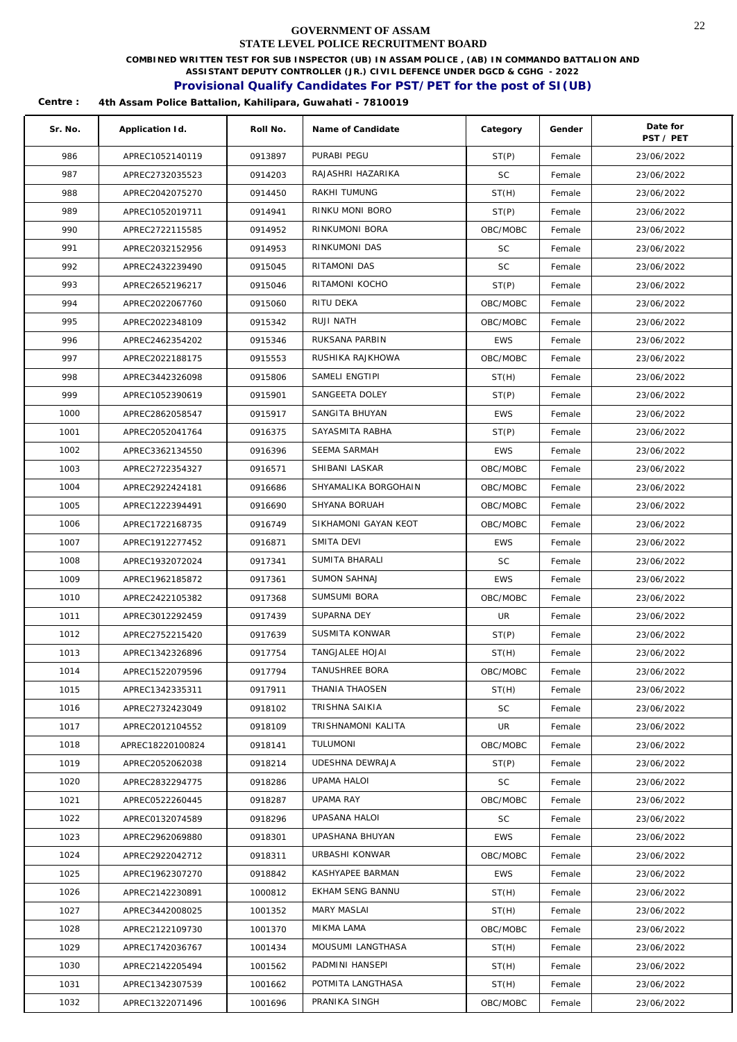# GOVERNMENT OF ASSAM
## STATE LEVEL POLICE RECRUITMENT BOARD

**COMBINED WRITTEN TEST FOR SUB INSPECTOR (UB) IN ASSAM POLICE , (AB) IN COMMANDO BATTALION AND ASSISTANT DEPUTY CONTROLLER (JR.) CIVIL DEFENCE UNDER DGCD & CGHG - 2022**

**Provisional Qualify Candidates For PST/PET for the post of SI(UB)**

**Centre : 4th Assam Police Battalion, Kahilipara, Guwahati - 7810019**

| Sr. No. | Application Id. | Roll No. | Name of Candidate | Category | Gender | Date for PST / PET |
|---|---|---|---|---|---|---|
| 986 | APREC1052140119 | 0913897 | PURABI PEGU | ST(P) | Female | 23/06/2022 |
| 987 | APREC2732035523 | 0914203 | RAJASHRI HAZARIKA | SC | Female | 23/06/2022 |
| 988 | APREC2042075270 | 0914450 | RAKHI TUMUNG | ST(H) | Female | 23/06/2022 |
| 989 | APREC1052019711 | 0914941 | RINKU MONI BORO | ST(P) | Female | 23/06/2022 |
| 990 | APREC2722115585 | 0914952 | RINKUMONI BORA | OBC/MOBC | Female | 23/06/2022 |
| 991 | APREC2032152956 | 0914953 | RINKUMONI DAS | SC | Female | 23/06/2022 |
| 992 | APREC2432239490 | 0915045 | RITAMONI DAS | SC | Female | 23/06/2022 |
| 993 | APREC2652196217 | 0915046 | RITAMONI KOCHO | ST(P) | Female | 23/06/2022 |
| 994 | APREC2022067760 | 0915060 | RITU DEKA | OBC/MOBC | Female | 23/06/2022 |
| 995 | APREC2022348109 | 0915342 | RUJI NATH | OBC/MOBC | Female | 23/06/2022 |
| 996 | APREC2462354202 | 0915346 | RUKSANA PARBIN | EWS | Female | 23/06/2022 |
| 997 | APREC2022188175 | 0915553 | RUSHIKA RAJKHOWA | OBC/MOBC | Female | 23/06/2022 |
| 998 | APREC3442326098 | 0915806 | SAMELI ENGTIPI | ST(H) | Female | 23/06/2022 |
| 999 | APREC1052390619 | 0915901 | SANGEETA DOLEY | ST(P) | Female | 23/06/2022 |
| 1000 | APREC2862058547 | 0915917 | SANGITA BHUYAN | EWS | Female | 23/06/2022 |
| 1001 | APREC2052041764 | 0916375 | SAYASMITA RABHA | ST(P) | Female | 23/06/2022 |
| 1002 | APREC3362134550 | 0916396 | SEEMA SARMAH | EWS | Female | 23/06/2022 |
| 1003 | APREC2722354327 | 0916571 | SHIBANI LASKAR | OBC/MOBC | Female | 23/06/2022 |
| 1004 | APREC2922424181 | 0916686 | SHYAMALIKA BORGOHAIN | OBC/MOBC | Female | 23/06/2022 |
| 1005 | APREC1222394491 | 0916690 | SHYANA BORUAH | OBC/MOBC | Female | 23/06/2022 |
| 1006 | APREC1722168735 | 0916749 | SIKHAMONI GAYAN KEOT | OBC/MOBC | Female | 23/06/2022 |
| 1007 | APREC1912277452 | 0916871 | SMITA DEVI | EWS | Female | 23/06/2022 |
| 1008 | APREC1932072024 | 0917341 | SUMITA BHARALI | SC | Female | 23/06/2022 |
| 1009 | APREC1962185872 | 0917361 | SUMON SAHNAJ | EWS | Female | 23/06/2022 |
| 1010 | APREC2422105382 | 0917368 | SUMSUMI BORA | OBC/MOBC | Female | 23/06/2022 |
| 1011 | APREC3012292459 | 0917439 | SUPARNA DEY | UR | Female | 23/06/2022 |
| 1012 | APREC2752215420 | 0917639 | SUSMITA KONWAR | ST(P) | Female | 23/06/2022 |
| 1013 | APREC1342326896 | 0917754 | TANGJALEE HOJAI | ST(H) | Female | 23/06/2022 |
| 1014 | APREC1522079596 | 0917794 | TANUSHREE BORA | OBC/MOBC | Female | 23/06/2022 |
| 1015 | APREC1342335311 | 0917911 | THANIA THAOSEN | ST(H) | Female | 23/06/2022 |
| 1016 | APREC2732423049 | 0918102 | TRISHNA SAIKIA | SC | Female | 23/06/2022 |
| 1017 | APREC2012104552 | 0918109 | TRISHNAMONI KALITA | UR | Female | 23/06/2022 |
| 1018 | APREC18220100824 | 0918141 | TULUMONI | OBC/MOBC | Female | 23/06/2022 |
| 1019 | APREC2052062038 | 0918214 | UDESHNA DEWRAJA | ST(P) | Female | 23/06/2022 |
| 1020 | APREC2832294775 | 0918286 | UPAMA HALOI | SC | Female | 23/06/2022 |
| 1021 | APREC0522260445 | 0918287 | UPAMA RAY | OBC/MOBC | Female | 23/06/2022 |
| 1022 | APREC0132074589 | 0918296 | UPASANA HALOI | SC | Female | 23/06/2022 |
| 1023 | APREC2962069880 | 0918301 | UPASHANA BHUYAN | EWS | Female | 23/06/2022 |
| 1024 | APREC2922042712 | 0918311 | URBASHI KONWAR | OBC/MOBC | Female | 23/06/2022 |
| 1025 | APREC1962307270 | 0918842 | KASHYAPEE BARMAN | EWS | Female | 23/06/2022 |
| 1026 | APREC2142230891 | 1000812 | EKHAM SENG BANNU | ST(H) | Female | 23/06/2022 |
| 1027 | APREC3442008025 | 1001352 | MARY MASLAI | ST(H) | Female | 23/06/2022 |
| 1028 | APREC2122109730 | 1001370 | MIKMA LAMA | OBC/MOBC | Female | 23/06/2022 |
| 1029 | APREC1742036767 | 1001434 | MOUSUMI LANGTHASA | ST(H) | Female | 23/06/2022 |
| 1030 | APREC2142205494 | 1001562 | PADMINI HANSEPI | ST(H) | Female | 23/06/2022 |
| 1031 | APREC1342307539 | 1001662 | POTMITA LANGTHASA | ST(H) | Female | 23/06/2022 |
| 1032 | APREC1322071496 | 1001696 | PRANIKA SINGH | OBC/MOBC | Female | 23/06/2022 |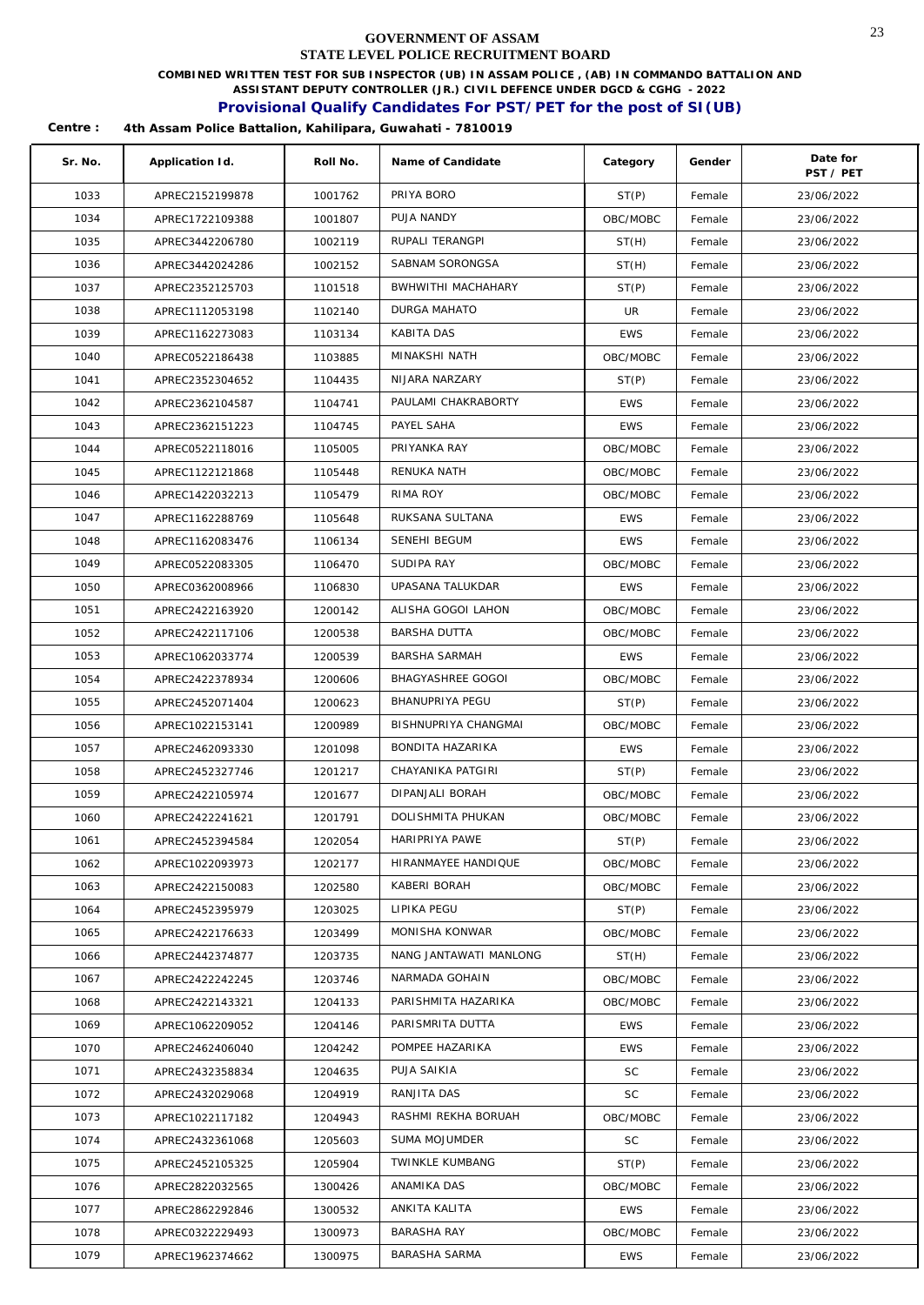# GOVERNMENT OF ASSAM
## STATE LEVEL POLICE RECRUITMENT BOARD

**COMBINED WRITTEN TEST FOR SUB INSPECTOR (UB) IN ASSAM POLICE , (AB) IN COMMANDO BATTALION AND ASSISTANT DEPUTY CONTROLLER (JR.) CIVIL DEFENCE UNDER DGCD & CGHG - 2022**

### Provisional Qualify Candidates For PST/PET for the post of SI(UB)

**Centre : 4th Assam Police Battalion, Kahilipara, Guwahati - 7810019**

| Sr. No. | Application Id. | Roll No. | Name of Candidate | Category | Gender | Date for PST / PET |
|---|---|---|---|---|---|---|
| 1033 | APREC2152199878 | 1001762 | PRIYA BORO | ST(P) | Female | 23/06/2022 |
| 1034 | APREC1722109388 | 1001807 | PUJA NANDY | OBC/MOBC | Female | 23/06/2022 |
| 1035 | APREC3442206780 | 1002119 | RUPALI TERANGPI | ST(H) | Female | 23/06/2022 |
| 1036 | APREC3442024286 | 1002152 | SABNAM SORONGSA | ST(H) | Female | 23/06/2022 |
| 1037 | APREC2352125703 | 1101518 | BWHWITHI MACHAHARY | ST(P) | Female | 23/06/2022 |
| 1038 | APREC1112053198 | 1102140 | DURGA MAHATO | UR | Female | 23/06/2022 |
| 1039 | APREC1162273083 | 1103134 | KABITA DAS | EWS | Female | 23/06/2022 |
| 1040 | APREC0522186438 | 1103885 | MINAKSHI NATH | OBC/MOBC | Female | 23/06/2022 |
| 1041 | APREC2352304652 | 1104435 | NIJARA NARZARY | ST(P) | Female | 23/06/2022 |
| 1042 | APREC2362104587 | 1104741 | PAULAMI CHAKRABORTY | EWS | Female | 23/06/2022 |
| 1043 | APREC2362151223 | 1104745 | PAYEL SAHA | EWS | Female | 23/06/2022 |
| 1044 | APREC0522118016 | 1105005 | PRIYANKA RAY | OBC/MOBC | Female | 23/06/2022 |
| 1045 | APREC1122121868 | 1105448 | RENUKA NATH | OBC/MOBC | Female | 23/06/2022 |
| 1046 | APREC1422032213 | 1105479 | RIMA ROY | OBC/MOBC | Female | 23/06/2022 |
| 1047 | APREC1162288769 | 1105648 | RUKSANA SULTANA | EWS | Female | 23/06/2022 |
| 1048 | APREC1162083476 | 1106134 | SENEHI BEGUM | EWS | Female | 23/06/2022 |
| 1049 | APREC0522083305 | 1106470 | SUDIPA RAY | OBC/MOBC | Female | 23/06/2022 |
| 1050 | APREC0362008966 | 1106830 | UPASANA TALUKDAR | EWS | Female | 23/06/2022 |
| 1051 | APREC2422163920 | 1200142 | ALISHA GOGOI LAHON | OBC/MOBC | Female | 23/06/2022 |
| 1052 | APREC2422117106 | 1200538 | BARSHA DUTTA | OBC/MOBC | Female | 23/06/2022 |
| 1053 | APREC1062033774 | 1200539 | BARSHA SARMAH | EWS | Female | 23/06/2022 |
| 1054 | APREC2422378934 | 1200606 | BHAGYASHREE GOGOI | OBC/MOBC | Female | 23/06/2022 |
| 1055 | APREC2452071404 | 1200623 | BHANUPRIYA PEGU | ST(P) | Female | 23/06/2022 |
| 1056 | APREC1022153141 | 1200989 | BISHNUPRIYA CHANGMAI | OBC/MOBC | Female | 23/06/2022 |
| 1057 | APREC2462093330 | 1201098 | BONDITA HAZARIKA | EWS | Female | 23/06/2022 |
| 1058 | APREC2452327746 | 1201217 | CHAYANIKA PATGIRI | ST(P) | Female | 23/06/2022 |
| 1059 | APREC2422105974 | 1201677 | DIPANJALI BORAH | OBC/MOBC | Female | 23/06/2022 |
| 1060 | APREC2422241621 | 1201791 | DOLISHMITA PHUKAN | OBC/MOBC | Female | 23/06/2022 |
| 1061 | APREC2452394584 | 1202054 | HARIPRIYA PAWE | ST(P) | Female | 23/06/2022 |
| 1062 | APREC1022093973 | 1202177 | HIRANMAYEE HANDIQUE | OBC/MOBC | Female | 23/06/2022 |
| 1063 | APREC2422150083 | 1202580 | KABERI BORAH | OBC/MOBC | Female | 23/06/2022 |
| 1064 | APREC2452395979 | 1203025 | LIPIKA PEGU | ST(P) | Female | 23/06/2022 |
| 1065 | APREC2422176633 | 1203499 | MONISHA KONWAR | OBC/MOBC | Female | 23/06/2022 |
| 1066 | APREC2442374877 | 1203735 | NANG JANTAWATI MANLONG | ST(H) | Female | 23/06/2022 |
| 1067 | APREC2422242245 | 1203746 | NARMADA GOHAIN | OBC/MOBC | Female | 23/06/2022 |
| 1068 | APREC2422143321 | 1204133 | PARISHMITA HAZARIKA | OBC/MOBC | Female | 23/06/2022 |
| 1069 | APREC1062209052 | 1204146 | PARISMRITA DUTTA | EWS | Female | 23/06/2022 |
| 1070 | APREC2462406040 | 1204242 | POMPEE HAZARIKA | EWS | Female | 23/06/2022 |
| 1071 | APREC2432358834 | 1204635 | PUJA SAIKIA | SC | Female | 23/06/2022 |
| 1072 | APREC2432029068 | 1204919 | RANJITA DAS | SC | Female | 23/06/2022 |
| 1073 | APREC1022117182 | 1204943 | RASHMI REKHA BORUAH | OBC/MOBC | Female | 23/06/2022 |
| 1074 | APREC2432361068 | 1205603 | SUMA MOJUMDER | SC | Female | 23/06/2022 |
| 1075 | APREC2452105325 | 1205904 | TWINKLE KUMBANG | ST(P) | Female | 23/06/2022 |
| 1076 | APREC2822032565 | 1300426 | ANAMIKA DAS | OBC/MOBC | Female | 23/06/2022 |
| 1077 | APREC2862292846 | 1300532 | ANKITA KALITA | EWS | Female | 23/06/2022 |
| 1078 | APREC0322229493 | 1300973 | BARASHA RAY | OBC/MOBC | Female | 23/06/2022 |
| 1079 | APREC1962374662 | 1300975 | BARASHA SARMA | EWS | Female | 23/06/2022 |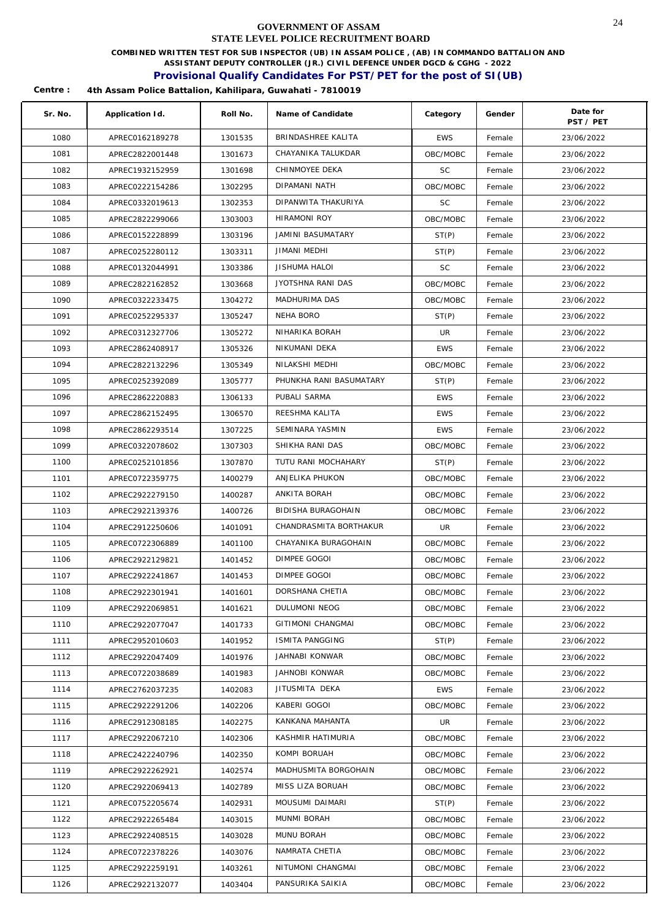# GOVERNMENT OF ASSAM
## STATE LEVEL POLICE RECRUITMENT BOARD

**COMBINED WRITTEN TEST FOR SUB INSPECTOR (UB) IN ASSAM POLICE , (AB) IN COMMANDO BATTALION AND ASSISTANT DEPUTY CONTROLLER (JR.) CIVIL DEFENCE UNDER DGCD & CGHG - 2022**

**Provisional Qualify Candidates For PST/PET for the post of SI(UB)**

**Centre : 4th Assam Police Battalion, Kahilipara, Guwahati - 7810019**

| Sr. No. | Application Id. | Roll No. | Name of Candidate | Category | Gender | Date for PST / PET |
|---|---|---|---|---|---|---|
| 1080 | APREC0162189278 | 1301535 | BRINDASHREE KALITA | EWS | Female | 23/06/2022 |
| 1081 | APREC2822001448 | 1301673 | CHAYANIKA TALUKDAR | OBC/MOBC | Female | 23/06/2022 |
| 1082 | APREC1932152959 | 1301698 | CHINMOYEE DEKA | SC | Female | 23/06/2022 |
| 1083 | APREC0222154286 | 1302295 | DIPAMANI NATH | OBC/MOBC | Female | 23/06/2022 |
| 1084 | APREC0332019613 | 1302353 | DIPANWITA THAKURIYA | SC | Female | 23/06/2022 |
| 1085 | APREC2822299066 | 1303003 | HIRAMONI ROY | OBC/MOBC | Female | 23/06/2022 |
| 1086 | APREC0152228899 | 1303196 | JAMINI BASUMATARY | ST(P) | Female | 23/06/2022 |
| 1087 | APREC0252280112 | 1303311 | JIMANI MEDHI | ST(P) | Female | 23/06/2022 |
| 1088 | APREC0132044991 | 1303386 | JISHUMA HALOI | SC | Female | 23/06/2022 |
| 1089 | APREC2822162852 | 1303668 | JYOTSHNA RANI DAS | OBC/MOBC | Female | 23/06/2022 |
| 1090 | APREC0322233475 | 1304272 | MADHURIMA DAS | OBC/MOBC | Female | 23/06/2022 |
| 1091 | APREC0252295337 | 1305247 | NEHA BORO | ST(P) | Female | 23/06/2022 |
| 1092 | APREC0312327706 | 1305272 | NIHARIKA BORAH | UR | Female | 23/06/2022 |
| 1093 | APREC2862408917 | 1305326 | NIKUMANI DEKA | EWS | Female | 23/06/2022 |
| 1094 | APREC2822132296 | 1305349 | NILAKSHI MEDHI | OBC/MOBC | Female | 23/06/2022 |
| 1095 | APREC0252392089 | 1305777 | PHUNKHA RANI BASUMATARY | ST(P) | Female | 23/06/2022 |
| 1096 | APREC2862220883 | 1306133 | PUBALI SARMA | EWS | Female | 23/06/2022 |
| 1097 | APREC2862152495 | 1306570 | REESHMA KALITA | EWS | Female | 23/06/2022 |
| 1098 | APREC2862293514 | 1307225 | SEMINARA YASMIN | EWS | Female | 23/06/2022 |
| 1099 | APREC0322078602 | 1307303 | SHIKHA RANI DAS | OBC/MOBC | Female | 23/06/2022 |
| 1100 | APREC0252101856 | 1307870 | TUTU RANI MOCHAHARY | ST(P) | Female | 23/06/2022 |
| 1101 | APREC0722359775 | 1400279 | ANJELIKA PHUKON | OBC/MOBC | Female | 23/06/2022 |
| 1102 | APREC2922279150 | 1400287 | ANKITA BORAH | OBC/MOBC | Female | 23/06/2022 |
| 1103 | APREC2922139376 | 1400726 | BIDISHA BURAGOHAIN | OBC/MOBC | Female | 23/06/2022 |
| 1104 | APREC2912250606 | 1401091 | CHANDRASMITA BORTHAKUR | UR | Female | 23/06/2022 |
| 1105 | APREC0722306889 | 1401100 | CHAYANIKA BURAGOHAIN | OBC/MOBC | Female | 23/06/2022 |
| 1106 | APREC2922129821 | 1401452 | DIMPEE GOGOI | OBC/MOBC | Female | 23/06/2022 |
| 1107 | APREC2922241867 | 1401453 | DIMPEE GOGOI | OBC/MOBC | Female | 23/06/2022 |
| 1108 | APREC2922301941 | 1401601 | DORSHANA CHETIA | OBC/MOBC | Female | 23/06/2022 |
| 1109 | APREC2922069851 | 1401621 | DULUMONI NEOG | OBC/MOBC | Female | 23/06/2022 |
| 1110 | APREC2922077047 | 1401733 | GITIMONI CHANGMAI | OBC/MOBC | Female | 23/06/2022 |
| 1111 | APREC2952010603 | 1401952 | ISMITA PANGGING | ST(P) | Female | 23/06/2022 |
| 1112 | APREC2922047409 | 1401976 | JAHNABI KONWAR | OBC/MOBC | Female | 23/06/2022 |
| 1113 | APREC0722038689 | 1401983 | JAHNOBI KONWAR | OBC/MOBC | Female | 23/06/2022 |
| 1114 | APREC2762037235 | 1402083 | JITUSMITA DEKA | EWS | Female | 23/06/2022 |
| 1115 | APREC2922291206 | 1402206 | KABERI GOGOI | OBC/MOBC | Female | 23/06/2022 |
| 1116 | APREC2912308185 | 1402275 | KANKANA MAHANTA | UR | Female | 23/06/2022 |
| 1117 | APREC2922067210 | 1402306 | KASHMIR HATIMURIA | OBC/MOBC | Female | 23/06/2022 |
| 1118 | APREC2422240796 | 1402350 | KOMPI BORUAH | OBC/MOBC | Female | 23/06/2022 |
| 1119 | APREC2922262921 | 1402574 | MADHUSMITA BORGOHAIN | OBC/MOBC | Female | 23/06/2022 |
| 1120 | APREC2922069413 | 1402789 | MISS LIZA BORUAH | OBC/MOBC | Female | 23/06/2022 |
| 1121 | APREC0752205674 | 1402931 | MOUSUMI DAIMARI | ST(P) | Female | 23/06/2022 |
| 1122 | APREC2922265484 | 1403015 | MUNMI BORAH | OBC/MOBC | Female | 23/06/2022 |
| 1123 | APREC2922408515 | 1403028 | MUNU BORAH | OBC/MOBC | Female | 23/06/2022 |
| 1124 | APREC0722378226 | 1403076 | NAMRATA CHETIA | OBC/MOBC | Female | 23/06/2022 |
| 1125 | APREC2922259191 | 1403261 | NITUMONI CHANGMAI | OBC/MOBC | Female | 23/06/2022 |
| 1126 | APREC2922132077 | 1403404 | PANSURIKA SAIKIA | OBC/MOBC | Female | 23/06/2022 |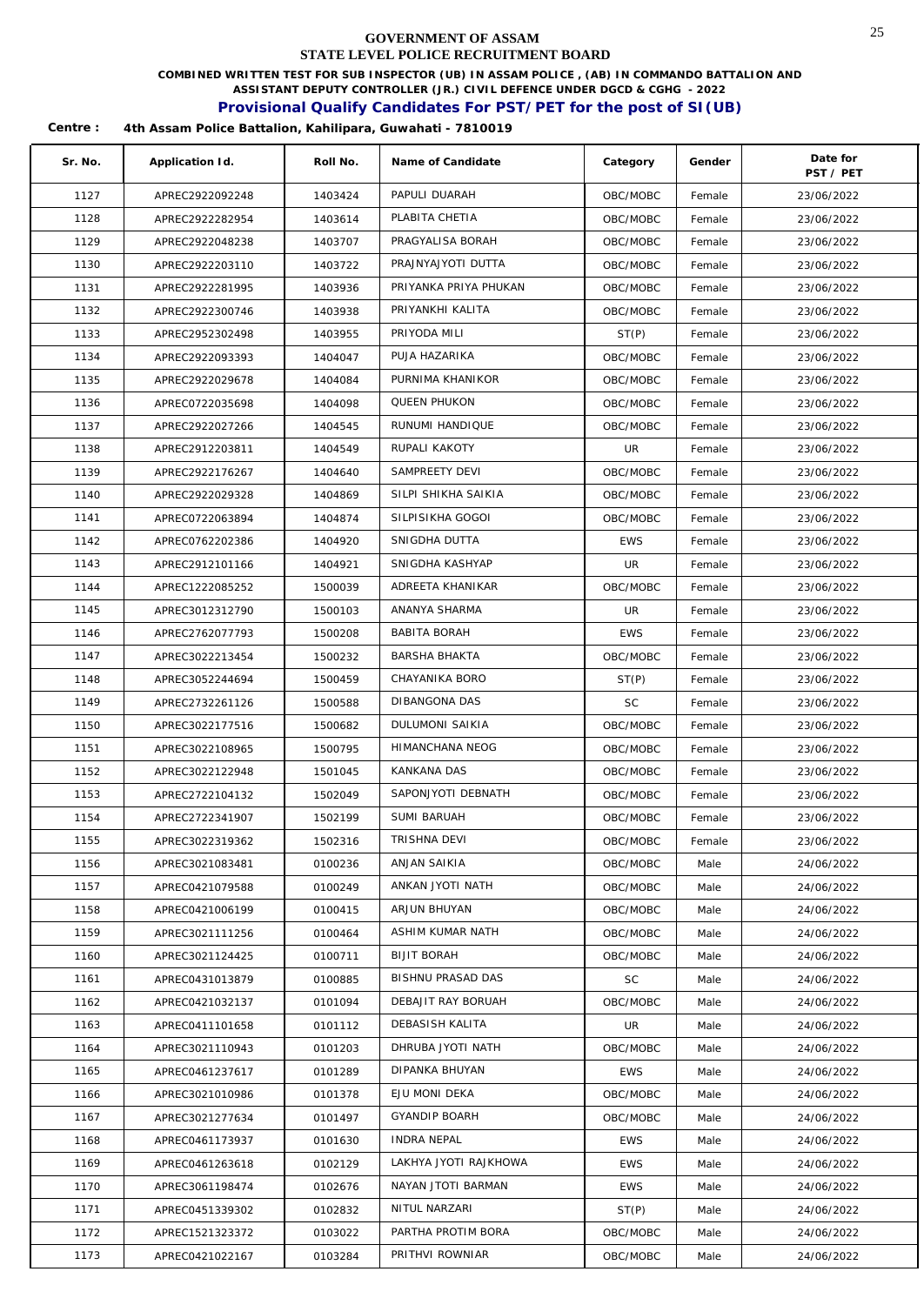# GOVERNMENT OF ASSAM
## STATE LEVEL POLICE RECRUITMENT BOARD

**COMBINED WRITTEN TEST FOR SUB INSPECTOR (UB) IN ASSAM POLICE , (AB) IN COMMANDO BATTALION AND ASSISTANT DEPUTY CONTROLLER (JR.) CIVIL DEFENCE UNDER DGCD & CGHG - 2022**

## Provisional Qualify Candidates For PST/PET for the post of SI(UB)

**Centre : 4th Assam Police Battalion, Kahilipara, Guwahati - 7810019**

| Sr. No. | Application Id. | Roll No. | Name of Candidate | Category | Gender | Date for PST / PET |
|---|---|---|---|---|---|---|
| 1127 | APREC2922092248 | 1403424 | PAPULI DUARAH | OBC/MOBC | Female | 23/06/2022 |
| 1128 | APREC2922282954 | 1403614 | PLABITA CHETIA | OBC/MOBC | Female | 23/06/2022 |
| 1129 | APREC2922048238 | 1403707 | PRAGYALISA BORAH | OBC/MOBC | Female | 23/06/2022 |
| 1130 | APREC2922203110 | 1403722 | PRAJNYAJYOTI DUTTA | OBC/MOBC | Female | 23/06/2022 |
| 1131 | APREC2922281995 | 1403936 | PRIYANKA PRIYA PHUKAN | OBC/MOBC | Female | 23/06/2022 |
| 1132 | APREC2922300746 | 1403938 | PRIYANKHI KALITA | OBC/MOBC | Female | 23/06/2022 |
| 1133 | APREC2952302498 | 1403955 | PRIYODA MILI | ST(P) | Female | 23/06/2022 |
| 1134 | APREC2922093393 | 1404047 | PUJA HAZARIKA | OBC/MOBC | Female | 23/06/2022 |
| 1135 | APREC2922029678 | 1404084 | PURNIMA KHANIKOR | OBC/MOBC | Female | 23/06/2022 |
| 1136 | APREC0722035698 | 1404098 | QUEEN PHUKON | OBC/MOBC | Female | 23/06/2022 |
| 1137 | APREC2922027266 | 1404545 | RUNUMI HANDIQUE | OBC/MOBC | Female | 23/06/2022 |
| 1138 | APREC2912203811 | 1404549 | RUPALI KAKOTY | UR | Female | 23/06/2022 |
| 1139 | APREC2922176267 | 1404640 | SAMPREETY DEVI | OBC/MOBC | Female | 23/06/2022 |
| 1140 | APREC2922029328 | 1404869 | SILPI SHIKHA SAIKIA | OBC/MOBC | Female | 23/06/2022 |
| 1141 | APREC0722063894 | 1404874 | SILPISIKHA GOGOI | OBC/MOBC | Female | 23/06/2022 |
| 1142 | APREC0762202386 | 1404920 | SNIGDHA DUTTA | EWS | Female | 23/06/2022 |
| 1143 | APREC2912101166 | 1404921 | SNIGDHA KASHYAP | UR | Female | 23/06/2022 |
| 1144 | APREC1222085252 | 1500039 | ADREETA KHANIKAR | OBC/MOBC | Female | 23/06/2022 |
| 1145 | APREC3012312790 | 1500103 | ANANYA SHARMA | UR | Female | 23/06/2022 |
| 1146 | APREC2762077793 | 1500208 | BABITA BORAH | EWS | Female | 23/06/2022 |
| 1147 | APREC3022213454 | 1500232 | BARSHA BHAKTA | OBC/MOBC | Female | 23/06/2022 |
| 1148 | APREC3052244694 | 1500459 | CHAYANIKA BORO | ST(P) | Female | 23/06/2022 |
| 1149 | APREC2732261126 | 1500588 | DIBANGONA DAS | SC | Female | 23/06/2022 |
| 1150 | APREC3022177516 | 1500682 | DULUMONI SAIKIA | OBC/MOBC | Female | 23/06/2022 |
| 1151 | APREC3022108965 | 1500795 | HIMANCHANA NEOG | OBC/MOBC | Female | 23/06/2022 |
| 1152 | APREC3022122948 | 1501045 | KANKANA DAS | OBC/MOBC | Female | 23/06/2022 |
| 1153 | APREC2722104132 | 1502049 | SAPONJYOTI DEBNATH | OBC/MOBC | Female | 23/06/2022 |
| 1154 | APREC2722341907 | 1502199 | SUMI BARUAH | OBC/MOBC | Female | 23/06/2022 |
| 1155 | APREC3022319362 | 1502316 | TRISHNA DEVI | OBC/MOBC | Female | 23/06/2022 |
| 1156 | APREC3021083481 | 0100236 | ANJAN SAIKIA | OBC/MOBC | Male | 24/06/2022 |
| 1157 | APREC0421079588 | 0100249 | ANKAN JYOTI NATH | OBC/MOBC | Male | 24/06/2022 |
| 1158 | APREC0421006199 | 0100415 | ARJUN BHUYAN | OBC/MOBC | Male | 24/06/2022 |
| 1159 | APREC3021111256 | 0100464 | ASHIM KUMAR NATH | OBC/MOBC | Male | 24/06/2022 |
| 1160 | APREC3021124425 | 0100711 | BIJIT BORAH | OBC/MOBC | Male | 24/06/2022 |
| 1161 | APREC0431013879 | 0100885 | BISHNU PRASAD DAS | SC | Male | 24/06/2022 |
| 1162 | APREC0421032137 | 0101094 | DEBAJIT RAY BORUAH | OBC/MOBC | Male | 24/06/2022 |
| 1163 | APREC0411101658 | 0101112 | DEBASISH KALITA | UR | Male | 24/06/2022 |
| 1164 | APREC3021110943 | 0101203 | DHRUBA JYOTI NATH | OBC/MOBC | Male | 24/06/2022 |
| 1165 | APREC0461237617 | 0101289 | DIPANKA BHUYAN | EWS | Male | 24/06/2022 |
| 1166 | APREC3021010986 | 0101378 | EJU MONI DEKA | OBC/MOBC | Male | 24/06/2022 |
| 1167 | APREC3021277634 | 0101497 | GYANDIP BOARH | OBC/MOBC | Male | 24/06/2022 |
| 1168 | APREC0461173937 | 0101630 | INDRA NEPAL | EWS | Male | 24/06/2022 |
| 1169 | APREC0461263618 | 0102129 | LAKHYA JYOTI RAJKHOWA | EWS | Male | 24/06/2022 |
| 1170 | APREC3061198474 | 0102676 | NAYAN JTOTI BARMAN | EWS | Male | 24/06/2022 |
| 1171 | APREC0451339302 | 0102832 | NITUL NARZARI | ST(P) | Male | 24/06/2022 |
| 1172 | APREC1521323372 | 0103022 | PARTHA PROTIM BORA | OBC/MOBC | Male | 24/06/2022 |
| 1173 | APREC0421022167 | 0103284 | PRITHVI ROWNIAR | OBC/MOBC | Male | 24/06/2022 |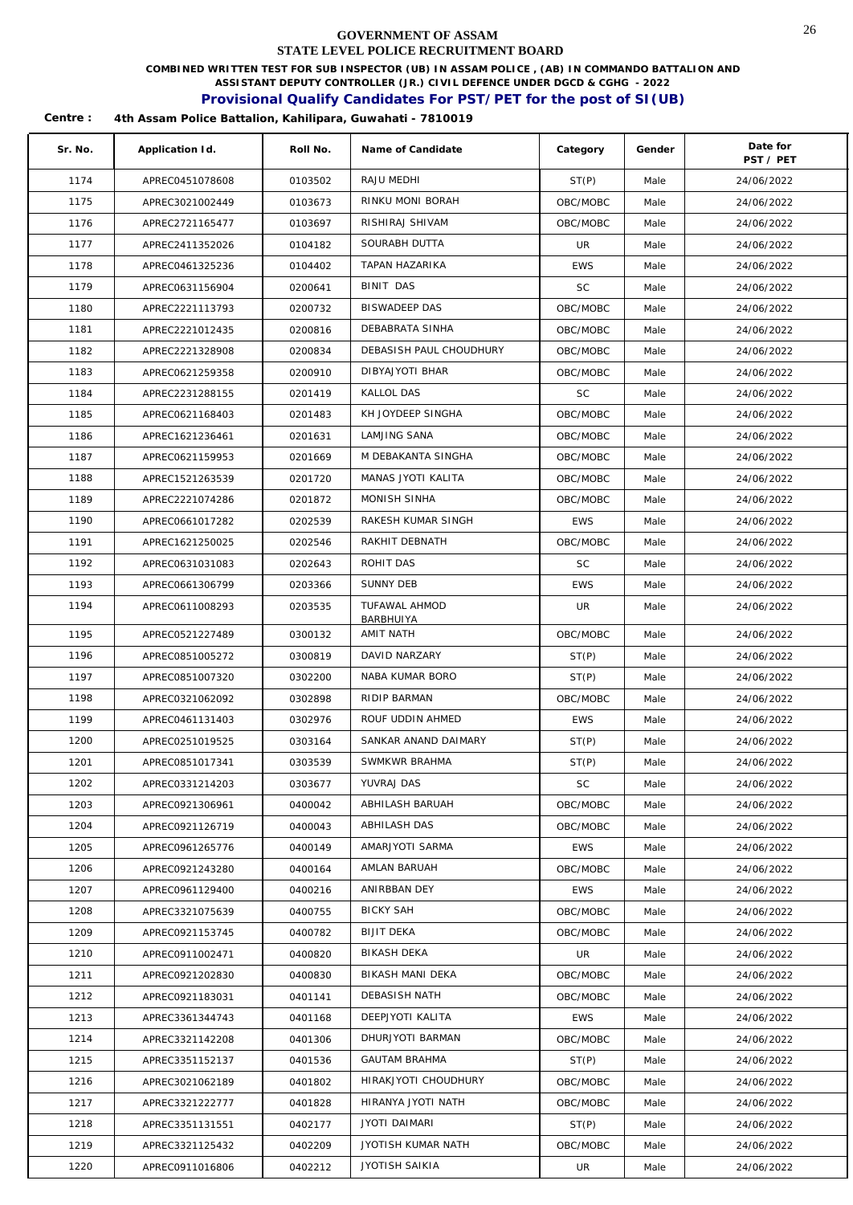# GOVERNMENT OF ASSAM
## STATE LEVEL POLICE RECRUITMENT BOARD

**COMBINED WRITTEN TEST FOR SUB INSPECTOR (UB) IN ASSAM POLICE , (AB) IN COMMANDO BATTALION AND ASSISTANT DEPUTY CONTROLLER (JR.) CIVIL DEFENCE UNDER DGCD & CGHG - 2022**

### Provisional Qualify Candidates For PST/PET for the post of SI(UB)

**Centre : 4th Assam Police Battalion, Kahilipara, Guwahati - 7810019**

| Sr. No. | Application Id. | Roll No. | Name of Candidate | Category | Gender | Date for PST / PET |
|---|---|---|---|---|---|---|
| 1174 | APREC0451078608 | 0103502 | RAJU MEDHI | ST(P) | Male | 24/06/2022 |
| 1175 | APREC3021002449 | 0103673 | RINKU MONI BORAH | OBC/MOBC | Male | 24/06/2022 |
| 1176 | APREC2721165477 | 0103697 | RISHIRAJ SHIVAM | OBC/MOBC | Male | 24/06/2022 |
| 1177 | APREC2411352026 | 0104182 | SOURABH DUTTA | UR | Male | 24/06/2022 |
| 1178 | APREC0461325236 | 0104402 | TAPAN HAZARIKA | EWS | Male | 24/06/2022 |
| 1179 | APREC0631156904 | 0200641 | BINIT DAS | SC | Male | 24/06/2022 |
| 1180 | APREC2221113793 | 0200732 | BISWADEEP DAS | OBC/MOBC | Male | 24/06/2022 |
| 1181 | APREC2221012435 | 0200816 | DEBABRATA SINHA | OBC/MOBC | Male | 24/06/2022 |
| 1182 | APREC2221328908 | 0200834 | DEBASISH PAUL CHOUDHURY | OBC/MOBC | Male | 24/06/2022 |
| 1183 | APREC0621259358 | 0200910 | DIBYAJYOTI BHAR | OBC/MOBC | Male | 24/06/2022 |
| 1184 | APREC2231288155 | 0201419 | KALLOL DAS | SC | Male | 24/06/2022 |
| 1185 | APREC0621168403 | 0201483 | KH JOYDEEP SINGHA | OBC/MOBC | Male | 24/06/2022 |
| 1186 | APREC1621236461 | 0201631 | LAMJING SANA | OBC/MOBC | Male | 24/06/2022 |
| 1187 | APREC0621159953 | 0201669 | M DEBAKANTA SINGHA | OBC/MOBC | Male | 24/06/2022 |
| 1188 | APREC1521263539 | 0201720 | MANAS JYOTI KALITA | OBC/MOBC | Male | 24/06/2022 |
| 1189 | APREC2221074286 | 0201872 | MONISH SINHA | OBC/MOBC | Male | 24/06/2022 |
| 1190 | APREC0661017282 | 0202539 | RAKESH KUMAR SINGH | EWS | Male | 24/06/2022 |
| 1191 | APREC1621250025 | 0202546 | RAKHIT DEBNATH | OBC/MOBC | Male | 24/06/2022 |
| 1192 | APREC0631031083 | 0202643 | ROHIT DAS | SC | Male | 24/06/2022 |
| 1193 | APREC0661306799 | 0203366 | SUNNY DEB | EWS | Male | 24/06/2022 |
| 1194 | APREC0611008293 | 0203535 | TUFAWAL AHMOD BARBHUIYA | UR | Male | 24/06/2022 |
| 1195 | APREC0521227489 | 0300132 | AMIT NATH | OBC/MOBC | Male | 24/06/2022 |
| 1196 | APREC0851005272 | 0300819 | DAVID NARZARY | ST(P) | Male | 24/06/2022 |
| 1197 | APREC0851007320 | 0302200 | NABA KUMAR BORO | ST(P) | Male | 24/06/2022 |
| 1198 | APREC0321062092 | 0302898 | RIDIP BARMAN | OBC/MOBC | Male | 24/06/2022 |
| 1199 | APREC0461131403 | 0302976 | ROUF UDDIN AHMED | EWS | Male | 24/06/2022 |
| 1200 | APREC0251019525 | 0303164 | SANKAR ANAND DAIMARY | ST(P) | Male | 24/06/2022 |
| 1201 | APREC0851017341 | 0303539 | SWMKWR BRAHMA | ST(P) | Male | 24/06/2022 |
| 1202 | APREC0331214203 | 0303677 | YUVRAJ DAS | SC | Male | 24/06/2022 |
| 1203 | APREC0921306961 | 0400042 | ABHILASH BARUAH | OBC/MOBC | Male | 24/06/2022 |
| 1204 | APREC0921126719 | 0400043 | ABHILASH DAS | OBC/MOBC | Male | 24/06/2022 |
| 1205 | APREC0961265776 | 0400149 | AMARJYOTI SARMA | EWS | Male | 24/06/2022 |
| 1206 | APREC0921243280 | 0400164 | AMLAN BARUAH | OBC/MOBC | Male | 24/06/2022 |
| 1207 | APREC0961129400 | 0400216 | ANIRBBAN DEY | EWS | Male | 24/06/2022 |
| 1208 | APREC3321075639 | 0400755 | BICKY SAH | OBC/MOBC | Male | 24/06/2022 |
| 1209 | APREC0921153745 | 0400782 | BIJIT DEKA | OBC/MOBC | Male | 24/06/2022 |
| 1210 | APREC0911002471 | 0400820 | BIKASH DEKA | UR | Male | 24/06/2022 |
| 1211 | APREC0921202830 | 0400830 | BIKASH MANI DEKA | OBC/MOBC | Male | 24/06/2022 |
| 1212 | APREC0921183031 | 0401141 | DEBASISH NATH | OBC/MOBC | Male | 24/06/2022 |
| 1213 | APREC3361344743 | 0401168 | DEEPJYOTI KALITA | EWS | Male | 24/06/2022 |
| 1214 | APREC3321142208 | 0401306 | DHURJYOTI BARMAN | OBC/MOBC | Male | 24/06/2022 |
| 1215 | APREC3351152137 | 0401536 | GAUTAM BRAHMA | ST(P) | Male | 24/06/2022 |
| 1216 | APREC3021062189 | 0401802 | HIRAKJYOTI CHOUDHURY | OBC/MOBC | Male | 24/06/2022 |
| 1217 | APREC3321222777 | 0401828 | HIRANYA JYOTI NATH | OBC/MOBC | Male | 24/06/2022 |
| 1218 | APREC3351131551 | 0402177 | JYOTI DAIMARI | ST(P) | Male | 24/06/2022 |
| 1219 | APREC3321125432 | 0402209 | JYOTISH KUMAR NATH | OBC/MOBC | Male | 24/06/2022 |
| 1220 | APREC0911016806 | 0402212 | JYOTISH SAIKIA | UR | Male | 24/06/2022 |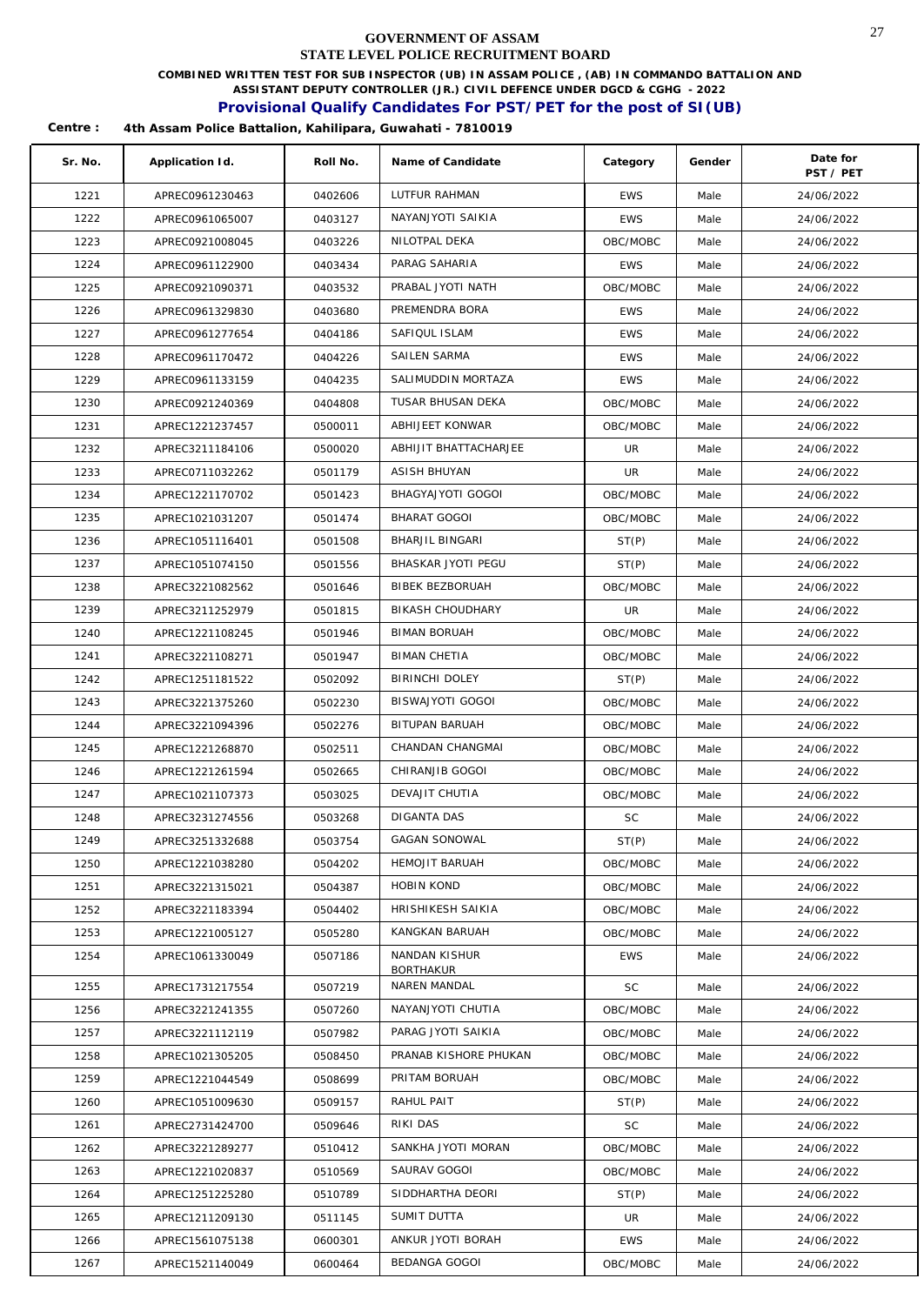# GOVERNMENT OF ASSAM
## STATE LEVEL POLICE RECRUITMENT BOARD

**COMBINED WRITTEN TEST FOR SUB INSPECTOR (UB) IN ASSAM POLICE , (AB) IN COMMANDO BATTALION AND ASSISTANT DEPUTY CONTROLLER (JR.) CIVIL DEFENCE UNDER DGCD & CGHG - 2022**

## Provisional Qualify Candidates For PST/PET for the post of SI(UB)

**Centre : 4th Assam Police Battalion, Kahilipara, Guwahati - 7810019**

| Sr. No. | Application Id. | Roll No. | Name of Candidate | Category | Gender | Date for PST / PET |
|---|---|---|---|---|---|---|
| 1221 | APREC0961230463 | 0402606 | LUTFUR RAHMAN | EWS | Male | 24/06/2022 |
| 1222 | APREC0961065007 | 0403127 | NAYANJYOTI SAIKIA | EWS | Male | 24/06/2022 |
| 1223 | APREC0921008045 | 0403226 | NILOTPAL DEKA | OBC/MOBC | Male | 24/06/2022 |
| 1224 | APREC0961122900 | 0403434 | PARAG SAHARIA | EWS | Male | 24/06/2022 |
| 1225 | APREC0921090371 | 0403532 | PRABAL JYOTI NATH | OBC/MOBC | Male | 24/06/2022 |
| 1226 | APREC0961329830 | 0403680 | PREMENDRA BORA | EWS | Male | 24/06/2022 |
| 1227 | APREC0961277654 | 0404186 | SAFIQUL ISLAM | EWS | Male | 24/06/2022 |
| 1228 | APREC0961170472 | 0404226 | SAILEN SARMA | EWS | Male | 24/06/2022 |
| 1229 | APREC0961133159 | 0404235 | SALIMUDDIN MORTAZA | EWS | Male | 24/06/2022 |
| 1230 | APREC0921240369 | 0404808 | TUSAR BHUSAN DEKA | OBC/MOBC | Male | 24/06/2022 |
| 1231 | APREC1221237457 | 0500011 | ABHIJEET KONWAR | OBC/MOBC | Male | 24/06/2022 |
| 1232 | APREC3211184106 | 0500020 | ABHIJIT BHATTACHARJEE | UR | Male | 24/06/2022 |
| 1233 | APREC0711032262 | 0501179 | ASISH BHUYAN | UR | Male | 24/06/2022 |
| 1234 | APREC1221170702 | 0501423 | BHAGYAJYOTI GOGOI | OBC/MOBC | Male | 24/06/2022 |
| 1235 | APREC1021031207 | 0501474 | BHARAT GOGOI | OBC/MOBC | Male | 24/06/2022 |
| 1236 | APREC1051116401 | 0501508 | BHARJIL BINGARI | ST(P) | Male | 24/06/2022 |
| 1237 | APREC1051074150 | 0501556 | BHASKAR JYOTI PEGU | ST(P) | Male | 24/06/2022 |
| 1238 | APREC3221082562 | 0501646 | BIBEK BEZBORUAH | OBC/MOBC | Male | 24/06/2022 |
| 1239 | APREC3211252979 | 0501815 | BIKASH CHOUDHARY | UR | Male | 24/06/2022 |
| 1240 | APREC1221108245 | 0501946 | BIMAN BORUAH | OBC/MOBC | Male | 24/06/2022 |
| 1241 | APREC3221108271 | 0501947 | BIMAN CHETIA | OBC/MOBC | Male | 24/06/2022 |
| 1242 | APREC1251181522 | 0502092 | BIRINCHI DOLEY | ST(P) | Male | 24/06/2022 |
| 1243 | APREC3221375260 | 0502230 | BISWAJYOTI GOGOI | OBC/MOBC | Male | 24/06/2022 |
| 1244 | APREC3221094396 | 0502276 | BITUPAN BARUAH | OBC/MOBC | Male | 24/06/2022 |
| 1245 | APREC1221268870 | 0502511 | CHANDAN CHANGMAI | OBC/MOBC | Male | 24/06/2022 |
| 1246 | APREC1221261594 | 0502665 | CHIRANJIB GOGOI | OBC/MOBC | Male | 24/06/2022 |
| 1247 | APREC1021107373 | 0503025 | DEVAJIT CHUTIA | OBC/MOBC | Male | 24/06/2022 |
| 1248 | APREC3231274556 | 0503268 | DIGANTA DAS | SC | Male | 24/06/2022 |
| 1249 | APREC3251332688 | 0503754 | GAGAN SONOWAL | ST(P) | Male | 24/06/2022 |
| 1250 | APREC1221038280 | 0504202 | HEMOJIT BARUAH | OBC/MOBC | Male | 24/06/2022 |
| 1251 | APREC3221315021 | 0504387 | HOBIN KOND | OBC/MOBC | Male | 24/06/2022 |
| 1252 | APREC3221183394 | 0504402 | HRISHIKESH SAIKIA | OBC/MOBC | Male | 24/06/2022 |
| 1253 | APREC1221005127 | 0505280 | KANGKAN BARUAH | OBC/MOBC | Male | 24/06/2022 |
| 1254 | APREC1061330049 | 0507186 | NANDAN KISHUR BORTHAKUR | EWS | Male | 24/06/2022 |
| 1255 | APREC1731217554 | 0507219 | NAREN MANDAL | SC | Male | 24/06/2022 |
| 1256 | APREC3221241355 | 0507260 | NAYANJYOTI CHUTIA | OBC/MOBC | Male | 24/06/2022 |
| 1257 | APREC3221112119 | 0507982 | PARAG JYOTI SAIKIA | OBC/MOBC | Male | 24/06/2022 |
| 1258 | APREC1021305205 | 0508450 | PRANAB KISHORE PHUKAN | OBC/MOBC | Male | 24/06/2022 |
| 1259 | APREC1221044549 | 0508699 | PRITAM BORUAH | OBC/MOBC | Male | 24/06/2022 |
| 1260 | APREC1051009630 | 0509157 | RAHUL PAIT | ST(P) | Male | 24/06/2022 |
| 1261 | APREC2731424700 | 0509646 | RIKI DAS | SC | Male | 24/06/2022 |
| 1262 | APREC3221289277 | 0510412 | SANKHA JYOTI MORAN | OBC/MOBC | Male | 24/06/2022 |
| 1263 | APREC1221020837 | 0510569 | SAURAV GOGOI | OBC/MOBC | Male | 24/06/2022 |
| 1264 | APREC1251225280 | 0510789 | SIDDHARTHA DEORI | ST(P) | Male | 24/06/2022 |
| 1265 | APREC1211209130 | 0511145 | SUMIT DUTTA | UR | Male | 24/06/2022 |
| 1266 | APREC1561075138 | 0600301 | ANKUR JYOTI BORAH | EWS | Male | 24/06/2022 |
| 1267 | APREC1521140049 | 0600464 | BEDANGA GOGOI | OBC/MOBC | Male | 24/06/2022 |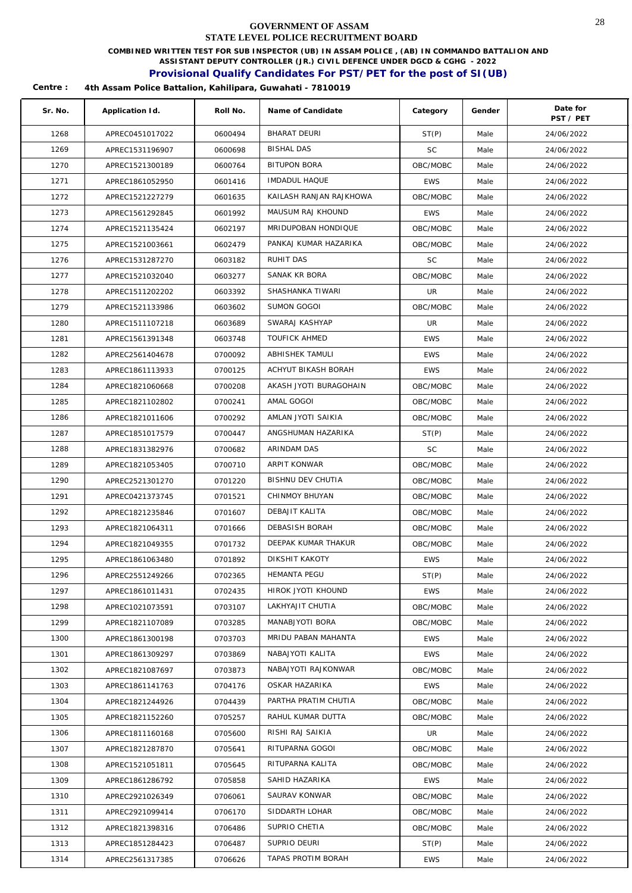# GOVERNMENT OF ASSAM
## STATE LEVEL POLICE RECRUITMENT BOARD

**COMBINED WRITTEN TEST FOR SUB INSPECTOR (UB) IN ASSAM POLICE , (AB) IN COMMANDO BATTALION AND ASSISTANT DEPUTY CONTROLLER (JR.) CIVIL DEFENCE UNDER DGCD & CGHG - 2022**

**Provisional Qualify Candidates For PST/PET for the post of SI(UB)**

**Centre : 4th Assam Police Battalion, Kahilipara, Guwahati - 7810019**

| Sr. No. | Application Id. | Roll No. | Name of Candidate | Category | Gender | Date for PST / PET |
|---|---|---|---|---|---|---|
| 1268 | APREC0451017022 | 0600494 | BHARAT DEURI | ST(P) | Male | 24/06/2022 |
| 1269 | APREC1531196907 | 0600698 | BISHAL DAS | SC | Male | 24/06/2022 |
| 1270 | APREC1521300189 | 0600764 | BITUPON BORA | OBC/MOBC | Male | 24/06/2022 |
| 1271 | APREC1861052950 | 0601416 | IMDADUL HAQUE | EWS | Male | 24/06/2022 |
| 1272 | APREC1521227279 | 0601635 | KAILASH RANJAN RAJKHOWA | OBC/MOBC | Male | 24/06/2022 |
| 1273 | APREC1561292845 | 0601992 | MAUSUM RAJ KHOUND | EWS | Male | 24/06/2022 |
| 1274 | APREC1521135424 | 0602197 | MRIDUPOBAN HONDIQUE | OBC/MOBC | Male | 24/06/2022 |
| 1275 | APREC1521003661 | 0602479 | PANKAJ KUMAR HAZARIKA | OBC/MOBC | Male | 24/06/2022 |
| 1276 | APREC1531287270 | 0603182 | RUHIT DAS | SC | Male | 24/06/2022 |
| 1277 | APREC1521032040 | 0603277 | SANAK KR BORA | OBC/MOBC | Male | 24/06/2022 |
| 1278 | APREC1511202202 | 0603392 | SHASHANKA TIWARI | UR | Male | 24/06/2022 |
| 1279 | APREC1521133986 | 0603602 | SUMON GOGOI | OBC/MOBC | Male | 24/06/2022 |
| 1280 | APREC1511107218 | 0603689 | SWARAJ KASHYAP | UR | Male | 24/06/2022 |
| 1281 | APREC1561391348 | 0603748 | TOUFICK AHMED | EWS | Male | 24/06/2022 |
| 1282 | APREC2561404678 | 0700092 | ABHISHEK TAMULI | EWS | Male | 24/06/2022 |
| 1283 | APREC1861113933 | 0700125 | ACHYUT BIKASH BORAH | EWS | Male | 24/06/2022 |
| 1284 | APREC1821060668 | 0700208 | AKASH JYOTI BURAGOHAIN | OBC/MOBC | Male | 24/06/2022 |
| 1285 | APREC1821102802 | 0700241 | AMAL GOGOI | OBC/MOBC | Male | 24/06/2022 |
| 1286 | APREC1821011606 | 0700292 | AMLAN JYOTI SAIKIA | OBC/MOBC | Male | 24/06/2022 |
| 1287 | APREC1851017579 | 0700447 | ANGSHUMAN HAZARIKA | ST(P) | Male | 24/06/2022 |
| 1288 | APREC1831382976 | 0700682 | ARINDAM DAS | SC | Male | 24/06/2022 |
| 1289 | APREC1821053405 | 0700710 | ARPIT KONWAR | OBC/MOBC | Male | 24/06/2022 |
| 1290 | APREC2521301270 | 0701220 | BISHNU DEV CHUTIA | OBC/MOBC | Male | 24/06/2022 |
| 1291 | APREC0421373745 | 0701521 | CHINMOY BHUYAN | OBC/MOBC | Male | 24/06/2022 |
| 1292 | APREC1821235846 | 0701607 | DEBAJIT KALITA | OBC/MOBC | Male | 24/06/2022 |
| 1293 | APREC1821064311 | 0701666 | DEBASISH BORAH | OBC/MOBC | Male | 24/06/2022 |
| 1294 | APREC1821049355 | 0701732 | DEEPAK KUMAR THAKUR | OBC/MOBC | Male | 24/06/2022 |
| 1295 | APREC1861063480 | 0701892 | DIKSHIT KAKOTY | EWS | Male | 24/06/2022 |
| 1296 | APREC2551249266 | 0702365 | HEMANTA PEGU | ST(P) | Male | 24/06/2022 |
| 1297 | APREC1861011431 | 0702435 | HIROK JYOTI KHOUND | EWS | Male | 24/06/2022 |
| 1298 | APREC1021073591 | 0703107 | LAKHYAJIT CHUTIA | OBC/MOBC | Male | 24/06/2022 |
| 1299 | APREC1821107089 | 0703285 | MANABJYOTI BORA | OBC/MOBC | Male | 24/06/2022 |
| 1300 | APREC1861300198 | 0703703 | MRIDU PABAN MAHANTA | EWS | Male | 24/06/2022 |
| 1301 | APREC1861309297 | 0703869 | NABAJYOTI KALITA | EWS | Male | 24/06/2022 |
| 1302 | APREC1821087697 | 0703873 | NABAJYOTI RAJKONWAR | OBC/MOBC | Male | 24/06/2022 |
| 1303 | APREC1861141763 | 0704176 | OSKAR HAZARIKA | EWS | Male | 24/06/2022 |
| 1304 | APREC1821244926 | 0704439 | PARTHA PRATIM CHUTIA | OBC/MOBC | Male | 24/06/2022 |
| 1305 | APREC1821152260 | 0705257 | RAHUL KUMAR DUTTA | OBC/MOBC | Male | 24/06/2022 |
| 1306 | APREC1811160168 | 0705600 | RISHI RAJ SAIKIA | UR | Male | 24/06/2022 |
| 1307 | APREC1821287870 | 0705641 | RITUPARNA GOGOI | OBC/MOBC | Male | 24/06/2022 |
| 1308 | APREC1521051811 | 0705645 | RITUPARNA KALITA | OBC/MOBC | Male | 24/06/2022 |
| 1309 | APREC1861286792 | 0705858 | SAHID HAZARIKA | EWS | Male | 24/06/2022 |
| 1310 | APREC2921026349 | 0706061 | SAURAV KONWAR | OBC/MOBC | Male | 24/06/2022 |
| 1311 | APREC2921099414 | 0706170 | SIDDARTH LOHAR | OBC/MOBC | Male | 24/06/2022 |
| 1312 | APREC1821398316 | 0706486 | SUPRIO CHETIA | OBC/MOBC | Male | 24/06/2022 |
| 1313 | APREC1851284423 | 0706487 | SUPRIO DEURI | ST(P) | Male | 24/06/2022 |
| 1314 | APREC2561317385 | 0706626 | TAPAS PROTIM BORAH | EWS | Male | 24/06/2022 |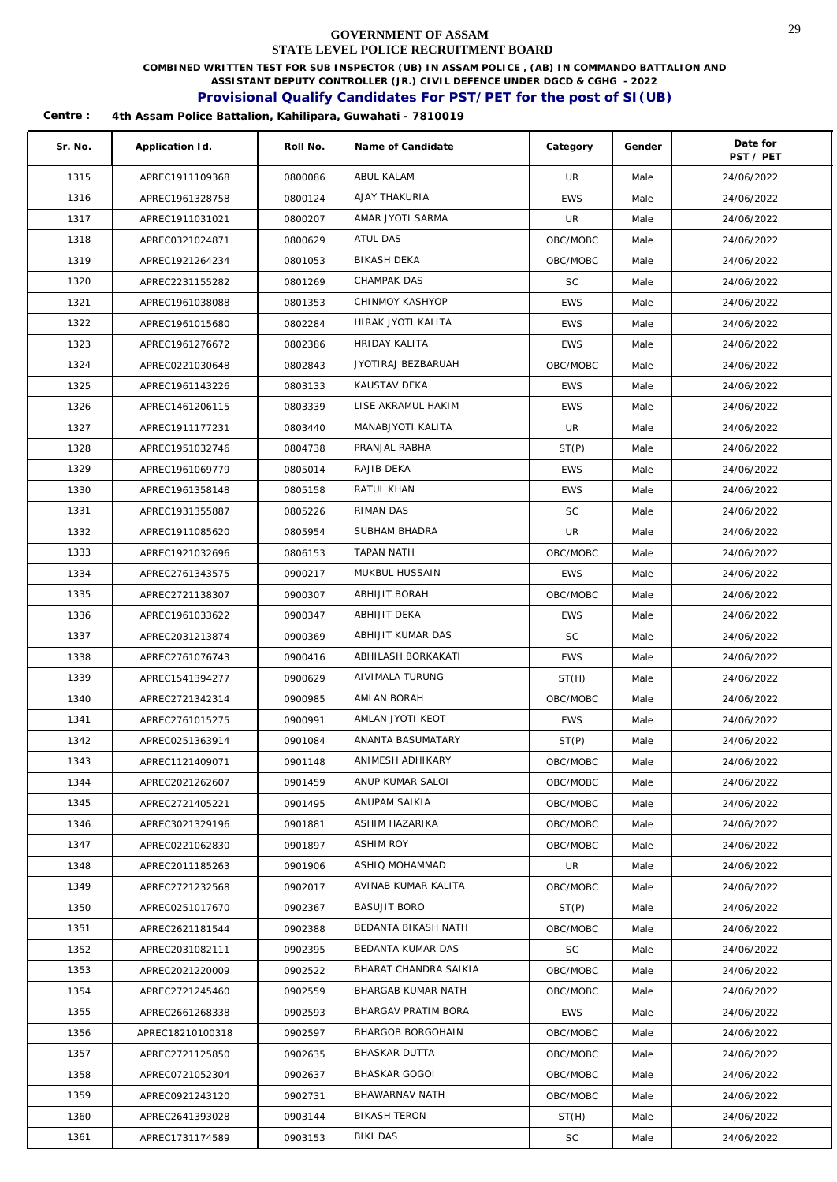# GOVERNMENT OF ASSAM
## STATE LEVEL POLICE RECRUITMENT BOARD

**COMBINED WRITTEN TEST FOR SUB INSPECTOR (UB) IN ASSAM POLICE , (AB) IN COMMANDO BATTALION AND ASSISTANT DEPUTY CONTROLLER (JR.) CIVIL DEFENCE UNDER DGCD & CGHG - 2022**

## Provisional Qualify Candidates For PST/PET for the post of SI(UB)

**Centre : 4th Assam Police Battalion, Kahilipara, Guwahati - 7810019**

| Sr. No. | Application Id. | Roll No. | Name of Candidate | Category | Gender | Date for PST / PET |
|---|---|---|---|---|---|---|
| 1315 | APREC1911109368 | 0800086 | ABUL KALAM | UR | Male | 24/06/2022 |
| 1316 | APREC1961328758 | 0800124 | AJAY THAKURIA | EWS | Male | 24/06/2022 |
| 1317 | APREC1911031021 | 0800207 | AMAR JYOTI SARMA | UR | Male | 24/06/2022 |
| 1318 | APREC0321024871 | 0800629 | ATUL DAS | OBC/MOBC | Male | 24/06/2022 |
| 1319 | APREC1921264234 | 0801053 | BIKASH DEKA | OBC/MOBC | Male | 24/06/2022 |
| 1320 | APREC2231155282 | 0801269 | CHAMPAK DAS | SC | Male | 24/06/2022 |
| 1321 | APREC1961038088 | 0801353 | CHINMOY KASHYOP | EWS | Male | 24/06/2022 |
| 1322 | APREC1961015680 | 0802284 | HIRAK JYOTI KALITA | EWS | Male | 24/06/2022 |
| 1323 | APREC1961276672 | 0802386 | HRIDAY KALITA | EWS | Male | 24/06/2022 |
| 1324 | APREC0221030648 | 0802843 | JYOTIRAJ BEZBARUAH | OBC/MOBC | Male | 24/06/2022 |
| 1325 | APREC1961143226 | 0803133 | KAUSTAV DEKA | EWS | Male | 24/06/2022 |
| 1326 | APREC1461206115 | 0803339 | LISE AKRAMUL HAKIM | EWS | Male | 24/06/2022 |
| 1327 | APREC1911177231 | 0803440 | MANABJYOTI KALITA | UR | Male | 24/06/2022 |
| 1328 | APREC1951032746 | 0804738 | PRANJAL RABHA | ST(P) | Male | 24/06/2022 |
| 1329 | APREC1961069779 | 0805014 | RAJIB DEKA | EWS | Male | 24/06/2022 |
| 1330 | APREC1961358148 | 0805158 | RATUL KHAN | EWS | Male | 24/06/2022 |
| 1331 | APREC1931355887 | 0805226 | RIMAN DAS | SC | Male | 24/06/2022 |
| 1332 | APREC1911085620 | 0805954 | SUBHAM BHADRA | UR | Male | 24/06/2022 |
| 1333 | APREC1921032696 | 0806153 | TAPAN NATH | OBC/MOBC | Male | 24/06/2022 |
| 1334 | APREC2761343575 | 0900217 | MUKBUL HUSSAIN | EWS | Male | 24/06/2022 |
| 1335 | APREC2721138307 | 0900307 | ABHIJIT BORAH | OBC/MOBC | Male | 24/06/2022 |
| 1336 | APREC1961033622 | 0900347 | ABHIJIT DEKA | EWS | Male | 24/06/2022 |
| 1337 | APREC2031213874 | 0900369 | ABHIJIT KUMAR DAS | SC | Male | 24/06/2022 |
| 1338 | APREC2761076743 | 0900416 | ABHILASH BORKAKATI | EWS | Male | 24/06/2022 |
| 1339 | APREC1541394277 | 0900629 | AIVIMALA TURUNG | ST(H) | Male | 24/06/2022 |
| 1340 | APREC2721342314 | 0900985 | AMLAN BORAH | OBC/MOBC | Male | 24/06/2022 |
| 1341 | APREC2761015275 | 0900991 | AMLAN JYOTI KEOT | EWS | Male | 24/06/2022 |
| 1342 | APREC0251363914 | 0901084 | ANANTA BASUMATARY | ST(P) | Male | 24/06/2022 |
| 1343 | APREC1121409071 | 0901148 | ANIMESH ADHIKARY | OBC/MOBC | Male | 24/06/2022 |
| 1344 | APREC2021262607 | 0901459 | ANUP KUMAR SALOI | OBC/MOBC | Male | 24/06/2022 |
| 1345 | APREC2721405221 | 0901495 | ANUPAM SAIKIA | OBC/MOBC | Male | 24/06/2022 |
| 1346 | APREC3021329196 | 0901881 | ASHIM HAZARIKA | OBC/MOBC | Male | 24/06/2022 |
| 1347 | APREC0221062830 | 0901897 | ASHIM ROY | OBC/MOBC | Male | 24/06/2022 |
| 1348 | APREC2011185263 | 0901906 | ASHIQ MOHAMMAD | UR | Male | 24/06/2022 |
| 1349 | APREC2721232568 | 0902017 | AVINAB KUMAR KALITA | OBC/MOBC | Male | 24/06/2022 |
| 1350 | APREC0251017670 | 0902367 | BASUJIT BORO | ST(P) | Male | 24/06/2022 |
| 1351 | APREC2621181544 | 0902388 | BEDANTA BIKASH NATH | OBC/MOBC | Male | 24/06/2022 |
| 1352 | APREC2031082111 | 0902395 | BEDANTA KUMAR DAS | SC | Male | 24/06/2022 |
| 1353 | APREC2021220009 | 0902522 | BHARAT CHANDRA SAIKIA | OBC/MOBC | Male | 24/06/2022 |
| 1354 | APREC2721245460 | 0902559 | BHARGAB KUMAR NATH | OBC/MOBC | Male | 24/06/2022 |
| 1355 | APREC2661268338 | 0902593 | BHARGAV PRATIM BORA | EWS | Male | 24/06/2022 |
| 1356 | APREC18210100318 | 0902597 | BHARGOB BORGOHAIN | OBC/MOBC | Male | 24/06/2022 |
| 1357 | APREC2721125850 | 0902635 | BHASKAR DUTTA | OBC/MOBC | Male | 24/06/2022 |
| 1358 | APREC0721052304 | 0902637 | BHASKAR GOGOI | OBC/MOBC | Male | 24/06/2022 |
| 1359 | APREC0921243120 | 0902731 | BHAWARNAV NATH | OBC/MOBC | Male | 24/06/2022 |
| 1360 | APREC2641393028 | 0903144 | BIKASH TERON | ST(H) | Male | 24/06/2022 |
| 1361 | APREC1731174589 | 0903153 | BIKI DAS | SC | Male | 24/06/2022 |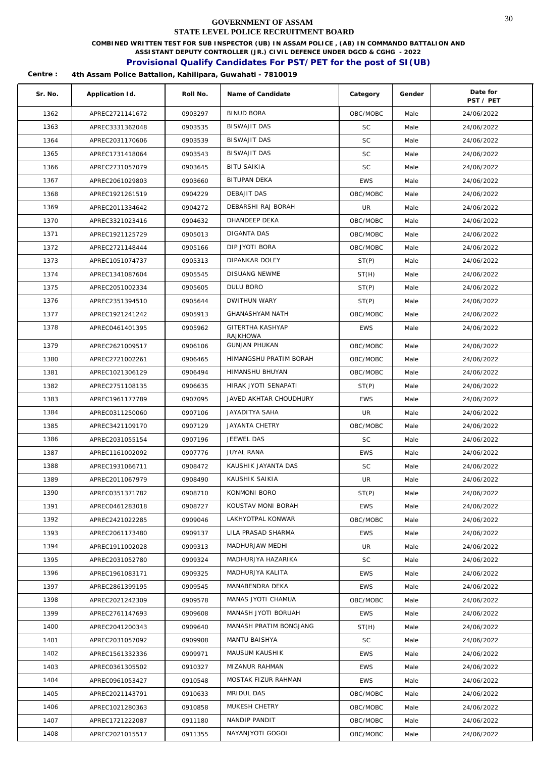**GOVERNMENT OF ASSAM**

**STATE LEVEL POLICE RECRUITMENT BOARD**

**COMBINED WRITTEN TEST FOR SUB INSPECTOR (UB) IN ASSAM POLICE , (AB) IN COMMANDO BATTALION AND ASSISTANT DEPUTY CONTROLLER (JR.) CIVIL DEFENCE UNDER DGCD & CGHG - 2022**

## Provisional Qualify Candidates For PST/PET for the post of SI(UB)

**Centre : 4th Assam Police Battalion, Kahilipara, Guwahati - 7810019**

| Sr. No. | Application Id. | Roll No. | Name of Candidate | Category | Gender | Date for PST / PET |
|---|---|---|---|---|---|---|
| 1362 | APREC2721141672 | 0903297 | BINUD BORA | OBC/MOBC | Male | 24/06/2022 |
| 1363 | APREC3331362048 | 0903535 | BISWAJIT DAS | SC | Male | 24/06/2022 |
| 1364 | APREC2031170606 | 0903539 | BISWAJIT DAS | SC | Male | 24/06/2022 |
| 1365 | APREC1731418064 | 0903543 | BISWAJIT DAS | SC | Male | 24/06/2022 |
| 1366 | APREC2731057079 | 0903645 | BITU SAIKIA | SC | Male | 24/06/2022 |
| 1367 | APREC2061029803 | 0903660 | BITUPAN DEKA | EWS | Male | 24/06/2022 |
| 1368 | APREC1921261519 | 0904229 | DEBAJIT DAS | OBC/MOBC | Male | 24/06/2022 |
| 1369 | APREC2011334642 | 0904272 | DEBARSHI RAJ BORAH | UR | Male | 24/06/2022 |
| 1370 | APREC3321023416 | 0904632 | DHANDEEP DEKA | OBC/MOBC | Male | 24/06/2022 |
| 1371 | APREC1921125729 | 0905013 | DIGANTA DAS | OBC/MOBC | Male | 24/06/2022 |
| 1372 | APREC2721148444 | 0905166 | DIP JYOTI BORA | OBC/MOBC | Male | 24/06/2022 |
| 1373 | APREC1051074737 | 0905313 | DIPANKAR DOLEY | ST(P) | Male | 24/06/2022 |
| 1374 | APREC1341087604 | 0905545 | DISUANG NEWME | ST(H) | Male | 24/06/2022 |
| 1375 | APREC2051002334 | 0905605 | DULU BORO | ST(P) | Male | 24/06/2022 |
| 1376 | APREC2351394510 | 0905644 | DWITHUN WARY | ST(P) | Male | 24/06/2022 |
| 1377 | APREC1921241242 | 0905913 | GHANASHYAM NATH | OBC/MOBC | Male | 24/06/2022 |
| 1378 | APREC0461401395 | 0905962 | GITERTHA KASHYAP RAJKHOWA | EWS | Male | 24/06/2022 |
| 1379 | APREC2621009517 | 0906106 | GUNJAN PHUKAN | OBC/MOBC | Male | 24/06/2022 |
| 1380 | APREC2721002261 | 0906465 | HIMANGSHU PRATIM BORAH | OBC/MOBC | Male | 24/06/2022 |
| 1381 | APREC1021306129 | 0906494 | HIMANSHU BHUYAN | OBC/MOBC | Male | 24/06/2022 |
| 1382 | APREC2751108135 | 0906635 | HIRAK JYOTI SENAPATI | ST(P) | Male | 24/06/2022 |
| 1383 | APREC1961177789 | 0907095 | JAVED AKHTAR CHOUDHURY | EWS | Male | 24/06/2022 |
| 1384 | APREC0311250060 | 0907106 | JAYADITYA SAHA | UR | Male | 24/06/2022 |
| 1385 | APREC3421109170 | 0907129 | JAYANTA CHETRY | OBC/MOBC | Male | 24/06/2022 |
| 1386 | APREC2031055154 | 0907196 | JEEWEL DAS | SC | Male | 24/06/2022 |
| 1387 | APREC1161002092 | 0907776 | JUYAL RANA | EWS | Male | 24/06/2022 |
| 1388 | APREC1931066711 | 0908472 | KAUSHIK JAYANTA DAS | SC | Male | 24/06/2022 |
| 1389 | APREC2011067979 | 0908490 | KAUSHIK SAIKIA | UR | Male | 24/06/2022 |
| 1390 | APREC0351371782 | 0908710 | KONMONI BORO | ST(P) | Male | 24/06/2022 |
| 1391 | APREC0461283018 | 0908727 | KOUSTAV MONI BORAH | EWS | Male | 24/06/2022 |
| 1392 | APREC2421022285 | 0909046 | LAKHYOTPAL KONWAR | OBC/MOBC | Male | 24/06/2022 |
| 1393 | APREC2061173480 | 0909137 | LILA PRASAD SHARMA | EWS | Male | 24/06/2022 |
| 1394 | APREC1911002028 | 0909313 | MADHURJAW MEDHI | UR | Male | 24/06/2022 |
| 1395 | APREC2031052780 | 0909324 | MADHURJYA HAZARIKA | SC | Male | 24/06/2022 |
| 1396 | APREC1961083171 | 0909325 | MADHURJYA KALITA | EWS | Male | 24/06/2022 |
| 1397 | APREC2861399195 | 0909545 | MANABENDRA DEKA | EWS | Male | 24/06/2022 |
| 1398 | APREC2021242309 | 0909578 | MANAS JYOTI CHAMUA | OBC/MOBC | Male | 24/06/2022 |
| 1399 | APREC2761147693 | 0909608 | MANASH JYOTI BORUAH | EWS | Male | 24/06/2022 |
| 1400 | APREC2041200343 | 0909640 | MANASH PRATIM BONGJANG | ST(H) | Male | 24/06/2022 |
| 1401 | APREC2031057092 | 0909908 | MANTU BAISHYA | SC | Male | 24/06/2022 |
| 1402 | APREC1561332336 | 0909971 | MAUSUM KAUSHIK | EWS | Male | 24/06/2022 |
| 1403 | APREC0361305502 | 0910327 | MIZANUR RAHMAN | EWS | Male | 24/06/2022 |
| 1404 | APREC0961053427 | 0910548 | MOSTAK FIZUR RAHMAN | EWS | Male | 24/06/2022 |
| 1405 | APREC2021143791 | 0910633 | MRIDUL DAS | OBC/MOBC | Male | 24/06/2022 |
| 1406 | APREC1021280363 | 0910858 | MUKESH CHETRY | OBC/MOBC | Male | 24/06/2022 |
| 1407 | APREC1721222087 | 0911180 | NANDIP PANDIT | OBC/MOBC | Male | 24/06/2022 |
| 1408 | APREC2021015517 | 0911355 | NAYANJYOTI GOGOI | OBC/MOBC | Male | 24/06/2022 |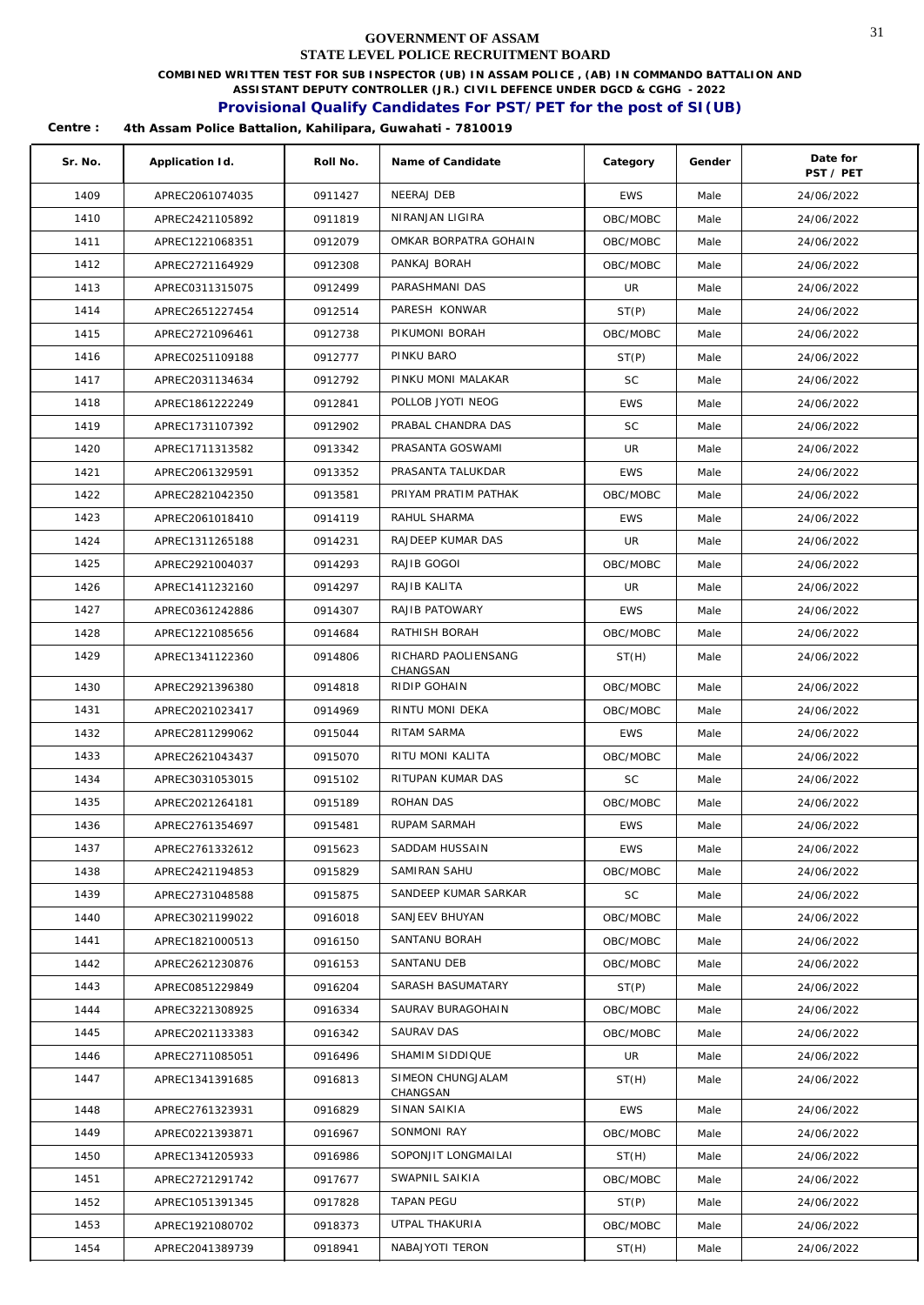# GOVERNMENT OF ASSAM
## STATE LEVEL POLICE RECRUITMENT BOARD

**COMBINED WRITTEN TEST FOR SUB INSPECTOR (UB) IN ASSAM POLICE , (AB) IN COMMANDO BATTALION AND ASSISTANT DEPUTY CONTROLLER (JR.) CIVIL DEFENCE UNDER DGCD & CGHG - 2022**

### Provisional Qualify Candidates For PST/PET for the post of SI(UB)

**Centre : 4th Assam Police Battalion, Kahilipara, Guwahati - 7810019**

| Sr. No. | Application Id. | Roll No. | Name of Candidate | Category | Gender | Date for PST / PET |
|---|---|---|---|---|---|---|
| 1409 | APREC2061074035 | 0911427 | NEERAJ DEB | EWS | Male | 24/06/2022 |
| 1410 | APREC2421105892 | 0911819 | NIRANJAN LIGIRA | OBC/MOBC | Male | 24/06/2022 |
| 1411 | APREC1221068351 | 0912079 | OMKAR BORPATRA GOHAIN | OBC/MOBC | Male | 24/06/2022 |
| 1412 | APREC2721164929 | 0912308 | PANKAJ BORAH | OBC/MOBC | Male | 24/06/2022 |
| 1413 | APREC0311315075 | 0912499 | PARASHMANI DAS | UR | Male | 24/06/2022 |
| 1414 | APREC2651227454 | 0912514 | PARESH KONWAR | ST(P) | Male | 24/06/2022 |
| 1415 | APREC2721096461 | 0912738 | PIKUMONI BORAH | OBC/MOBC | Male | 24/06/2022 |
| 1416 | APREC0251109188 | 0912777 | PINKU BARO | ST(P) | Male | 24/06/2022 |
| 1417 | APREC2031134634 | 0912792 | PINKU MONI MALAKAR | SC | Male | 24/06/2022 |
| 1418 | APREC1861222249 | 0912841 | POLLOB JYOTI NEOG | EWS | Male | 24/06/2022 |
| 1419 | APREC1731107392 | 0912902 | PRABAL CHANDRA DAS | SC | Male | 24/06/2022 |
| 1420 | APREC1711313582 | 0913342 | PRASANTA GOSWAMI | UR | Male | 24/06/2022 |
| 1421 | APREC2061329591 | 0913352 | PRASANTA TALUKDAR | EWS | Male | 24/06/2022 |
| 1422 | APREC2821042350 | 0913581 | PRIYAM PRATIM PATHAK | OBC/MOBC | Male | 24/06/2022 |
| 1423 | APREC2061018410 | 0914119 | RAHUL SHARMA | EWS | Male | 24/06/2022 |
| 1424 | APREC1311265188 | 0914231 | RAJDEEP KUMAR DAS | UR | Male | 24/06/2022 |
| 1425 | APREC2921004037 | 0914293 | RAJIB GOGOI | OBC/MOBC | Male | 24/06/2022 |
| 1426 | APREC1411232160 | 0914297 | RAJIB KALITA | UR | Male | 24/06/2022 |
| 1427 | APREC0361242886 | 0914307 | RAJIB PATOWARY | EWS | Male | 24/06/2022 |
| 1428 | APREC1221085656 | 0914684 | RATHISH BORAH | OBC/MOBC | Male | 24/06/2022 |
| 1429 | APREC1341122360 | 0914806 | RICHARD PAOLIENSANG CHANGSAN | ST(H) | Male | 24/06/2022 |
| 1430 | APREC2921396380 | 0914818 | RIDIP GOHAIN | OBC/MOBC | Male | 24/06/2022 |
| 1431 | APREC2021023417 | 0914969 | RINTU MONI DEKA | OBC/MOBC | Male | 24/06/2022 |
| 1432 | APREC2811299062 | 0915044 | RITAM SARMA | EWS | Male | 24/06/2022 |
| 1433 | APREC2621043437 | 0915070 | RITU MONI KALITA | OBC/MOBC | Male | 24/06/2022 |
| 1434 | APREC3031053015 | 0915102 | RITUPAN KUMAR DAS | SC | Male | 24/06/2022 |
| 1435 | APREC2021264181 | 0915189 | ROHAN DAS | OBC/MOBC | Male | 24/06/2022 |
| 1436 | APREC2761354697 | 0915481 | RUPAM SARMAH | EWS | Male | 24/06/2022 |
| 1437 | APREC2761332612 | 0915623 | SADDAM HUSSAIN | EWS | Male | 24/06/2022 |
| 1438 | APREC2421194853 | 0915829 | SAMIRAN SAHU | OBC/MOBC | Male | 24/06/2022 |
| 1439 | APREC2731048588 | 0915875 | SANDEEP KUMAR SARKAR | SC | Male | 24/06/2022 |
| 1440 | APREC3021199022 | 0916018 | SANJEEV BHUYAN | OBC/MOBC | Male | 24/06/2022 |
| 1441 | APREC1821000513 | 0916150 | SANTANU BORAH | OBC/MOBC | Male | 24/06/2022 |
| 1442 | APREC2621230876 | 0916153 | SANTANU DEB | OBC/MOBC | Male | 24/06/2022 |
| 1443 | APREC0851229849 | 0916204 | SARASH BASUMATARY | ST(P) | Male | 24/06/2022 |
| 1444 | APREC3221308925 | 0916334 | SAURAV BURAGOHAIN | OBC/MOBC | Male | 24/06/2022 |
| 1445 | APREC2021133383 | 0916342 | SAURAV DAS | OBC/MOBC | Male | 24/06/2022 |
| 1446 | APREC2711085051 | 0916496 | SHAMIM SIDDIQUE | UR | Male | 24/06/2022 |
| 1447 | APREC1341391685 | 0916813 | SIMEON CHUNGJALAM CHANGSAN | ST(H) | Male | 24/06/2022 |
| 1448 | APREC2761323931 | 0916829 | SINAN SAIKIA | EWS | Male | 24/06/2022 |
| 1449 | APREC0221393871 | 0916967 | SONMONI RAY | OBC/MOBC | Male | 24/06/2022 |
| 1450 | APREC1341205933 | 0916986 | SOPONJIT LONGMAILAI | ST(H) | Male | 24/06/2022 |
| 1451 | APREC2721291742 | 0917677 | SWAPNIL SAIKIA | OBC/MOBC | Male | 24/06/2022 |
| 1452 | APREC1051391345 | 0917828 | TAPAN PEGU | ST(P) | Male | 24/06/2022 |
| 1453 | APREC1921080702 | 0918373 | UTPAL THAKURIA | OBC/MOBC | Male | 24/06/2022 |
| 1454 | APREC2041389739 | 0918941 | NABAJYOTI TERON | ST(H) | Male | 24/06/2022 |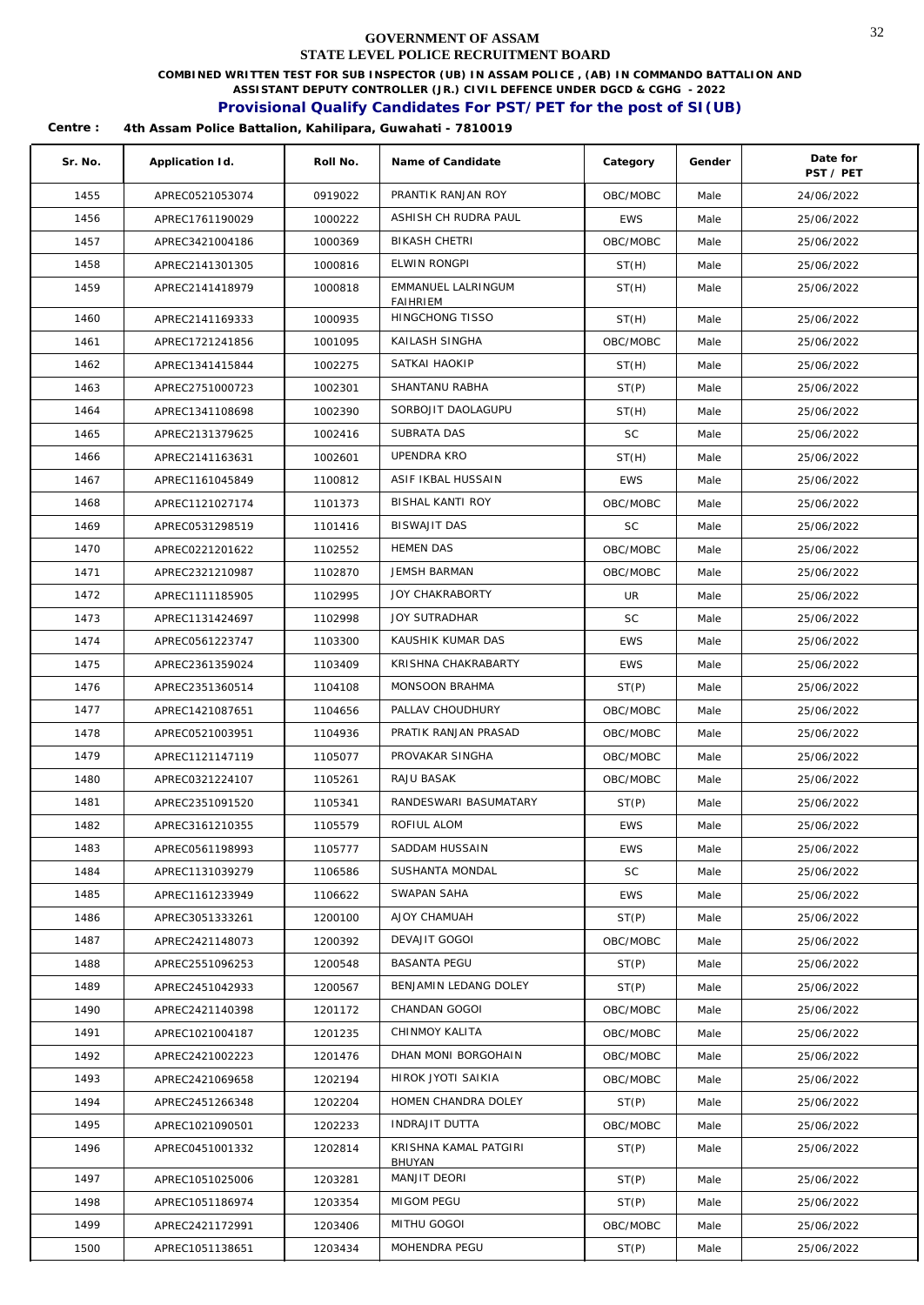# GOVERNMENT OF ASSAM
## STATE LEVEL POLICE RECRUITMENT BOARD

**COMBINED WRITTEN TEST FOR SUB INSPECTOR (UB) IN ASSAM POLICE , (AB) IN COMMANDO BATTALION AND ASSISTANT DEPUTY CONTROLLER (JR.) CIVIL DEFENCE UNDER DGCD & CGHG - 2022**

### Provisional Qualify Candidates For PST/PET for the post of SI(UB)

**Centre : 4th Assam Police Battalion, Kahilipara, Guwahati - 7810019**

| Sr. No. | Application Id. | Roll No. | Name of Candidate | Category | Gender | Date for PST / PET |
|---|---|---|---|---|---|---|
| 1455 | APREC0521053074 | 0919022 | PRANTIK RANJAN ROY | OBC/MOBC | Male | 24/06/2022 |
| 1456 | APREC1761190029 | 1000222 | ASHISH CH RUDRA PAUL | EWS | Male | 25/06/2022 |
| 1457 | APREC3421004186 | 1000369 | BIKASH CHETRI | OBC/MOBC | Male | 25/06/2022 |
| 1458 | APREC2141301305 | 1000816 | ELWIN RONGPI | ST(H) | Male | 25/06/2022 |
| 1459 | APREC2141418979 | 1000818 | EMMANUEL LALRINGUM FAIHRIEM | ST(H) | Male | 25/06/2022 |
| 1460 | APREC2141169333 | 1000935 | HINGCHONG TISSO | ST(H) | Male | 25/06/2022 |
| 1461 | APREC1721241856 | 1001095 | KAILASH SINGHA | OBC/MOBC | Male | 25/06/2022 |
| 1462 | APREC1341415844 | 1002275 | SATKAI HAOKIP | ST(H) | Male | 25/06/2022 |
| 1463 | APREC2751000723 | 1002301 | SHANTANU RABHA | ST(P) | Male | 25/06/2022 |
| 1464 | APREC1341108698 | 1002390 | SORBOJIT DAOLAGUPU | ST(H) | Male | 25/06/2022 |
| 1465 | APREC2131379625 | 1002416 | SUBRATA DAS | SC | Male | 25/06/2022 |
| 1466 | APREC2141163631 | 1002601 | UPENDRA KRO | ST(H) | Male | 25/06/2022 |
| 1467 | APREC1161045849 | 1100812 | ASIF IKBAL HUSSAIN | EWS | Male | 25/06/2022 |
| 1468 | APREC1121027174 | 1101373 | BISHAL KANTI ROY | OBC/MOBC | Male | 25/06/2022 |
| 1469 | APREC0531298519 | 1101416 | BISWAJIT DAS | SC | Male | 25/06/2022 |
| 1470 | APREC0221201622 | 1102552 | HEMEN DAS | OBC/MOBC | Male | 25/06/2022 |
| 1471 | APREC2321210987 | 1102870 | JEMSH BARMAN | OBC/MOBC | Male | 25/06/2022 |
| 1472 | APREC1111185905 | 1102995 | JOY CHAKRABORTY | UR | Male | 25/06/2022 |
| 1473 | APREC1131424697 | 1102998 | JOY SUTRADHAR | SC | Male | 25/06/2022 |
| 1474 | APREC0561223747 | 1103300 | KAUSHIK KUMAR DAS | EWS | Male | 25/06/2022 |
| 1475 | APREC2361359024 | 1103409 | KRISHNA CHAKRABARTY | EWS | Male | 25/06/2022 |
| 1476 | APREC2351360514 | 1104108 | MONSOON BRAHMA | ST(P) | Male | 25/06/2022 |
| 1477 | APREC1421087651 | 1104656 | PALLAV CHOUDHURY | OBC/MOBC | Male | 25/06/2022 |
| 1478 | APREC0521003951 | 1104936 | PRATIK RANJAN PRASAD | OBC/MOBC | Male | 25/06/2022 |
| 1479 | APREC1121147119 | 1105077 | PROVAKAR SINGHA | OBC/MOBC | Male | 25/06/2022 |
| 1480 | APREC0321224107 | 1105261 | RAJU BASAK | OBC/MOBC | Male | 25/06/2022 |
| 1481 | APREC2351091520 | 1105341 | RANDESWARI BASUMATARY | ST(P) | Male | 25/06/2022 |
| 1482 | APREC3161210355 | 1105579 | ROFIUL ALOM | EWS | Male | 25/06/2022 |
| 1483 | APREC0561198993 | 1105777 | SADDAM HUSSAIN | EWS | Male | 25/06/2022 |
| 1484 | APREC1131039279 | 1106586 | SUSHANTA MONDAL | SC | Male | 25/06/2022 |
| 1485 | APREC1161233949 | 1106622 | SWAPAN SAHA | EWS | Male | 25/06/2022 |
| 1486 | APREC3051333261 | 1200100 | AJOY CHAMUAH | ST(P) | Male | 25/06/2022 |
| 1487 | APREC2421148073 | 1200392 | DEVAJIT GOGOI | OBC/MOBC | Male | 25/06/2022 |
| 1488 | APREC2551096253 | 1200548 | BASANTA PEGU | ST(P) | Male | 25/06/2022 |
| 1489 | APREC2451042933 | 1200567 | BENJAMIN LEDANG DOLEY | ST(P) | Male | 25/06/2022 |
| 1490 | APREC2421140398 | 1201172 | CHANDAN GOGOI | OBC/MOBC | Male | 25/06/2022 |
| 1491 | APREC1021004187 | 1201235 | CHINMOY KALITA | OBC/MOBC | Male | 25/06/2022 |
| 1492 | APREC2421002223 | 1201476 | DHAN MONI BORGOHAIN | OBC/MOBC | Male | 25/06/2022 |
| 1493 | APREC2421069658 | 1202194 | HIROK JYOTI SAIKIA | OBC/MOBC | Male | 25/06/2022 |
| 1494 | APREC2451266348 | 1202204 | HOMEN CHANDRA DOLEY | ST(P) | Male | 25/06/2022 |
| 1495 | APREC1021090501 | 1202233 | INDRAJIT DUTTA | OBC/MOBC | Male | 25/06/2022 |
| 1496 | APREC0451001332 | 1202814 | KRISHNA KAMAL PATGIRI BHUYAN | ST(P) | Male | 25/06/2022 |
| 1497 | APREC1051025006 | 1203281 | MANJIT DEORI | ST(P) | Male | 25/06/2022 |
| 1498 | APREC1051186974 | 1203354 | MIGOM PEGU | ST(P) | Male | 25/06/2022 |
| 1499 | APREC2421172991 | 1203406 | MITHU GOGOI | OBC/MOBC | Male | 25/06/2022 |
| 1500 | APREC1051138651 | 1203434 | MOHENDRA PEGU | ST(P) | Male | 25/06/2022 |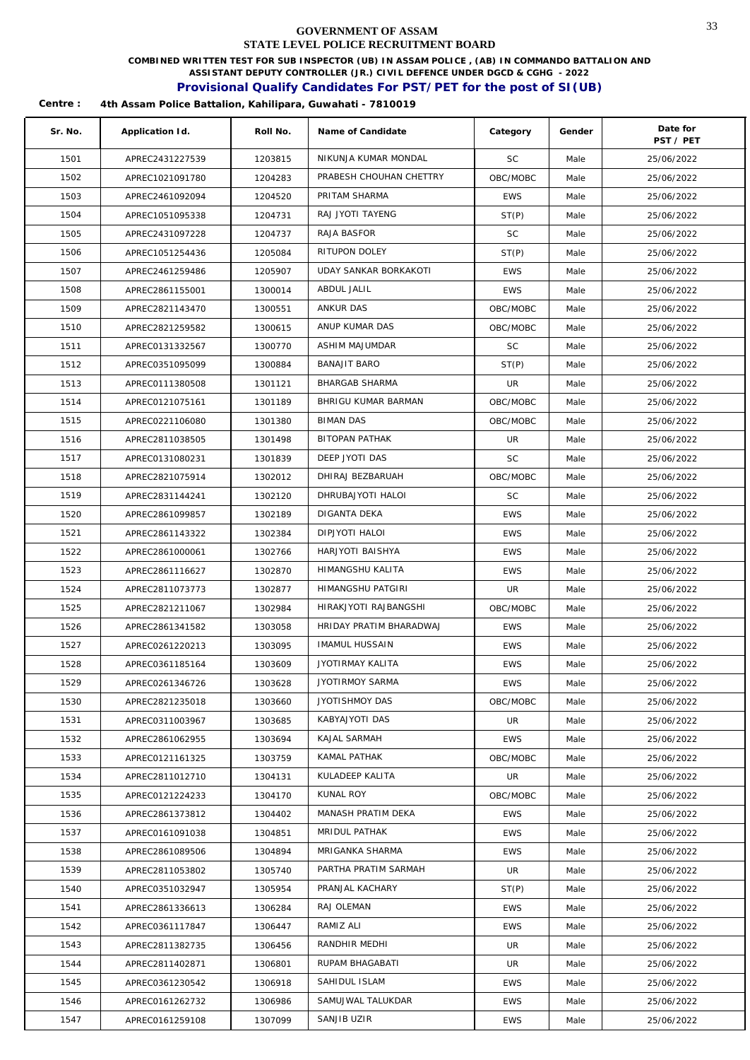# GOVERNMENT OF ASSAM
## STATE LEVEL POLICE RECRUITMENT BOARD

**COMBINED WRITTEN TEST FOR SUB INSPECTOR (UB) IN ASSAM POLICE , (AB) IN COMMANDO BATTALION AND ASSISTANT DEPUTY CONTROLLER (JR.) CIVIL DEFENCE UNDER DGCD & CGHG - 2022**

### Provisional Qualify Candidates For PST/PET for the post of SI(UB)

**Centre : 4th Assam Police Battalion, Kahilipara, Guwahati - 7810019**

| Sr. No. | Application Id. | Roll No. | Name of Candidate | Category | Gender | Date for PST / PET |
|---|---|---|---|---|---|---|
| 1501 | APREC2431227539 | 1203815 | NIKUNJA KUMAR MONDAL | SC | Male | 25/06/2022 |
| 1502 | APREC1021091780 | 1204283 | PRABESH CHOUHAN CHETTRY | OBC/MOBC | Male | 25/06/2022 |
| 1503 | APREC2461092094 | 1204520 | PRITAM SHARMA | EWS | Male | 25/06/2022 |
| 1504 | APREC1051095338 | 1204731 | RAJ JYOTI TAYENG | ST(P) | Male | 25/06/2022 |
| 1505 | APREC2431097228 | 1204737 | RAJA BASFOR | SC | Male | 25/06/2022 |
| 1506 | APREC1051254436 | 1205084 | RITUPON DOLEY | ST(P) | Male | 25/06/2022 |
| 1507 | APREC2461259486 | 1205907 | UDAY SANKAR BORKAKOTI | EWS | Male | 25/06/2022 |
| 1508 | APREC2861155001 | 1300014 | ABDUL JALIL | EWS | Male | 25/06/2022 |
| 1509 | APREC2821143470 | 1300551 | ANKUR DAS | OBC/MOBC | Male | 25/06/2022 |
| 1510 | APREC2821259582 | 1300615 | ANUP KUMAR DAS | OBC/MOBC | Male | 25/06/2022 |
| 1511 | APREC0131332567 | 1300770 | ASHIM MAJUMDAR | SC | Male | 25/06/2022 |
| 1512 | APREC0351095099 | 1300884 | BANAJIT BARO | ST(P) | Male | 25/06/2022 |
| 1513 | APREC0111380508 | 1301121 | BHARGAB SHARMA | UR | Male | 25/06/2022 |
| 1514 | APREC0121075161 | 1301189 | BHRIGU KUMAR BARMAN | OBC/MOBC | Male | 25/06/2022 |
| 1515 | APREC0221106080 | 1301380 | BIMAN DAS | OBC/MOBC | Male | 25/06/2022 |
| 1516 | APREC2811038505 | 1301498 | BITOPAN PATHAK | UR | Male | 25/06/2022 |
| 1517 | APREC0131080231 | 1301839 | DEEP JYOTI DAS | SC | Male | 25/06/2022 |
| 1518 | APREC2821075914 | 1302012 | DHIRAJ BEZBARUAH | OBC/MOBC | Male | 25/06/2022 |
| 1519 | APREC2831144241 | 1302120 | DHRUBAJYOTI HALOI | SC | Male | 25/06/2022 |
| 1520 | APREC2861099857 | 1302189 | DIGANTA DEKA | EWS | Male | 25/06/2022 |
| 1521 | APREC2861143322 | 1302384 | DIPJYOTI HALOI | EWS | Male | 25/06/2022 |
| 1522 | APREC2861000061 | 1302766 | HARJYOTI BAISHYA | EWS | Male | 25/06/2022 |
| 1523 | APREC2861116627 | 1302870 | HIMANGSHU KALITA | EWS | Male | 25/06/2022 |
| 1524 | APREC2811073773 | 1302877 | HIMANGSHU PATGIRI | UR | Male | 25/06/2022 |
| 1525 | APREC2821211067 | 1302984 | HIRAKJYOTI RAJBANGSHI | OBC/MOBC | Male | 25/06/2022 |
| 1526 | APREC2861341582 | 1303058 | HRIDAY PRATIM BHARADWAJ | EWS | Male | 25/06/2022 |
| 1527 | APREC0261220213 | 1303095 | IMAMUL HUSSAIN | EWS | Male | 25/06/2022 |
| 1528 | APREC0361185164 | 1303609 | JYOTIRMAY KALITA | EWS | Male | 25/06/2022 |
| 1529 | APREC0261346726 | 1303628 | JYOTIRMOY SARMA | EWS | Male | 25/06/2022 |
| 1530 | APREC2821235018 | 1303660 | JYOTISHMOY DAS | OBC/MOBC | Male | 25/06/2022 |
| 1531 | APREC0311003967 | 1303685 | KABYAJYOTI DAS | UR | Male | 25/06/2022 |
| 1532 | APREC2861062955 | 1303694 | KAJAL SARMAH | EWS | Male | 25/06/2022 |
| 1533 | APREC0121161325 | 1303759 | KAMAL PATHAK | OBC/MOBC | Male | 25/06/2022 |
| 1534 | APREC2811012710 | 1304131 | KULADEEP KALITA | UR | Male | 25/06/2022 |
| 1535 | APREC0121224233 | 1304170 | KUNAL ROY | OBC/MOBC | Male | 25/06/2022 |
| 1536 | APREC2861373812 | 1304402 | MANASH PRATIM DEKA | EWS | Male | 25/06/2022 |
| 1537 | APREC0161091038 | 1304851 | MRIDUL PATHAK | EWS | Male | 25/06/2022 |
| 1538 | APREC2861089506 | 1304894 | MRIGANKA SHARMA | EWS | Male | 25/06/2022 |
| 1539 | APREC2811053802 | 1305740 | PARTHA PRATIM SARMAH | UR | Male | 25/06/2022 |
| 1540 | APREC0351032947 | 1305954 | PRANJAL KACHARY | ST(P) | Male | 25/06/2022 |
| 1541 | APREC2861336613 | 1306284 | RAJ OLEMAN | EWS | Male | 25/06/2022 |
| 1542 | APREC0361117847 | 1306447 | RAMIZ ALI | EWS | Male | 25/06/2022 |
| 1543 | APREC2811382735 | 1306456 | RANDHIR MEDHI | UR | Male | 25/06/2022 |
| 1544 | APREC2811402871 | 1306801 | RUPAM BHAGABATI | UR | Male | 25/06/2022 |
| 1545 | APREC0361230542 | 1306918 | SAHIDUL ISLAM | EWS | Male | 25/06/2022 |
| 1546 | APREC0161262732 | 1306986 | SAMUJWAL TALUKDAR | EWS | Male | 25/06/2022 |
| 1547 | APREC0161259108 | 1307099 | SANJIB UZIR | EWS | Male | 25/06/2022 |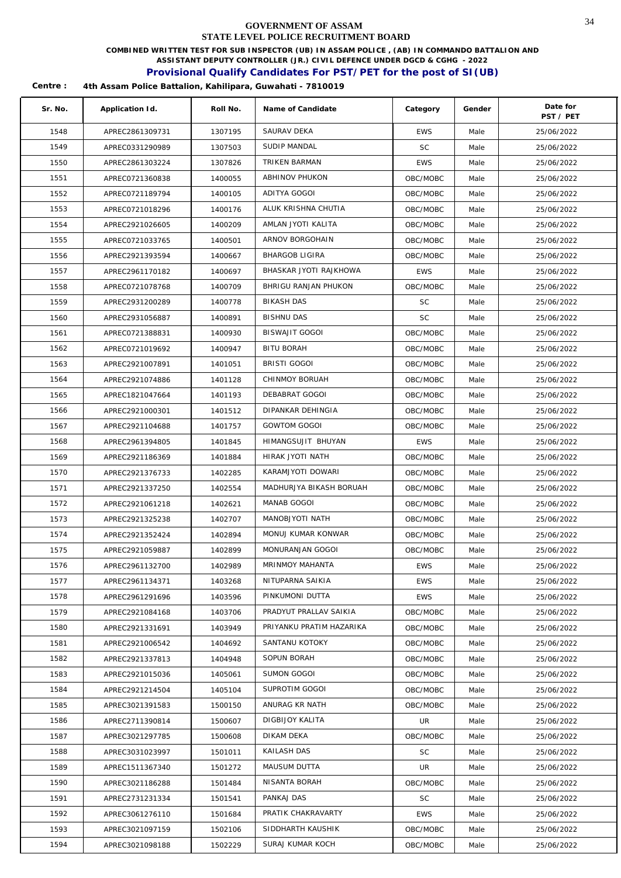# GOVERNMENT OF ASSAM
## STATE LEVEL POLICE RECRUITMENT BOARD

**COMBINED WRITTEN TEST FOR SUB INSPECTOR (UB) IN ASSAM POLICE , (AB) IN COMMANDO BATTALION AND ASSISTANT DEPUTY CONTROLLER (JR.) CIVIL DEFENCE UNDER DGCD & CGHG - 2022**

### Provisional Qualify Candidates For PST/PET for the post of SI(UB)

**Centre : 4th Assam Police Battalion, Kahilipara, Guwahati - 7810019**

| Sr. No. | Application Id. | Roll No. | Name of Candidate | Category | Gender | Date for PST / PET |
|---|---|---|---|---|---|---|
| 1548 | APREC2861309731 | 1307195 | SAURAV DEKA | EWS | Male | 25/06/2022 |
| 1549 | APREC0331290989 | 1307503 | SUDIP MANDAL | SC | Male | 25/06/2022 |
| 1550 | APREC2861303224 | 1307826 | TRIKEN BARMAN | EWS | Male | 25/06/2022 |
| 1551 | APREC0721360838 | 1400055 | ABHINOV PHUKON | OBC/MOBC | Male | 25/06/2022 |
| 1552 | APREC0721189794 | 1400105 | ADITYA GOGOI | OBC/MOBC | Male | 25/06/2022 |
| 1553 | APREC0721018296 | 1400176 | ALUK KRISHNA CHUTIA | OBC/MOBC | Male | 25/06/2022 |
| 1554 | APREC2921026605 | 1400209 | AMLAN JYOTI KALITA | OBC/MOBC | Male | 25/06/2022 |
| 1555 | APREC0721033765 | 1400501 | ARNOV BORGOHAIN | OBC/MOBC | Male | 25/06/2022 |
| 1556 | APREC2921393594 | 1400667 | BHARGOB LIGIRA | OBC/MOBC | Male | 25/06/2022 |
| 1557 | APREC2961170182 | 1400697 | BHASKAR JYOTI RAJKHOWA | EWS | Male | 25/06/2022 |
| 1558 | APREC0721078768 | 1400709 | BHRIGU RANJAN PHUKON | OBC/MOBC | Male | 25/06/2022 |
| 1559 | APREC2931200289 | 1400778 | BIKASH DAS | SC | Male | 25/06/2022 |
| 1560 | APREC2931056887 | 1400891 | BISHNU DAS | SC | Male | 25/06/2022 |
| 1561 | APREC0721388831 | 1400930 | BISWAJIT GOGOI | OBC/MOBC | Male | 25/06/2022 |
| 1562 | APREC0721019692 | 1400947 | BITU BORAH | OBC/MOBC | Male | 25/06/2022 |
| 1563 | APREC2921007891 | 1401051 | BRISTI GOGOI | OBC/MOBC | Male | 25/06/2022 |
| 1564 | APREC2921074886 | 1401128 | CHINMOY BORUAH | OBC/MOBC | Male | 25/06/2022 |
| 1565 | APREC1821047664 | 1401193 | DEBABRAT GOGOI | OBC/MOBC | Male | 25/06/2022 |
| 1566 | APREC2921000301 | 1401512 | DIPANKAR DEHINGIA | OBC/MOBC | Male | 25/06/2022 |
| 1567 | APREC2921104688 | 1401757 | GOWTOM GOGOI | OBC/MOBC | Male | 25/06/2022 |
| 1568 | APREC2961394805 | 1401845 | HIMANGSUJIT BHUYAN | EWS | Male | 25/06/2022 |
| 1569 | APREC2921186369 | 1401884 | HIRAK JYOTI NATH | OBC/MOBC | Male | 25/06/2022 |
| 1570 | APREC2921376733 | 1402285 | KARAMJYOTI DOWARI | OBC/MOBC | Male | 25/06/2022 |
| 1571 | APREC2921337250 | 1402554 | MADHURJYA BIKASH BORUAH | OBC/MOBC | Male | 25/06/2022 |
| 1572 | APREC2921061218 | 1402621 | MANAB GOGOI | OBC/MOBC | Male | 25/06/2022 |
| 1573 | APREC2921325238 | 1402707 | MANOBJYOTI NATH | OBC/MOBC | Male | 25/06/2022 |
| 1574 | APREC2921352424 | 1402894 | MONUJ KUMAR KONWAR | OBC/MOBC | Male | 25/06/2022 |
| 1575 | APREC2921059887 | 1402899 | MONURANJAN GOGOI | OBC/MOBC | Male | 25/06/2022 |
| 1576 | APREC2961132700 | 1402989 | MRINMOY MAHANTA | EWS | Male | 25/06/2022 |
| 1577 | APREC2961134371 | 1403268 | NITUPARNA SAIKIA | EWS | Male | 25/06/2022 |
| 1578 | APREC2961291696 | 1403596 | PINKUMONI DUTTA | EWS | Male | 25/06/2022 |
| 1579 | APREC2921084168 | 1403706 | PRADYUT PRALLAV SAIKIA | OBC/MOBC | Male | 25/06/2022 |
| 1580 | APREC2921331691 | 1403949 | PRIYANKU PRATIM HAZARIKA | OBC/MOBC | Male | 25/06/2022 |
| 1581 | APREC2921006542 | 1404692 | SANTANU KOTOKY | OBC/MOBC | Male | 25/06/2022 |
| 1582 | APREC2921337813 | 1404948 | SOPUN BORAH | OBC/MOBC | Male | 25/06/2022 |
| 1583 | APREC2921015036 | 1405061 | SUMON GOGOI | OBC/MOBC | Male | 25/06/2022 |
| 1584 | APREC2921214504 | 1405104 | SUPROTIM GOGOI | OBC/MOBC | Male | 25/06/2022 |
| 1585 | APREC3021391583 | 1500150 | ANURAG KR NATH | OBC/MOBC | Male | 25/06/2022 |
| 1586 | APREC2711390814 | 1500607 | DIGBIJOY KALITA | UR | Male | 25/06/2022 |
| 1587 | APREC3021297785 | 1500608 | DIKAM DEKA | OBC/MOBC | Male | 25/06/2022 |
| 1588 | APREC3031023997 | 1501011 | KAILASH DAS | SC | Male | 25/06/2022 |
| 1589 | APREC1511367340 | 1501272 | MAUSUM DUTTA | UR | Male | 25/06/2022 |
| 1590 | APREC3021186288 | 1501484 | NISANTA BORAH | OBC/MOBC | Male | 25/06/2022 |
| 1591 | APREC2731231334 | 1501541 | PANKAJ DAS | SC | Male | 25/06/2022 |
| 1592 | APREC3061276110 | 1501684 | PRATIK CHAKRAVARTY | EWS | Male | 25/06/2022 |
| 1593 | APREC3021097159 | 1502106 | SIDDHARTH KAUSHIK | OBC/MOBC | Male | 25/06/2022 |
| 1594 | APREC3021098188 | 1502229 | SURAJ KUMAR KOCH | OBC/MOBC | Male | 25/06/2022 |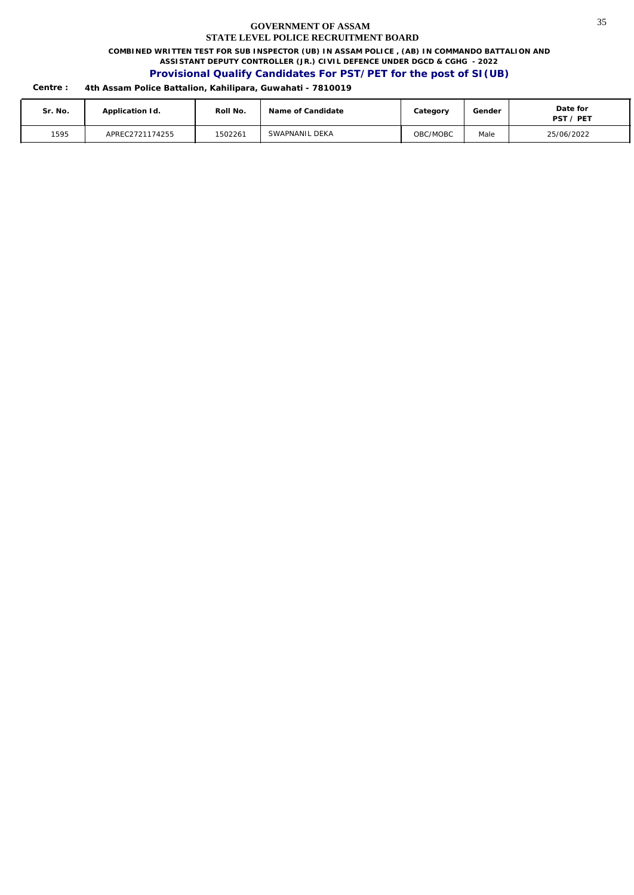**GOVERNMENT OF ASSAM**

**STATE LEVEL POLICE RECRUITMENT BOARD**

**COMBINED WRITTEN TEST FOR SUB INSPECTOR (UB) IN ASSAM POLICE , (AB) IN COMMANDO BATTALION AND ASSISTANT DEPUTY CONTROLLER (JR.) CIVIL DEFENCE UNDER DGCD & CGHG - 2022**

**Provisional Qualify Candidates For PST/PET for the post of SI(UB)**

**Centre : 4th Assam Police Battalion, Kahilipara, Guwahati - 7810019**

| Sr. No. | Application Id. | Roll No. | Name of Candidate | Category | Gender | Date for PST / PET |
|---|---|---|---|---|---|---|
| 1595 | APREC2721174255 | 1502261 | SWAPNANIL DEKA | OBC/MOBC | Male | 25/06/2022 |